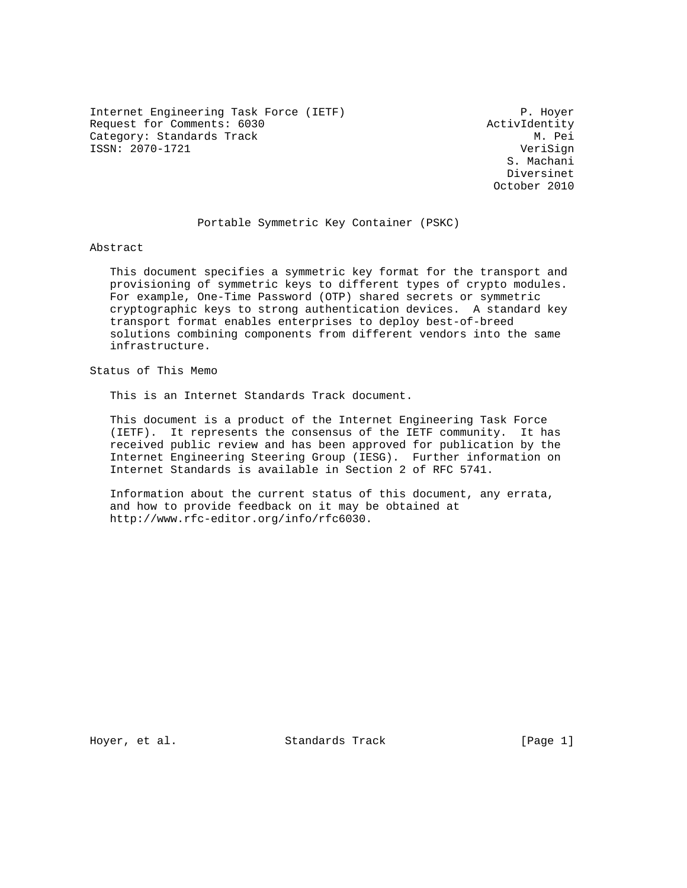Internet Engineering Task Force (IETF) P. Hoyer
Request for Comments: 6030 ActivIdentity
Category: Standards Track M. Pei
ISSN: 2070-1721 VeriSign
S. Machani
Diversinet
October 2010

# Portable Symmetric Key Container (PSKC)

## Abstract

This document specifies a symmetric key format for the transport and provisioning of symmetric keys to different types of crypto modules. For example, One-Time Password (OTP) shared secrets or symmetric cryptographic keys to strong authentication devices. A standard key transport format enables enterprises to deploy best-of-breed solutions combining components from different vendors into the same infrastructure.

## Status of This Memo

This is an Internet Standards Track document.

This document is a product of the Internet Engineering Task Force (IETF). It represents the consensus of the IETF community. It has received public review and has been approved for publication by the Internet Engineering Steering Group (IESG). Further information on Internet Standards is available in Section 2 of RFC 5741.

Information about the current status of this document, any errata, and how to provide feedback on it may be obtained at http://www.rfc-editor.org/info/rfc6030.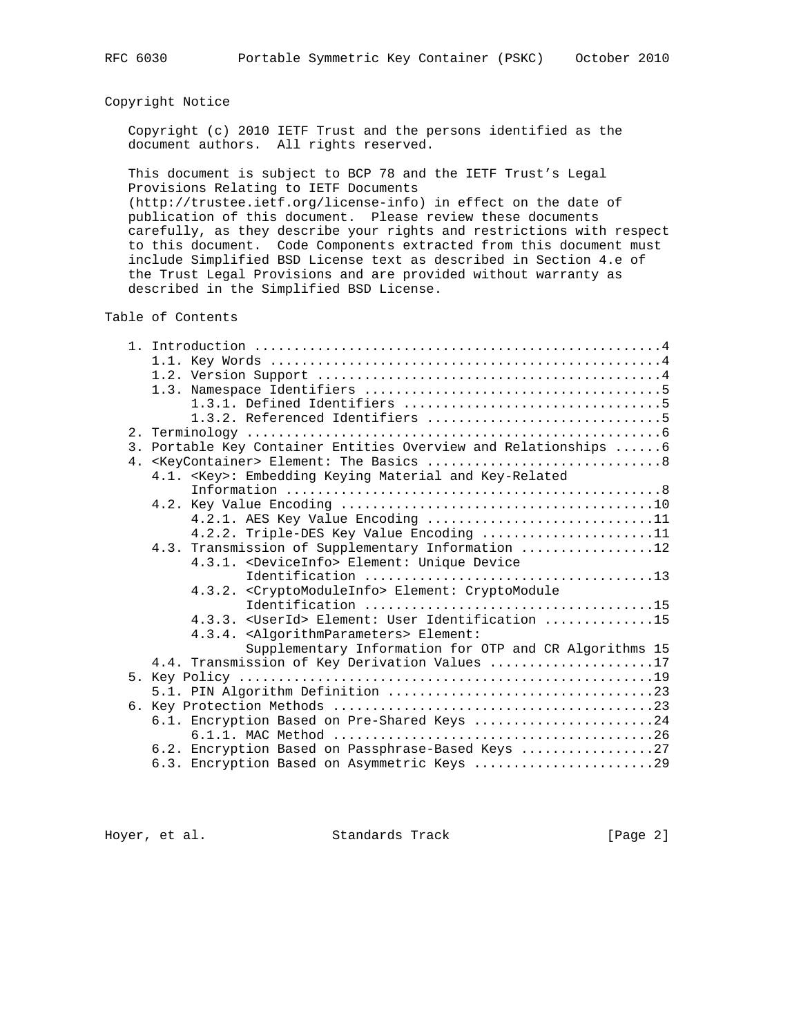## Copyright Notice

Copyright (c) 2010 IETF Trust and the persons identified as the document authors. All rights reserved.

This document is subject to BCP 78 and the IETF Trust's Legal Provisions Relating to IETF Documents (http://trustee.ietf.org/license-info) in effect on the date of publication of this document. Please review these documents carefully, as they describe your rights and restrictions with respect to this document. Code Components extracted from this document must include Simplified BSD License text as described in Section 4.e of the Trust Legal Provisions and are provided without warranty as described in the Simplified BSD License.

## Table of Contents

```
   1. Introduction ....................................................4
      1.1. Key Words ..................................................4
      1.2. Version Support ............................................4
      1.3. Namespace Identifiers ......................................5
           1.3.1. Defined Identifiers .................................5
           1.3.2. Referenced Identifiers ..............................5
   2. Terminology .....................................................6
   3. Portable Key Container Entities Overview and Relationships ......6
   4. <KeyContainer> Element: The Basics ..............................8
      4.1. <Key>: Embedding Keying Material and Key-Related
           Information ................................................8
      4.2. Key Value Encoding ........................................10
           4.2.1. AES Key Value Encoding .............................11
           4.2.2. Triple-DES Key Value Encoding ......................11
      4.3. Transmission of Supplementary Information .................12
           4.3.1. <DeviceInfo> Element: Unique Device
                  Identification .....................................13
           4.3.2. <CryptoModuleInfo> Element: CryptoModule
                  Identification .....................................15
           4.3.3. <UserId> Element: User Identification ..............15
           4.3.4. <AlgorithmParameters> Element:
                  Supplementary Information for OTP and CR Algorithms 15
      4.4. Transmission of Key Derivation Values .....................17
   5. Key Policy .....................................................19
      5.1. PIN Algorithm Definition ..................................23
   6. Key Protection Methods .........................................23
      6.1. Encryption Based on Pre-Shared Keys .......................24
           6.1.1. MAC Method .........................................26
      6.2. Encryption Based on Passphrase-Based Keys .................27
      6.3. Encryption Based on Asymmetric Keys .......................29
```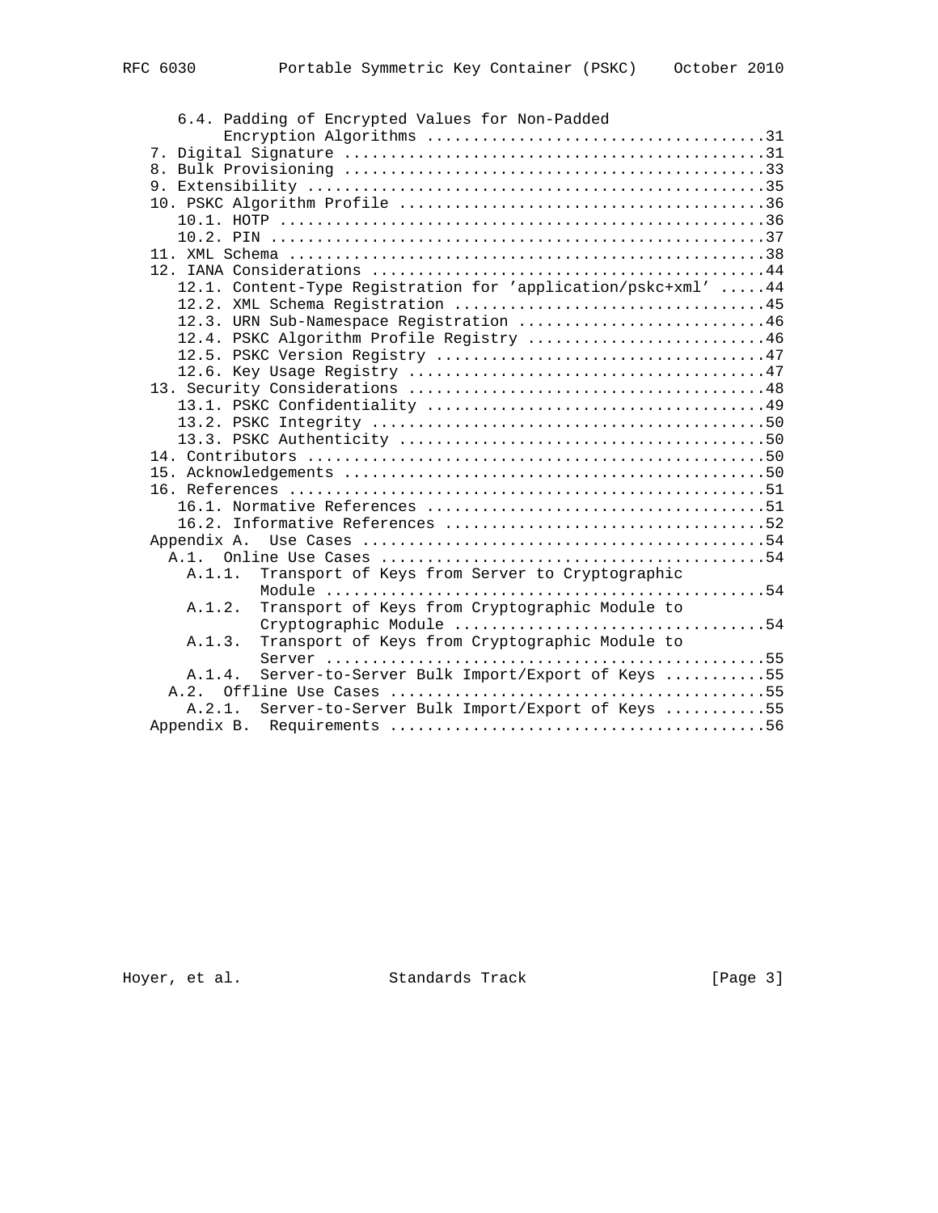```
   6.4. Padding of Encrypted Values for Non-Padded
        Encryption Algorithms ....................................31
   7. Digital Signature ..........................................31
   8. Bulk Provisioning ..........................................33
   9. Extensibility ..............................................35
   10. PSKC Algorithm Profile ....................................36
      10.1. HOTP .................................................36
      10.2. PIN ..................................................37
   11. XML Schema ................................................38
   12. IANA Considerations .......................................44
      12.1. Content-Type Registration for 'application/pskc+xml' .....44
      12.2. XML Schema Registration ..............................45
      12.3. URN Sub-Namespace Registration .......................46
      12.4. PSKC Algorithm Profile Registry ......................46
      12.5. PSKC Version Registry ................................47
      12.6. Key Usage Registry ...................................47
   13. Security Considerations ...................................48
      13.1. PSKC Confidentiality .................................49
      13.2. PSKC Integrity .......................................50
      13.3. PSKC Authenticity ....................................50
   14. Contributors ..............................................50
   15. Acknowledgements ..........................................50
   16. References ................................................51
      16.1. Normative References .................................51
      16.2. Informative References ...............................52
   Appendix A.  Use Cases ........................................54
     A.1.  Online Use Cases ......................................54
       A.1.1.  Transport of Keys from Server to Cryptographic
               Module ............................................54
       A.1.2.  Transport of Keys from Cryptographic Module to
               Cryptographic Module ..............................54
       A.1.3.  Transport of Keys from Cryptographic Module to
               Server ............................................55
       A.1.4.  Server-to-Server Bulk Import/Export of Keys .......55
     A.2.  Offline Use Cases .....................................55
       A.2.1.  Server-to-Server Bulk Import/Export of Keys .......55
   Appendix B.  Requirements .....................................56
```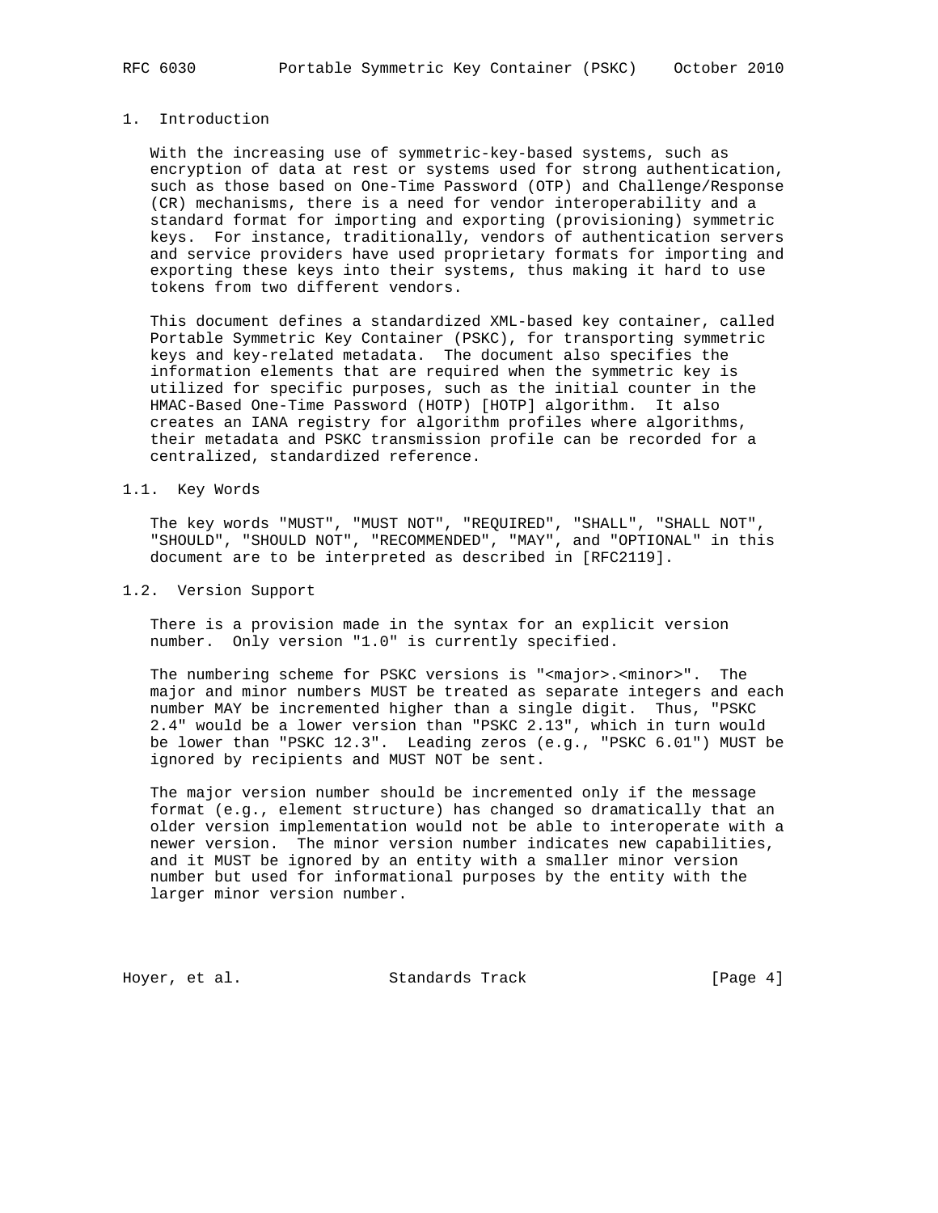# 1. Introduction

With the increasing use of symmetric-key-based systems, such as encryption of data at rest or systems used for strong authentication, such as those based on One-Time Password (OTP) and Challenge/Response (CR) mechanisms, there is a need for vendor interoperability and a standard format for importing and exporting (provisioning) symmetric keys. For instance, traditionally, vendors of authentication servers and service providers have used proprietary formats for importing and exporting these keys into their systems, thus making it hard to use tokens from two different vendors.

This document defines a standardized XML-based key container, called Portable Symmetric Key Container (PSKC), for transporting symmetric keys and key-related metadata. The document also specifies the information elements that are required when the symmetric key is utilized for specific purposes, such as the initial counter in the HMAC-Based One-Time Password (HOTP) [HOTP] algorithm. It also creates an IANA registry for algorithm profiles where algorithms, their metadata and PSKC transmission profile can be recorded for a centralized, standardized reference.

## 1.1. Key Words

The key words "MUST", "MUST NOT", "REQUIRED", "SHALL", "SHALL NOT", "SHOULD", "SHOULD NOT", "RECOMMENDED", "MAY", and "OPTIONAL" in this document are to be interpreted as described in [RFC2119].

## 1.2. Version Support

There is a provision made in the syntax for an explicit version number. Only version "1.0" is currently specified.

The numbering scheme for PSKC versions is "<major>.<minor>". The major and minor numbers MUST be treated as separate integers and each number MAY be incremented higher than a single digit. Thus, "PSKC 2.4" would be a lower version than "PSKC 2.13", which in turn would be lower than "PSKC 12.3". Leading zeros (e.g., "PSKC 6.01") MUST be ignored by recipients and MUST NOT be sent.

The major version number should be incremented only if the message format (e.g., element structure) has changed so dramatically that an older version implementation would not be able to interoperate with a newer version. The minor version number indicates new capabilities, and it MUST be ignored by an entity with a smaller minor version number but used for informational purposes by the entity with the larger minor version number.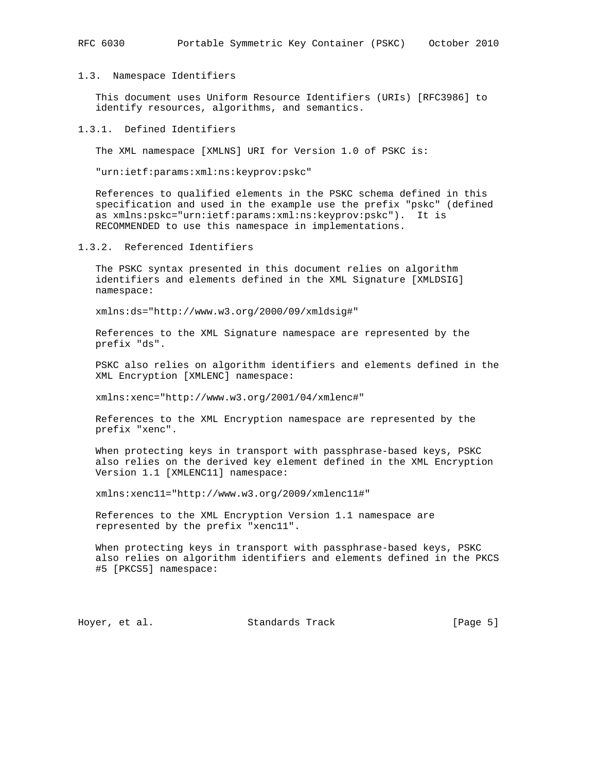## 1.3. Namespace Identifiers

This document uses Uniform Resource Identifiers (URIs) [RFC3986] to identify resources, algorithms, and semantics.

### 1.3.1. Defined Identifiers

The XML namespace [XMLNS] URI for Version 1.0 of PSKC is:

"urn:ietf:params:xml:ns:keyprov:pskc"

References to qualified elements in the PSKC schema defined in this specification and used in the example use the prefix "pskc" (defined as xmlns:pskc="urn:ietf:params:xml:ns:keyprov:pskc"). It is RECOMMENDED to use this namespace in implementations.

### 1.3.2. Referenced Identifiers

The PSKC syntax presented in this document relies on algorithm identifiers and elements defined in the XML Signature [XMLDSIG] namespace:

xmlns:ds="http://www.w3.org/2000/09/xmldsig#"

References to the XML Signature namespace are represented by the prefix "ds".

PSKC also relies on algorithm identifiers and elements defined in the XML Encryption [XMLENC] namespace:

xmlns:xenc="http://www.w3.org/2001/04/xmlenc#"

References to the XML Encryption namespace are represented by the prefix "xenc".

When protecting keys in transport with passphrase-based keys, PSKC also relies on the derived key element defined in the XML Encryption Version 1.1 [XMLENC11] namespace:

xmlns:xenc11="http://www.w3.org/2009/xmlenc11#"

References to the XML Encryption Version 1.1 namespace are represented by the prefix "xenc11".

When protecting keys in transport with passphrase-based keys, PSKC also relies on algorithm identifiers and elements defined in the PKCS #5 [PKCS5] namespace: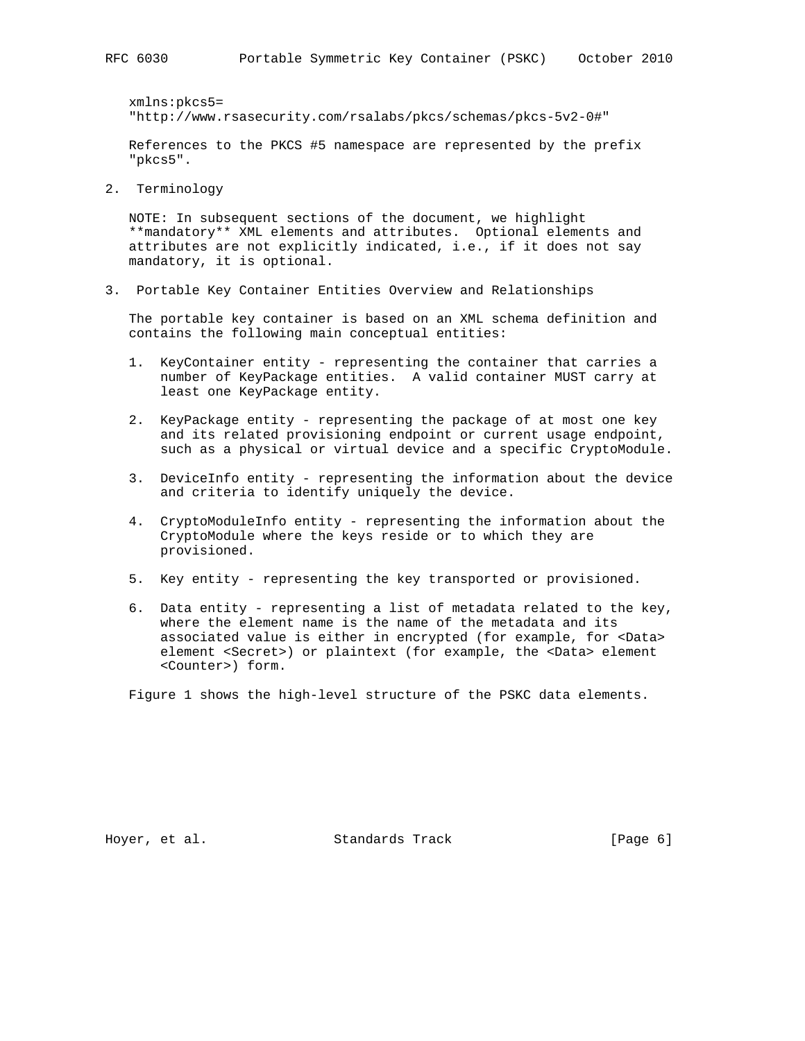xmlns:pkcs5=
"http://www.rsasecurity.com/rsalabs/pkcs/schemas/pkcs-5v2-0#"

References to the PKCS #5 namespace are represented by the prefix "pkcs5".

## 2. Terminology

NOTE: In subsequent sections of the document, we highlight **mandatory** XML elements and attributes. Optional elements and attributes are not explicitly indicated, i.e., if it does not say mandatory, it is optional.

## 3. Portable Key Container Entities Overview and Relationships

The portable key container is based on an XML schema definition and contains the following main conceptual entities:

1. KeyContainer entity - representing the container that carries a number of KeyPackage entities. A valid container MUST carry at least one KeyPackage entity.

2. KeyPackage entity - representing the package of at most one key and its related provisioning endpoint or current usage endpoint, such as a physical or virtual device and a specific CryptoModule.

3. DeviceInfo entity - representing the information about the device and criteria to identify uniquely the device.

4. CryptoModuleInfo entity - representing the information about the CryptoModule where the keys reside or to which they are provisioned.

5. Key entity - representing the key transported or provisioned.

6. Data entity - representing a list of metadata related to the key, where the element name is the name of the metadata and its associated value is either in encrypted (for example, for <Data> element <Secret>) or plaintext (for example, the <Data> element <Counter>) form.

Figure 1 shows the high-level structure of the PSKC data elements.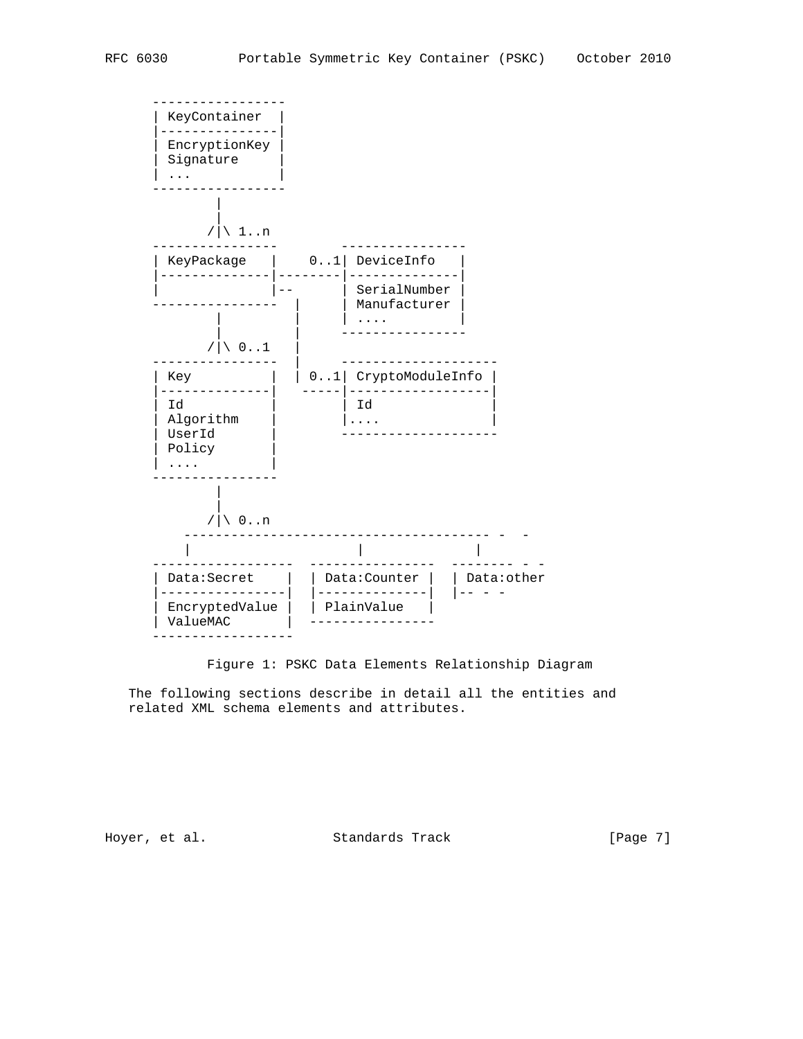```
      -----------------
      | KeyContainer  |
      |---------------|
      | EncryptionKey |
      | Signature     |
      | ...           |
      -----------------
              |
              |
             /|\ 1..n
      ----------------        ----------------
      | KeyPackage   |    0..1| DeviceInfo   |
      |--------------|--------|--------------|
      |              |--      | SerialNumber |
      ----------------  |     | Manufacturer |
              |         |     | ....         |
              |         |     ----------------
             /|\ 0..1   |
      ----------------  |     --------------------
      | Key          |  | 0..1| CryptoModuleInfo |
      |--------------|   -----|------------------|
      | Id           |        | Id               |
      | Algorithm    |        |....              |
      | UserId       |        --------------------
      | Policy       |
      | ....         |
      ----------------
              |
              |
             /|\ 0..n
          --------------------------------------- -  -
          |                     |              |
      ------------------  ----------------  -------- - -
      | Data:Secret    |  | Data:Counter |  | Data:other
      |----------------|  |--------------|  |-- - -
      | EncryptedValue |  | PlainValue   |
      | ValueMAC       |  ----------------
      ------------------
```

Figure 1: PSKC Data Elements Relationship Diagram

The following sections describe in detail all the entities and related XML schema elements and attributes.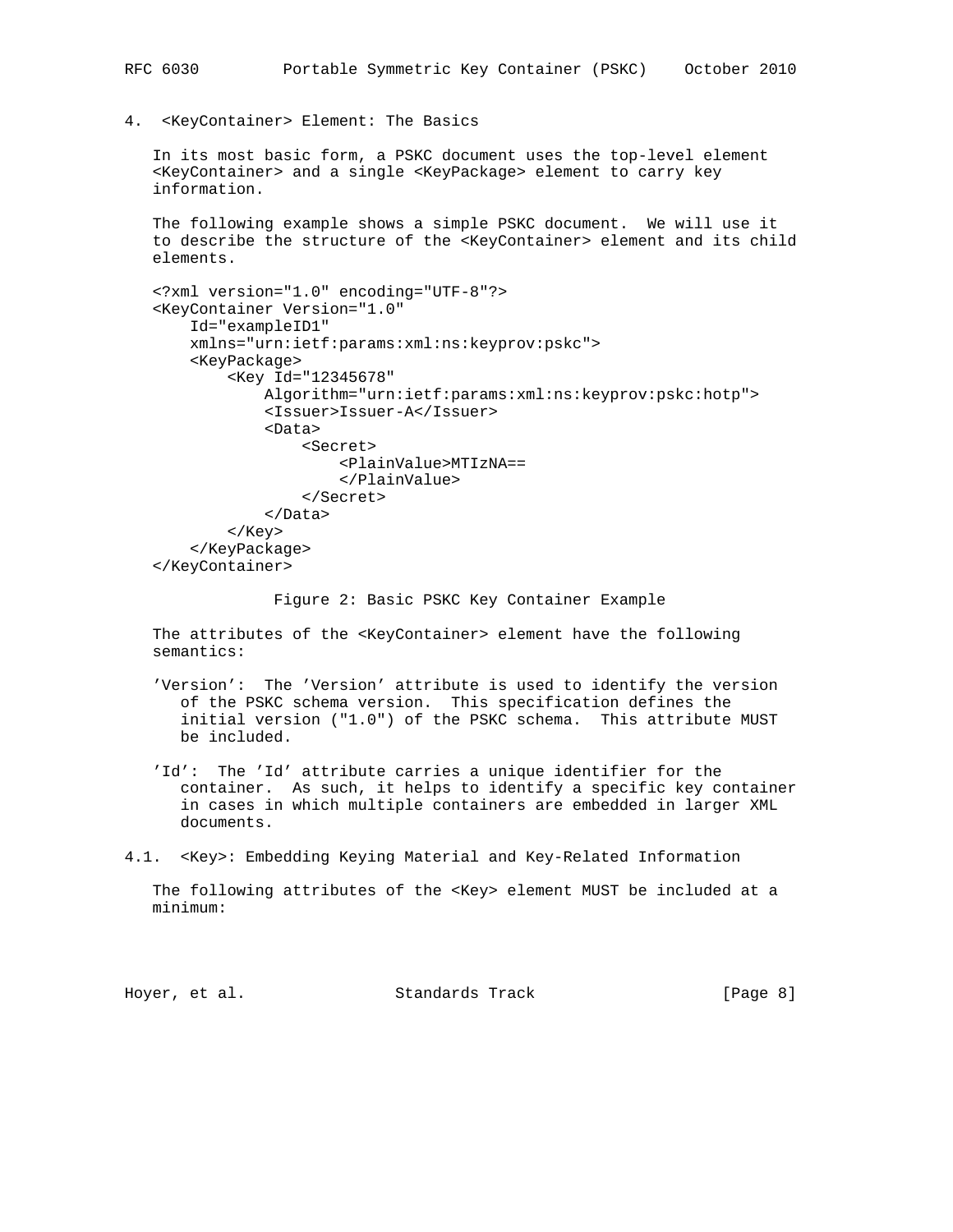## 4. <KeyContainer> Element: The Basics

In its most basic form, a PSKC document uses the top-level element <KeyContainer> and a single <KeyPackage> element to carry key information.

The following example shows a simple PSKC document. We will use it to describe the structure of the <KeyContainer> element and its child elements.

```
<?xml version="1.0" encoding="UTF-8"?>
<KeyContainer Version="1.0"
    Id="exampleID1"
    xmlns="urn:ietf:params:xml:ns:keyprov:pskc">
    <KeyPackage>
        <Key Id="12345678"
            Algorithm="urn:ietf:params:xml:ns:keyprov:pskc:hotp">
            <Issuer>Issuer-A</Issuer>
            <Data>
                <Secret>
                    <PlainValue>MTIzNA==
                    </PlainValue>
                </Secret>
            </Data>
        </Key>
    </KeyPackage>
</KeyContainer>
```

Figure 2: Basic PSKC Key Container Example

The attributes of the <KeyContainer> element have the following semantics:

'Version': The 'Version' attribute is used to identify the version of the PSKC schema version. This specification defines the initial version ("1.0") of the PSKC schema. This attribute MUST be included.

'Id': The 'Id' attribute carries a unique identifier for the container. As such, it helps to identify a specific key container in cases in which multiple containers are embedded in larger XML documents.

### 4.1. <Key>: Embedding Keying Material and Key-Related Information

The following attributes of the <Key> element MUST be included at a minimum: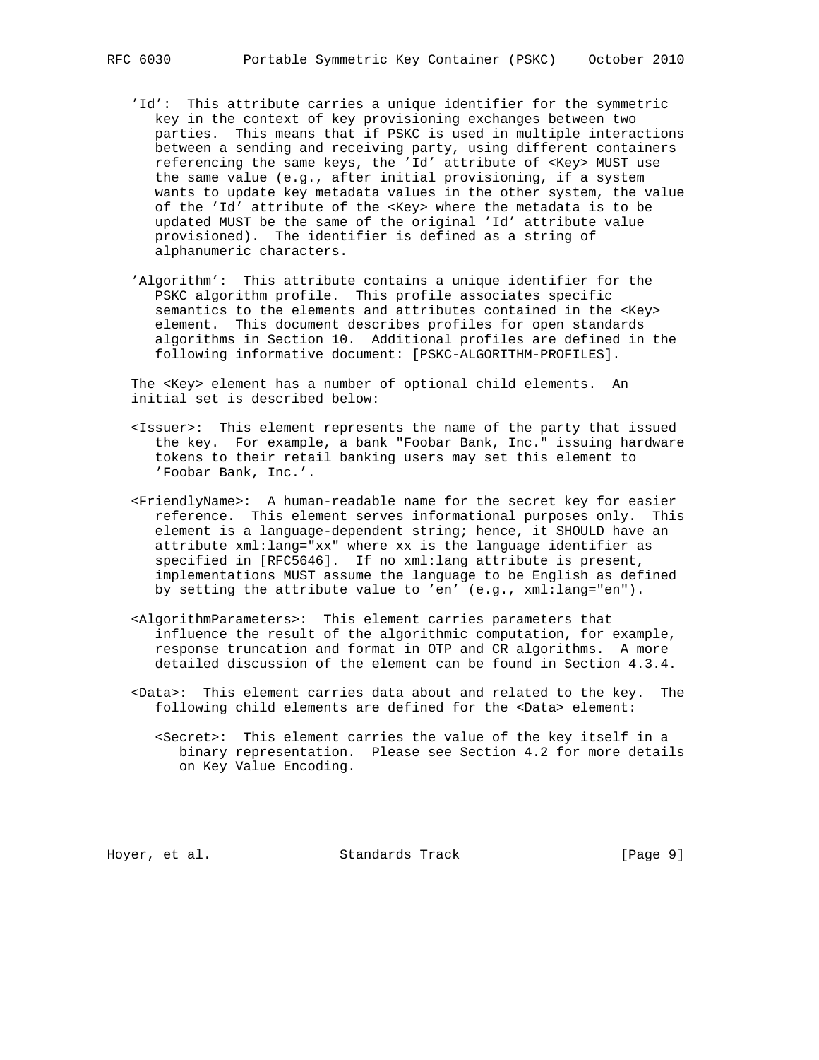'Id': This attribute carries a unique identifier for the symmetric key in the context of key provisioning exchanges between two parties. This means that if PSKC is used in multiple interactions between a sending and receiving party, using different containers referencing the same keys, the 'Id' attribute of <Key> MUST use the same value (e.g., after initial provisioning, if a system wants to update key metadata values in the other system, the value of the 'Id' attribute of the <Key> where the metadata is to be updated MUST be the same of the original 'Id' attribute value provisioned). The identifier is defined as a string of alphanumeric characters.

'Algorithm': This attribute contains a unique identifier for the PSKC algorithm profile. This profile associates specific semantics to the elements and attributes contained in the <Key> element. This document describes profiles for open standards algorithms in Section 10. Additional profiles are defined in the following informative document: [PSKC-ALGORITHM-PROFILES].

The <Key> element has a number of optional child elements. An initial set is described below:

<Issuer>: This element represents the name of the party that issued the key. For example, a bank "Foobar Bank, Inc." issuing hardware tokens to their retail banking users may set this element to 'Foobar Bank, Inc.'.

<FriendlyName>: A human-readable name for the secret key for easier reference. This element serves informational purposes only. This element is a language-dependent string; hence, it SHOULD have an attribute xml:lang="xx" where xx is the language identifier as specified in [RFC5646]. If no xml:lang attribute is present, implementations MUST assume the language to be English as defined by setting the attribute value to 'en' (e.g., xml:lang="en").

<AlgorithmParameters>: This element carries parameters that influence the result of the algorithmic computation, for example, response truncation and format in OTP and CR algorithms. A more detailed discussion of the element can be found in Section 4.3.4.

<Data>: This element carries data about and related to the key. The following child elements are defined for the <Data> element:

  <Secret>: This element carries the value of the key itself in a binary representation. Please see Section 4.2 for more details on Key Value Encoding.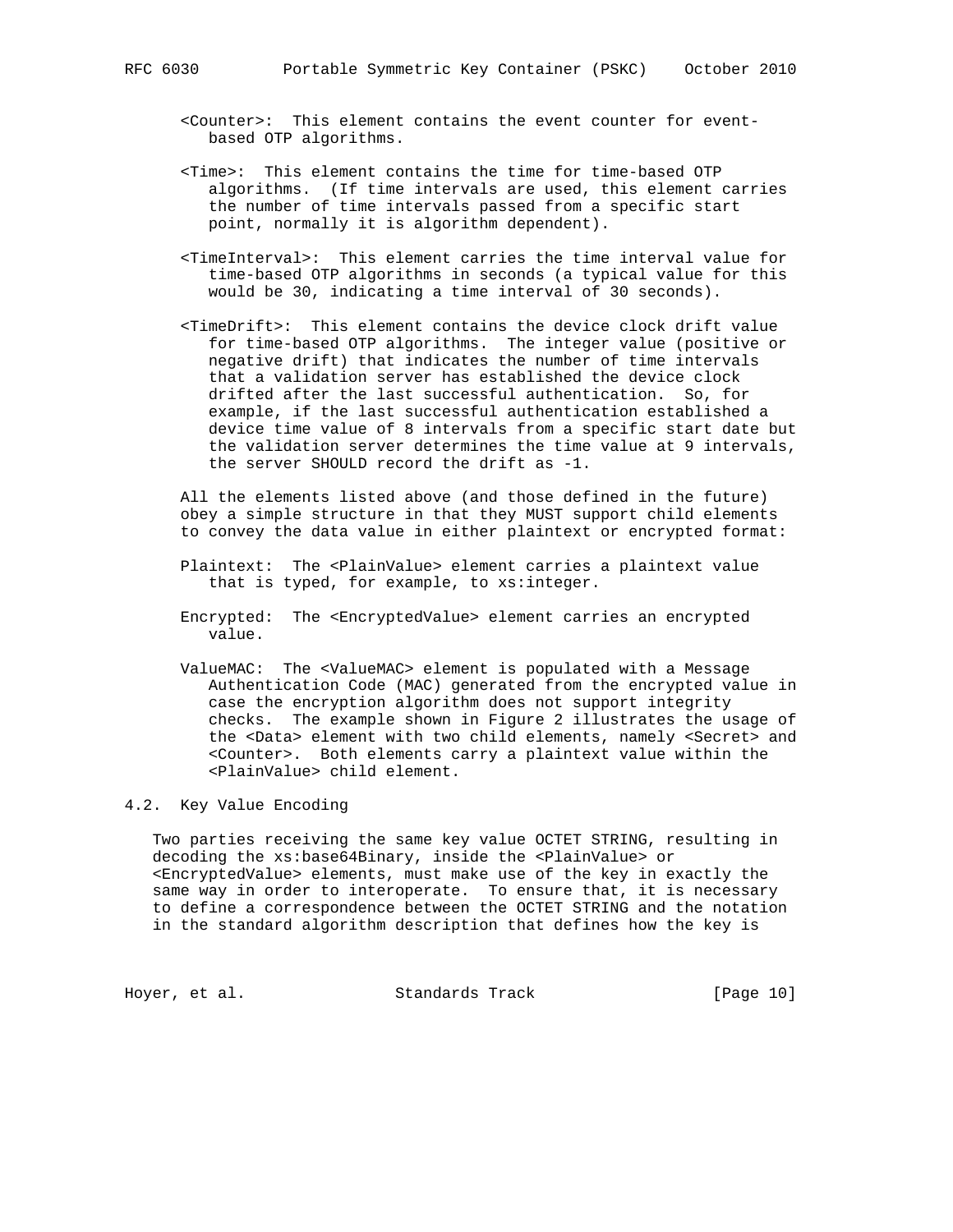<Counter>: This element contains the event counter for event-based OTP algorithms.

<Time>: This element contains the time for time-based OTP algorithms. (If time intervals are used, this element carries the number of time intervals passed from a specific start point, normally it is algorithm dependent).

<TimeInterval>: This element carries the time interval value for time-based OTP algorithms in seconds (a typical value for this would be 30, indicating a time interval of 30 seconds).

<TimeDrift>: This element contains the device clock drift value for time-based OTP algorithms. The integer value (positive or negative drift) that indicates the number of time intervals that a validation server has established the device clock drifted after the last successful authentication. So, for example, if the last successful authentication established a device time value of 8 intervals from a specific start date but the validation server determines the time value at 9 intervals, the server SHOULD record the drift as -1.

All the elements listed above (and those defined in the future) obey a simple structure in that they MUST support child elements to convey the data value in either plaintext or encrypted format:

Plaintext: The <PlainValue> element carries a plaintext value that is typed, for example, to xs:integer.

Encrypted: The <EncryptedValue> element carries an encrypted value.

ValueMAC: The <ValueMAC> element is populated with a Message Authentication Code (MAC) generated from the encrypted value in case the encryption algorithm does not support integrity checks. The example shown in Figure 2 illustrates the usage of the <Data> element with two child elements, namely <Secret> and <Counter>. Both elements carry a plaintext value within the <PlainValue> child element.

## 4.2. Key Value Encoding

Two parties receiving the same key value OCTET STRING, resulting in decoding the xs:base64Binary, inside the <PlainValue> or <EncryptedValue> elements, must make use of the key in exactly the same way in order to interoperate. To ensure that, it is necessary to define a correspondence between the OCTET STRING and the notation in the standard algorithm description that defines how the key is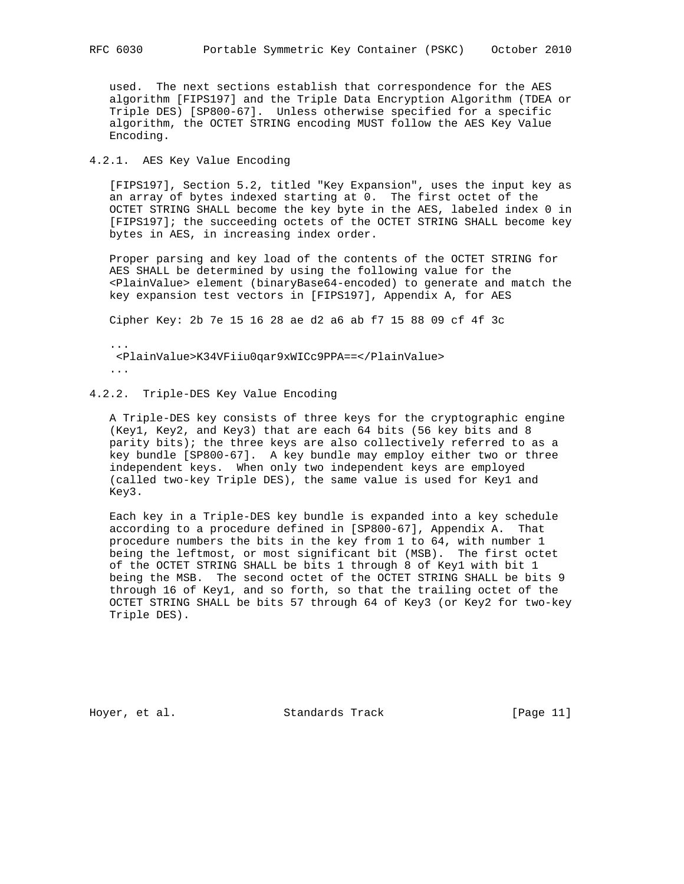used. The next sections establish that correspondence for the AES algorithm [FIPS197] and the Triple Data Encryption Algorithm (TDEA or Triple DES) [SP800-67]. Unless otherwise specified for a specific algorithm, the OCTET STRING encoding MUST follow the AES Key Value Encoding.

### 4.2.1. AES Key Value Encoding

[FIPS197], Section 5.2, titled "Key Expansion", uses the input key as an array of bytes indexed starting at 0. The first octet of the OCTET STRING SHALL become the key byte in the AES, labeled index 0 in [FIPS197]; the succeeding octets of the OCTET STRING SHALL become key bytes in AES, in increasing index order.

Proper parsing and key load of the contents of the OCTET STRING for AES SHALL be determined by using the following value for the <PlainValue> element (binaryBase64-encoded) to generate and match the key expansion test vectors in [FIPS197], Appendix A, for AES

Cipher Key: 2b 7e 15 16 28 ae d2 a6 ab f7 15 88 09 cf 4f 3c

```
...
 <PlainValue>K34VFiiu0qar9xWICc9PPA==</PlainValue>
...
```

### 4.2.2. Triple-DES Key Value Encoding

A Triple-DES key consists of three keys for the cryptographic engine (Key1, Key2, and Key3) that are each 64 bits (56 key bits and 8 parity bits); the three keys are also collectively referred to as a key bundle [SP800-67]. A key bundle may employ either two or three independent keys. When only two independent keys are employed (called two-key Triple DES), the same value is used for Key1 and Key3.

Each key in a Triple-DES key bundle is expanded into a key schedule according to a procedure defined in [SP800-67], Appendix A. That procedure numbers the bits in the key from 1 to 64, with number 1 being the leftmost, or most significant bit (MSB). The first octet of the OCTET STRING SHALL be bits 1 through 8 of Key1 with bit 1 being the MSB. The second octet of the OCTET STRING SHALL be bits 9 through 16 of Key1, and so forth, so that the trailing octet of the OCTET STRING SHALL be bits 57 through 64 of Key3 (or Key2 for two-key Triple DES).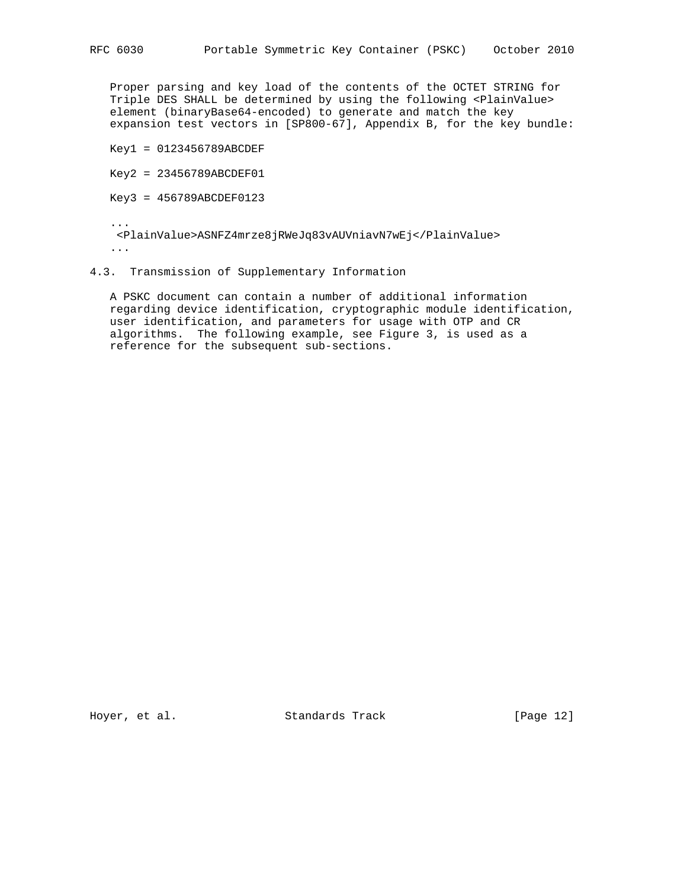Proper parsing and key load of the contents of the OCTET STRING for Triple DES SHALL be determined by using the following <PlainValue> element (binaryBase64-encoded) to generate and match the key expansion test vectors in [SP800-67], Appendix B, for the key bundle:

Key1 = 0123456789ABCDEF

Key2 = 23456789ABCDEF01

Key3 = 456789ABCDEF0123

```
...
 <PlainValue>ASNFZ4mrze8jRWeJq83vAUVniavN7wEj</PlainValue>
...
```

## 4.3. Transmission of Supplementary Information

A PSKC document can contain a number of additional information regarding device identification, cryptographic module identification, user identification, and parameters for usage with OTP and CR algorithms. The following example, see Figure 3, is used as a reference for the subsequent sub-sections.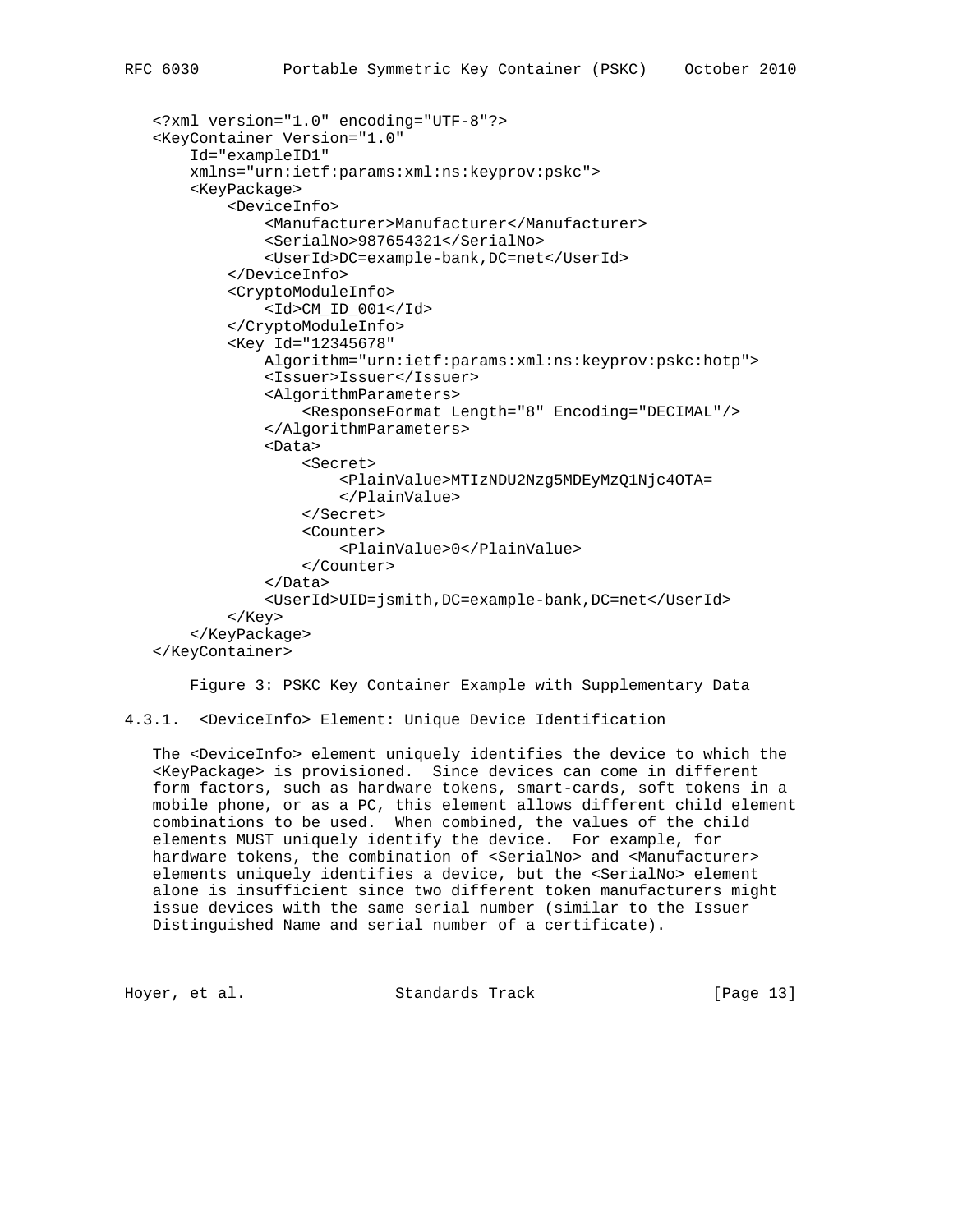```xml
<?xml version="1.0" encoding="UTF-8"?>
<KeyContainer Version="1.0"
    Id="exampleID1"
    xmlns="urn:ietf:params:xml:ns:keyprov:pskc">
    <KeyPackage>
        <DeviceInfo>
            <Manufacturer>Manufacturer</Manufacturer>
            <SerialNo>987654321</SerialNo>
            <UserId>DC=example-bank,DC=net</UserId>
        </DeviceInfo>
        <CryptoModuleInfo>
            <Id>CM_ID_001</Id>
        </CryptoModuleInfo>
        <Key Id="12345678"
            Algorithm="urn:ietf:params:xml:ns:keyprov:pskc:hotp">
            <Issuer>Issuer</Issuer>
            <AlgorithmParameters>
                <ResponseFormat Length="8" Encoding="DECIMAL"/>
            </AlgorithmParameters>
            <Data>
                <Secret>
                    <PlainValue>MTIzNDU2Nzg5MDEyMzQ1Njc4OTA=
                    </PlainValue>
                </Secret>
                <Counter>
                    <PlainValue>0</PlainValue>
                </Counter>
            </Data>
            <UserId>UID=jsmith,DC=example-bank,DC=net</UserId>
        </Key>
    </KeyPackage>
</KeyContainer>
```

Figure 3: PSKC Key Container Example with Supplementary Data

### 4.3.1. <DeviceInfo> Element: Unique Device Identification

The <DeviceInfo> element uniquely identifies the device to which the <KeyPackage> is provisioned. Since devices can come in different form factors, such as hardware tokens, smart-cards, soft tokens in a mobile phone, or as a PC, this element allows different child element combinations to be used. When combined, the values of the child elements MUST uniquely identify the device. For example, for hardware tokens, the combination of <SerialNo> and <Manufacturer> elements uniquely identifies a device, but the <SerialNo> element alone is insufficient since two different token manufacturers might issue devices with the same serial number (similar to the Issuer Distinguished Name and serial number of a certificate).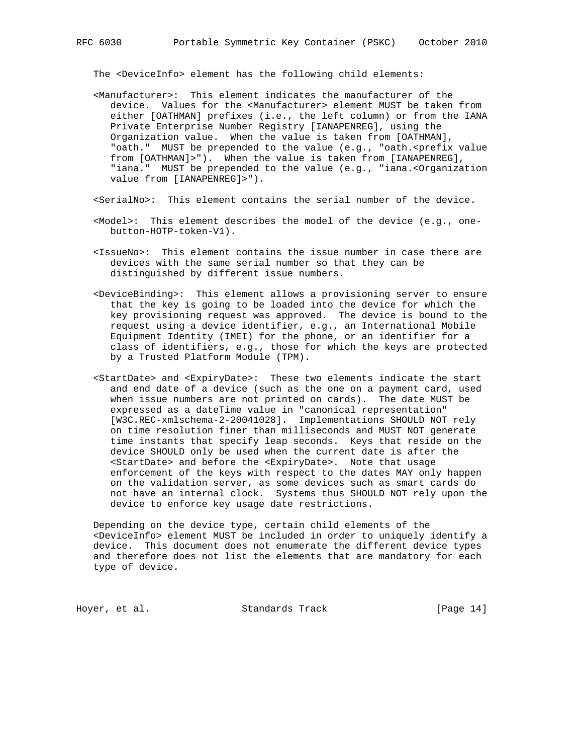The <DeviceInfo> element has the following child elements:

<Manufacturer>: This element indicates the manufacturer of the device. Values for the <Manufacturer> element MUST be taken from either [OATHMAN] prefixes (i.e., the left column) or from the IANA Private Enterprise Number Registry [IANAPENREG], using the Organization value. When the value is taken from [OATHMAN], "oath." MUST be prepended to the value (e.g., "oath.<prefix value from [OATHMAN]>"). When the value is taken from [IANAPENREG], "iana." MUST be prepended to the value (e.g., "iana.<Organization value from [IANAPENREG]>").

<SerialNo>: This element contains the serial number of the device.

<Model>: This element describes the model of the device (e.g., one-button-HOTP-token-V1).

<IssueNo>: This element contains the issue number in case there are devices with the same serial number so that they can be distinguished by different issue numbers.

<DeviceBinding>: This element allows a provisioning server to ensure that the key is going to be loaded into the device for which the key provisioning request was approved. The device is bound to the request using a device identifier, e.g., an International Mobile Equipment Identity (IMEI) for the phone, or an identifier for a class of identifiers, e.g., those for which the keys are protected by a Trusted Platform Module (TPM).

<StartDate> and <ExpiryDate>: These two elements indicate the start and end date of a device (such as the one on a payment card, used when issue numbers are not printed on cards). The date MUST be expressed as a dateTime value in "canonical representation" [W3C.REC-xmlschema-2-20041028]. Implementations SHOULD NOT rely on time resolution finer than milliseconds and MUST NOT generate time instants that specify leap seconds. Keys that reside on the device SHOULD only be used when the current date is after the <StartDate> and before the <ExpiryDate>. Note that usage enforcement of the keys with respect to the dates MAY only happen on the validation server, as some devices such as smart cards do not have an internal clock. Systems thus SHOULD NOT rely upon the device to enforce key usage date restrictions.

Depending on the device type, certain child elements of the <DeviceInfo> element MUST be included in order to uniquely identify a device. This document does not enumerate the different device types and therefore does not list the elements that are mandatory for each type of device.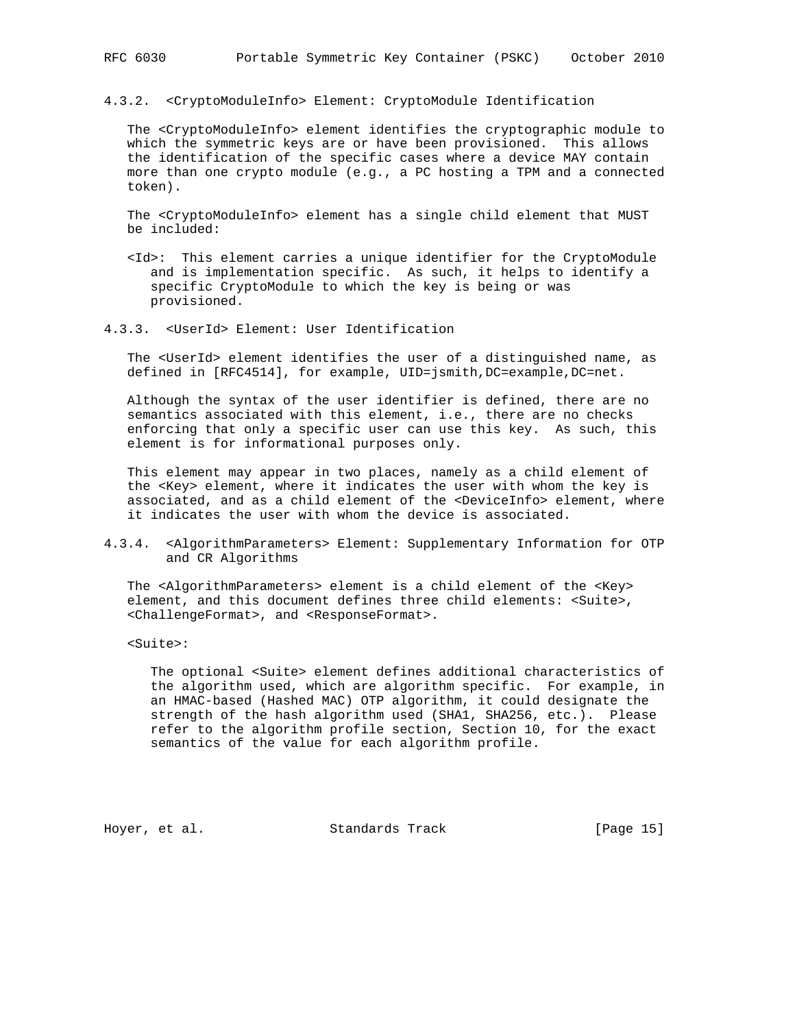#### 4.3.2. <CryptoModuleInfo> Element: CryptoModule Identification

The <CryptoModuleInfo> element identifies the cryptographic module to which the symmetric keys are or have been provisioned. This allows the identification of the specific cases where a device MAY contain more than one crypto module (e.g., a PC hosting a TPM and a connected token).

The <CryptoModuleInfo> element has a single child element that MUST be included:

<Id>: This element carries a unique identifier for the CryptoModule and is implementation specific. As such, it helps to identify a specific CryptoModule to which the key is being or was provisioned.

#### 4.3.3. <UserId> Element: User Identification

The <UserId> element identifies the user of a distinguished name, as defined in [RFC4514], for example, UID=jsmith,DC=example,DC=net.

Although the syntax of the user identifier is defined, there are no semantics associated with this element, i.e., there are no checks enforcing that only a specific user can use this key. As such, this element is for informational purposes only.

This element may appear in two places, namely as a child element of the <Key> element, where it indicates the user with whom the key is associated, and as a child element of the <DeviceInfo> element, where it indicates the user with whom the device is associated.

#### 4.3.4. <AlgorithmParameters> Element: Supplementary Information for OTP and CR Algorithms

The <AlgorithmParameters> element is a child element of the <Key> element, and this document defines three child elements: <Suite>, <ChallengeFormat>, and <ResponseFormat>.

<Suite>:

The optional <Suite> element defines additional characteristics of the algorithm used, which are algorithm specific. For example, in an HMAC-based (Hashed MAC) OTP algorithm, it could designate the strength of the hash algorithm used (SHA1, SHA256, etc.). Please refer to the algorithm profile section, Section 10, for the exact semantics of the value for each algorithm profile.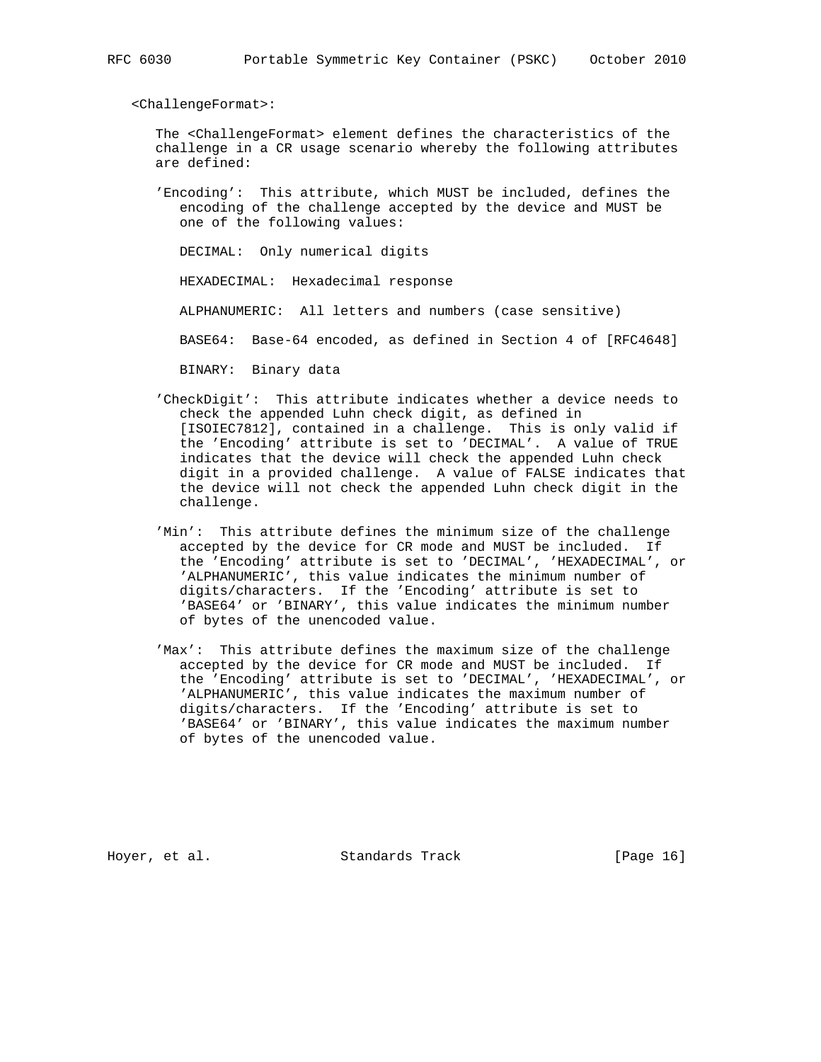<ChallengeFormat>:

The <ChallengeFormat> element defines the characteristics of the challenge in a CR usage scenario whereby the following attributes are defined:

'Encoding': This attribute, which MUST be included, defines the encoding of the challenge accepted by the device and MUST be one of the following values:

DECIMAL: Only numerical digits

HEXADECIMAL: Hexadecimal response

ALPHANUMERIC: All letters and numbers (case sensitive)

BASE64: Base-64 encoded, as defined in Section 4 of [RFC4648]

BINARY: Binary data

'CheckDigit': This attribute indicates whether a device needs to check the appended Luhn check digit, as defined in [ISOIEC7812], contained in a challenge. This is only valid if the 'Encoding' attribute is set to 'DECIMAL'. A value of TRUE indicates that the device will check the appended Luhn check digit in a provided challenge. A value of FALSE indicates that the device will not check the appended Luhn check digit in the challenge.

'Min': This attribute defines the minimum size of the challenge accepted by the device for CR mode and MUST be included. If the 'Encoding' attribute is set to 'DECIMAL', 'HEXADECIMAL', or 'ALPHANUMERIC', this value indicates the minimum number of digits/characters. If the 'Encoding' attribute is set to 'BASE64' or 'BINARY', this value indicates the minimum number of bytes of the unencoded value.

'Max': This attribute defines the maximum size of the challenge accepted by the device for CR mode and MUST be included. If the 'Encoding' attribute is set to 'DECIMAL', 'HEXADECIMAL', or 'ALPHANUMERIC', this value indicates the maximum number of digits/characters. If the 'Encoding' attribute is set to 'BASE64' or 'BINARY', this value indicates the maximum number of bytes of the unencoded value.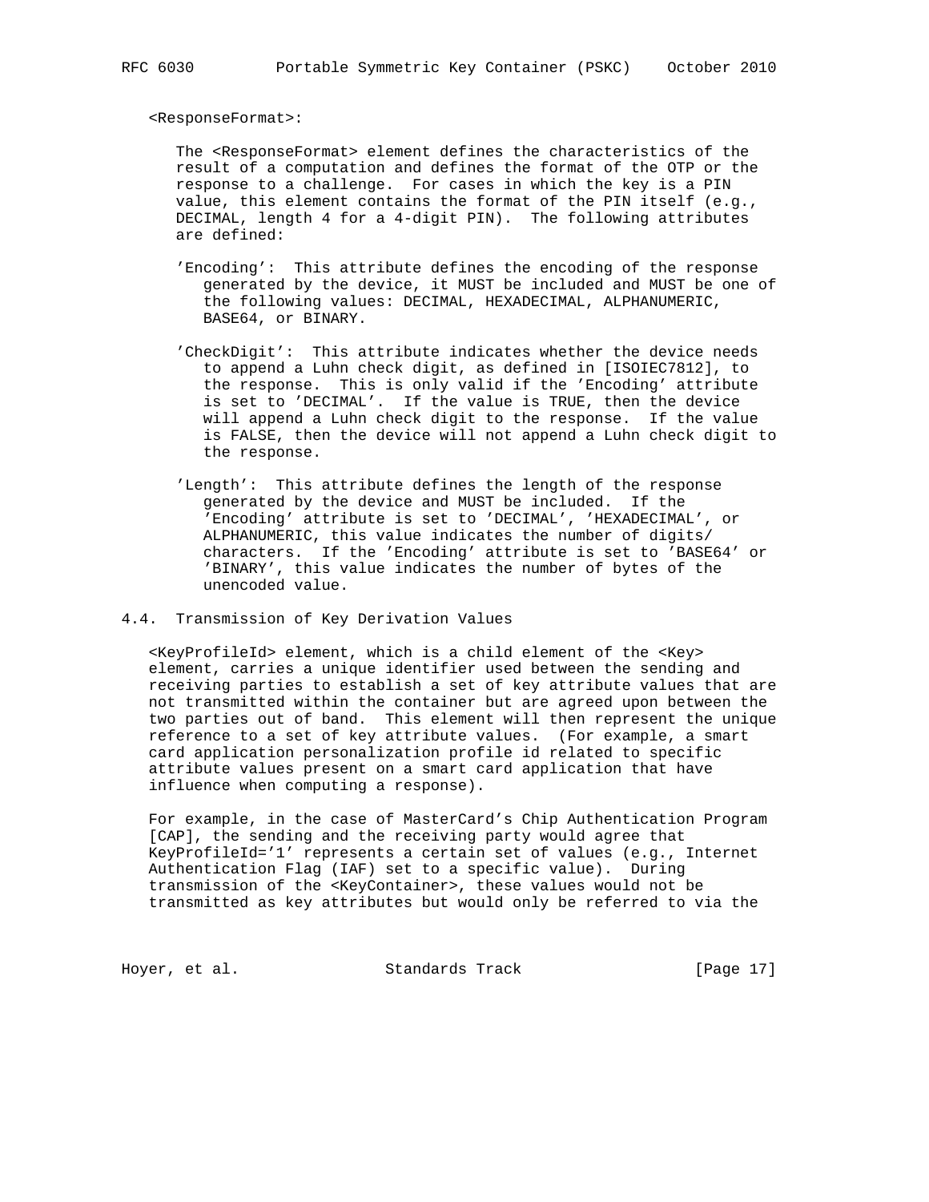<ResponseFormat>:

The <ResponseFormat> element defines the characteristics of the result of a computation and defines the format of the OTP or the response to a challenge. For cases in which the key is a PIN value, this element contains the format of the PIN itself (e.g., DECIMAL, length 4 for a 4-digit PIN). The following attributes are defined:

'Encoding': This attribute defines the encoding of the response generated by the device, it MUST be included and MUST be one of the following values: DECIMAL, HEXADECIMAL, ALPHANUMERIC, BASE64, or BINARY.

'CheckDigit': This attribute indicates whether the device needs to append a Luhn check digit, as defined in [ISOIEC7812], to the response. This is only valid if the 'Encoding' attribute is set to 'DECIMAL'. If the value is TRUE, then the device will append a Luhn check digit to the response. If the value is FALSE, then the device will not append a Luhn check digit to the response.

'Length': This attribute defines the length of the response generated by the device and MUST be included. If the 'Encoding' attribute is set to 'DECIMAL', 'HEXADECIMAL', or ALPHANUMERIC, this value indicates the number of digits/characters. If the 'Encoding' attribute is set to 'BASE64' or 'BINARY', this value indicates the number of bytes of the unencoded value.

## 4.4. Transmission of Key Derivation Values

<KeyProfileId> element, which is a child element of the <Key> element, carries a unique identifier used between the sending and receiving parties to establish a set of key attribute values that are not transmitted within the container but are agreed upon between the two parties out of band. This element will then represent the unique reference to a set of key attribute values. (For example, a smart card application personalization profile id related to specific attribute values present on a smart card application that have influence when computing a response).

For example, in the case of MasterCard's Chip Authentication Program [CAP], the sending and the receiving party would agree that KeyProfileId='1' represents a certain set of values (e.g., Internet Authentication Flag (IAF) set to a specific value). During transmission of the <KeyContainer>, these values would not be transmitted as key attributes but would only be referred to via the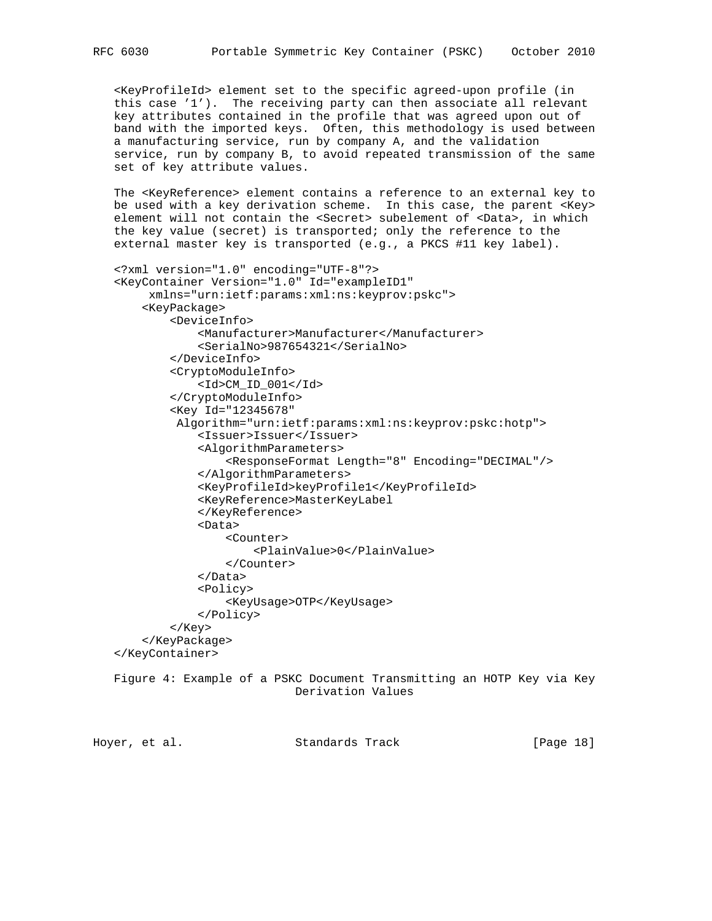<KeyProfileId> element set to the specific agreed-upon profile (in this case '1'). The receiving party can then associate all relevant key attributes contained in the profile that was agreed upon out of band with the imported keys. Often, this methodology is used between a manufacturing service, run by company A, and the validation service, run by company B, to avoid repeated transmission of the same set of key attribute values.

The <KeyReference> element contains a reference to an external key to be used with a key derivation scheme. In this case, the parent <Key> element will not contain the <Secret> subelement of <Data>, in which the key value (secret) is transported; only the reference to the external master key is transported (e.g., a PKCS #11 key label).

```
<?xml version="1.0" encoding="UTF-8"?>
<KeyContainer Version="1.0" Id="exampleID1"
     xmlns="urn:ietf:params:xml:ns:keyprov:pskc">
    <KeyPackage>
        <DeviceInfo>
            <Manufacturer>Manufacturer</Manufacturer>
            <SerialNo>987654321</SerialNo>
        </DeviceInfo>
        <CryptoModuleInfo>
            <Id>CM_ID_001</Id>
        </CryptoModuleInfo>
        <Key Id="12345678"
         Algorithm="urn:ietf:params:xml:ns:keyprov:pskc:hotp">
            <Issuer>Issuer</Issuer>
            <AlgorithmParameters>
                <ResponseFormat Length="8" Encoding="DECIMAL"/>
            </AlgorithmParameters>
            <KeyProfileId>keyProfile1</KeyProfileId>
            <KeyReference>MasterKeyLabel
            </KeyReference>
            <Data>
                <Counter>
                    <PlainValue>0</PlainValue>
                </Counter>
            </Data>
            <Policy>
                <KeyUsage>OTP</KeyUsage>
            </Policy>
        </Key>
    </KeyPackage>
</KeyContainer>
```

Figure 4: Example of a PSKC Document Transmitting an HOTP Key via Key Derivation Values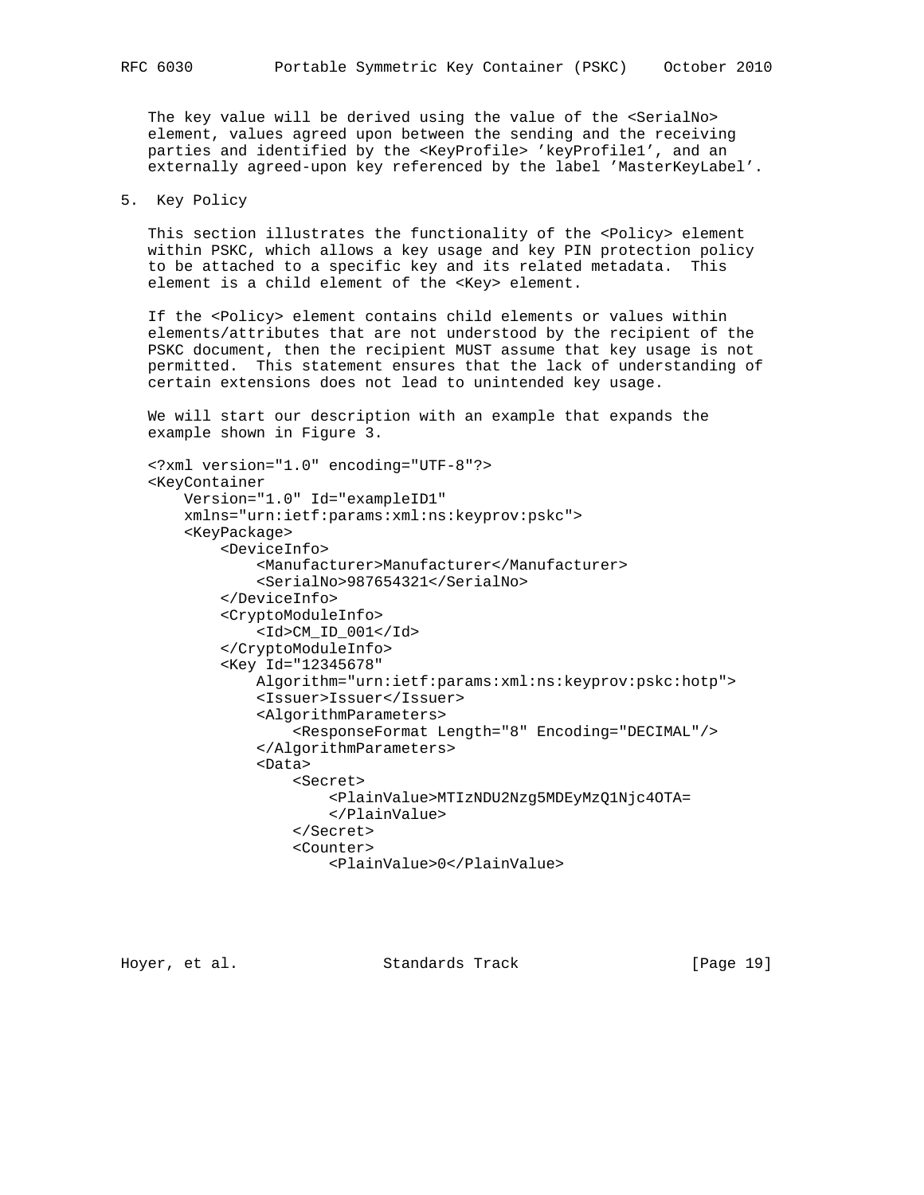The key value will be derived using the value of the <SerialNo> element, values agreed upon between the sending and the receiving parties and identified by the <KeyProfile> 'keyProfile1', and an externally agreed-upon key referenced by the label 'MasterKeyLabel'.

## 5. Key Policy

This section illustrates the functionality of the <Policy> element within PSKC, which allows a key usage and key PIN protection policy to be attached to a specific key and its related metadata. This element is a child element of the <Key> element.

If the <Policy> element contains child elements or values within elements/attributes that are not understood by the recipient of the PSKC document, then the recipient MUST assume that key usage is not permitted. This statement ensures that the lack of understanding of certain extensions does not lead to unintended key usage.

We will start our description with an example that expands the example shown in Figure 3.

```
<?xml version="1.0" encoding="UTF-8"?>
<KeyContainer
    Version="1.0" Id="exampleID1"
    xmlns="urn:ietf:params:xml:ns:keyprov:pskc">
    <KeyPackage>
        <DeviceInfo>
            <Manufacturer>Manufacturer</Manufacturer>
            <SerialNo>987654321</SerialNo>
        </DeviceInfo>
        <CryptoModuleInfo>
            <Id>CM_ID_001</Id>
        </CryptoModuleInfo>
        <Key Id="12345678"
            Algorithm="urn:ietf:params:xml:ns:keyprov:pskc:hotp">
            <Issuer>Issuer</Issuer>
            <AlgorithmParameters>
                <ResponseFormat Length="8" Encoding="DECIMAL"/>
            </AlgorithmParameters>
            <Data>
                <Secret>
                    <PlainValue>MTIzNDU2Nzg5MDEyMzQ1Njc4OTA=
                    </PlainValue>
                </Secret>
                <Counter>
                    <PlainValue>0</PlainValue>
```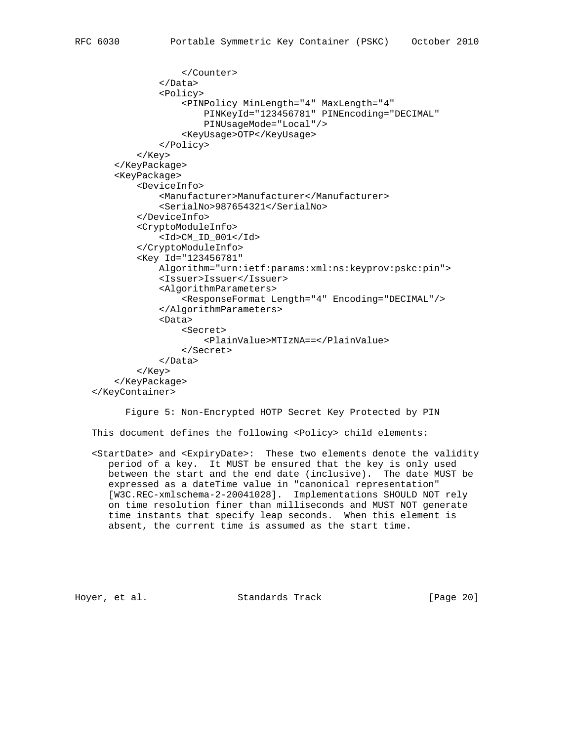```
                </Counter>
            </Data>
            <Policy>
                <PINPolicy MinLength="4" MaxLength="4"
                    PINKeyId="123456781" PINEncoding="DECIMAL"
                    PINUsageMode="Local"/>
                <KeyUsage>OTP</KeyUsage>
            </Policy>
        </Key>
    </KeyPackage>
    <KeyPackage>
        <DeviceInfo>
            <Manufacturer>Manufacturer</Manufacturer>
            <SerialNo>987654321</SerialNo>
        </DeviceInfo>
        <CryptoModuleInfo>
            <Id>CM_ID_001</Id>
        </CryptoModuleInfo>
        <Key Id="123456781"
            Algorithm="urn:ietf:params:xml:ns:keyprov:pskc:pin">
            <Issuer>Issuer</Issuer>
            <AlgorithmParameters>
                <ResponseFormat Length="4" Encoding="DECIMAL"/>
            </AlgorithmParameters>
            <Data>
                <Secret>
                    <PlainValue>MTIzNA==</PlainValue>
                </Secret>
            </Data>
        </Key>
    </KeyPackage>
</KeyContainer>
```

Figure 5: Non-Encrypted HOTP Secret Key Protected by PIN

This document defines the following <Policy> child elements:

<StartDate> and <ExpiryDate>: These two elements denote the validity period of a key. It MUST be ensured that the key is only used between the start and the end date (inclusive). The date MUST be expressed as a dateTime value in "canonical representation" [W3C.REC-xmlschema-2-20041028]. Implementations SHOULD NOT rely on time resolution finer than milliseconds and MUST NOT generate time instants that specify leap seconds. When this element is absent, the current time is assumed as the start time.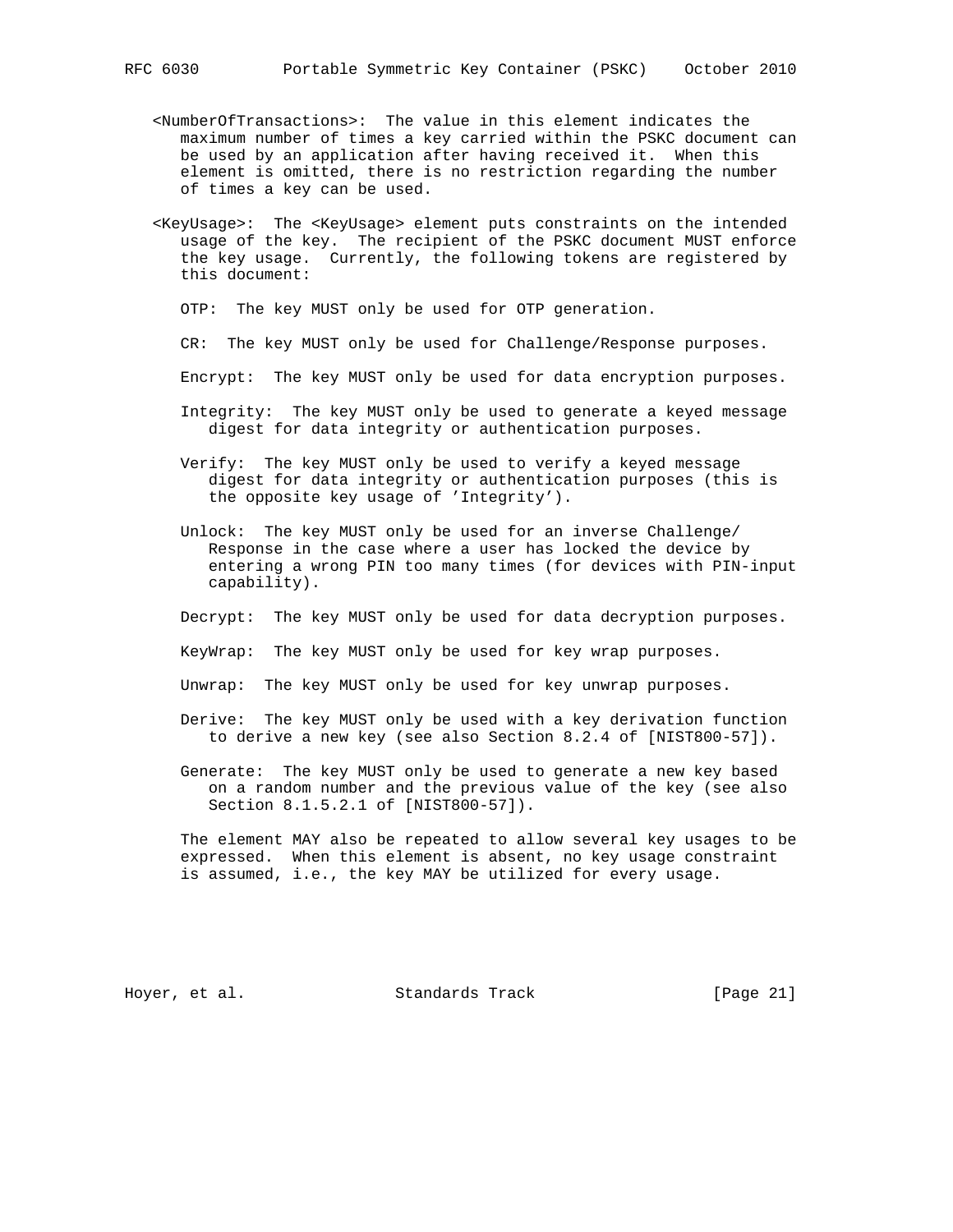<NumberOfTransactions>: The value in this element indicates the maximum number of times a key carried within the PSKC document can be used by an application after having received it. When this element is omitted, there is no restriction regarding the number of times a key can be used.

<KeyUsage>: The <KeyUsage> element puts constraints on the intended usage of the key. The recipient of the PSKC document MUST enforce the key usage. Currently, the following tokens are registered by this document:

- OTP: The key MUST only be used for OTP generation.

- CR: The key MUST only be used for Challenge/Response purposes.

- Encrypt: The key MUST only be used for data encryption purposes.

- Integrity: The key MUST only be used to generate a keyed message digest for data integrity or authentication purposes.

- Verify: The key MUST only be used to verify a keyed message digest for data integrity or authentication purposes (this is the opposite key usage of 'Integrity').

- Unlock: The key MUST only be used for an inverse Challenge/Response in the case where a user has locked the device by entering a wrong PIN too many times (for devices with PIN-input capability).

- Decrypt: The key MUST only be used for data decryption purposes.

- KeyWrap: The key MUST only be used for key wrap purposes.

- Unwrap: The key MUST only be used for key unwrap purposes.

- Derive: The key MUST only be used with a key derivation function to derive a new key (see also Section 8.2.4 of [NIST800-57]).

- Generate: The key MUST only be used to generate a new key based on a random number and the previous value of the key (see also Section 8.1.5.2.1 of [NIST800-57]).

The element MAY also be repeated to allow several key usages to be expressed. When this element is absent, no key usage constraint is assumed, i.e., the key MAY be utilized for every usage.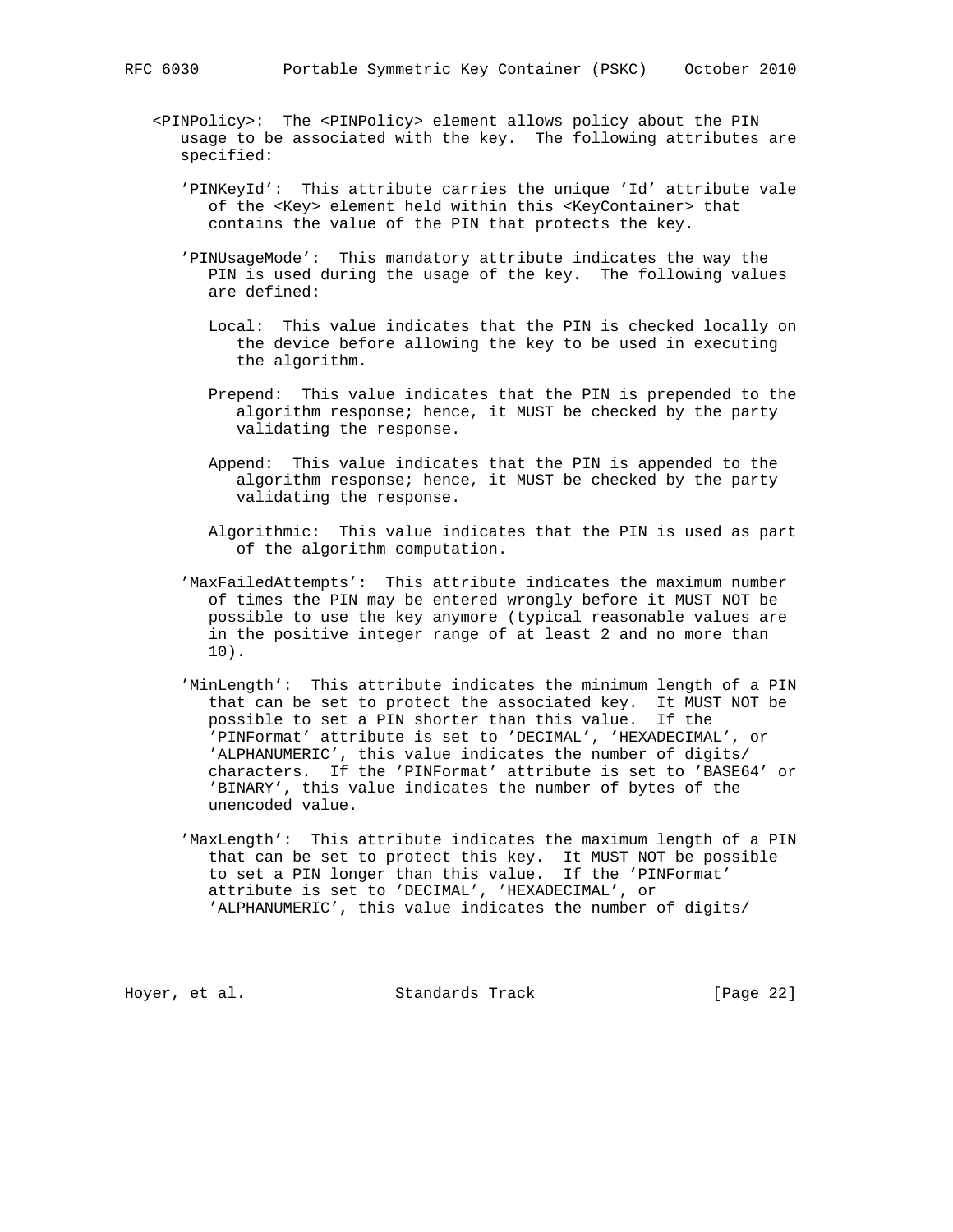<PINPolicy>: The <PINPolicy> element allows policy about the PIN usage to be associated with the key. The following attributes are specified:

'PINKeyId': This attribute carries the unique 'Id' attribute vale of the <Key> element held within this <KeyContainer> that contains the value of the PIN that protects the key.

'PINUsageMode': This mandatory attribute indicates the way the PIN is used during the usage of the key. The following values are defined:

Local: This value indicates that the PIN is checked locally on the device before allowing the key to be used in executing the algorithm.

Prepend: This value indicates that the PIN is prepended to the algorithm response; hence, it MUST be checked by the party validating the response.

Append: This value indicates that the PIN is appended to the algorithm response; hence, it MUST be checked by the party validating the response.

Algorithmic: This value indicates that the PIN is used as part of the algorithm computation.

'MaxFailedAttempts': This attribute indicates the maximum number of times the PIN may be entered wrongly before it MUST NOT be possible to use the key anymore (typical reasonable values are in the positive integer range of at least 2 and no more than 10).

'MinLength': This attribute indicates the minimum length of a PIN that can be set to protect the associated key. It MUST NOT be possible to set a PIN shorter than this value. If the 'PINFormat' attribute is set to 'DECIMAL', 'HEXADECIMAL', or 'ALPHANUMERIC', this value indicates the number of digits/characters. If the 'PINFormat' attribute is set to 'BASE64' or 'BINARY', this value indicates the number of bytes of the unencoded value.

'MaxLength': This attribute indicates the maximum length of a PIN that can be set to protect this key. It MUST NOT be possible to set a PIN longer than this value. If the 'PINFormat' attribute is set to 'DECIMAL', 'HEXADECIMAL', or 'ALPHANUMERIC', this value indicates the number of digits/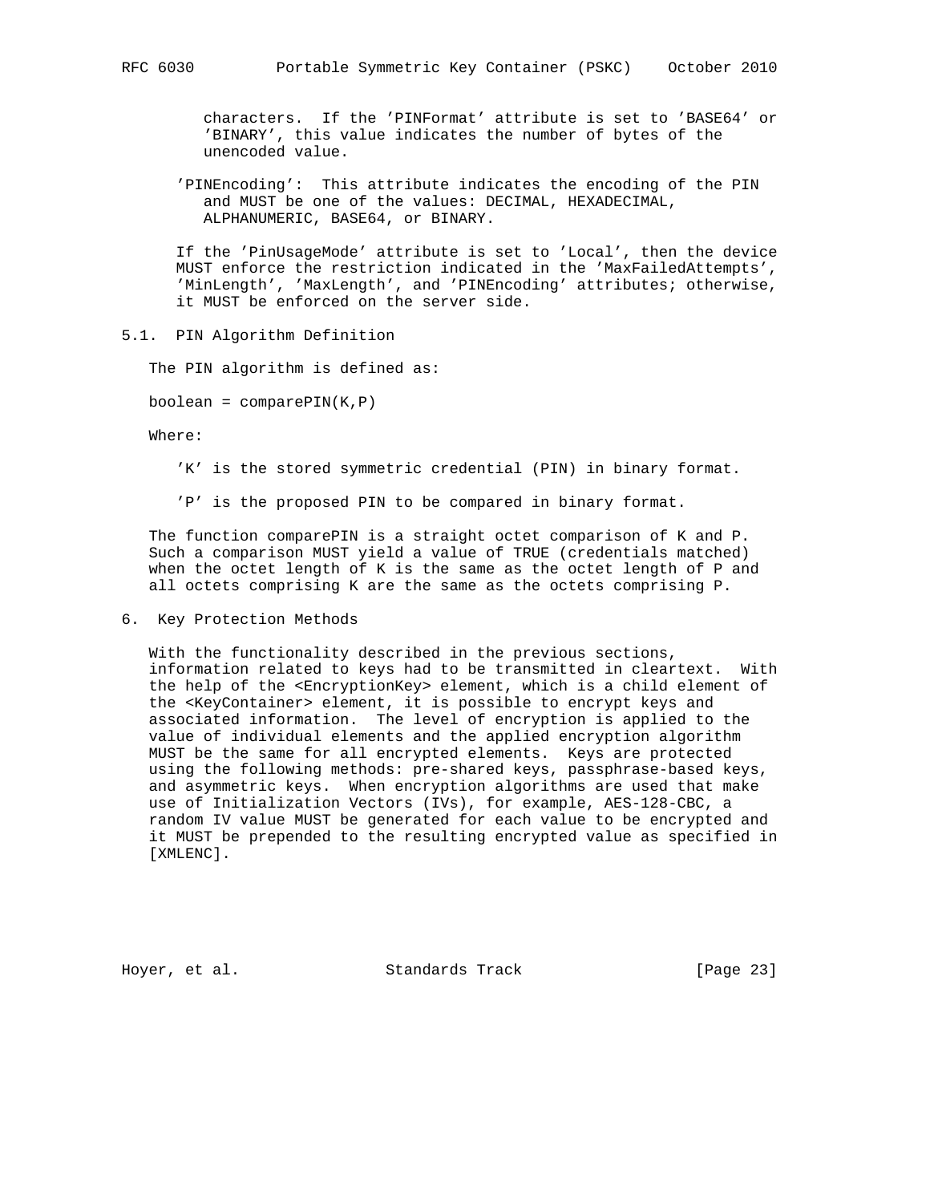characters. If the 'PINFormat' attribute is set to 'BASE64' or 'BINARY', this value indicates the number of bytes of the unencoded value.

'PINEncoding': This attribute indicates the encoding of the PIN and MUST be one of the values: DECIMAL, HEXADECIMAL, ALPHANUMERIC, BASE64, or BINARY.

If the 'PinUsageMode' attribute is set to 'Local', then the device MUST enforce the restriction indicated in the 'MaxFailedAttempts', 'MinLength', 'MaxLength', and 'PINEncoding' attributes; otherwise, it MUST be enforced on the server side.

## 5.1. PIN Algorithm Definition

The PIN algorithm is defined as:

boolean = comparePIN(K,P)

Where:

'K' is the stored symmetric credential (PIN) in binary format.

'P' is the proposed PIN to be compared in binary format.

The function comparePIN is a straight octet comparison of K and P. Such a comparison MUST yield a value of TRUE (credentials matched) when the octet length of K is the same as the octet length of P and all octets comprising K are the same as the octets comprising P.

# 6. Key Protection Methods

With the functionality described in the previous sections, information related to keys had to be transmitted in cleartext. With the help of the <EncryptionKey> element, which is a child element of the <KeyContainer> element, it is possible to encrypt keys and associated information. The level of encryption is applied to the value of individual elements and the applied encryption algorithm MUST be the same for all encrypted elements. Keys are protected using the following methods: pre-shared keys, passphrase-based keys, and asymmetric keys. When encryption algorithms are used that make use of Initialization Vectors (IVs), for example, AES-128-CBC, a random IV value MUST be generated for each value to be encrypted and it MUST be prepended to the resulting encrypted value as specified in [XMLENC].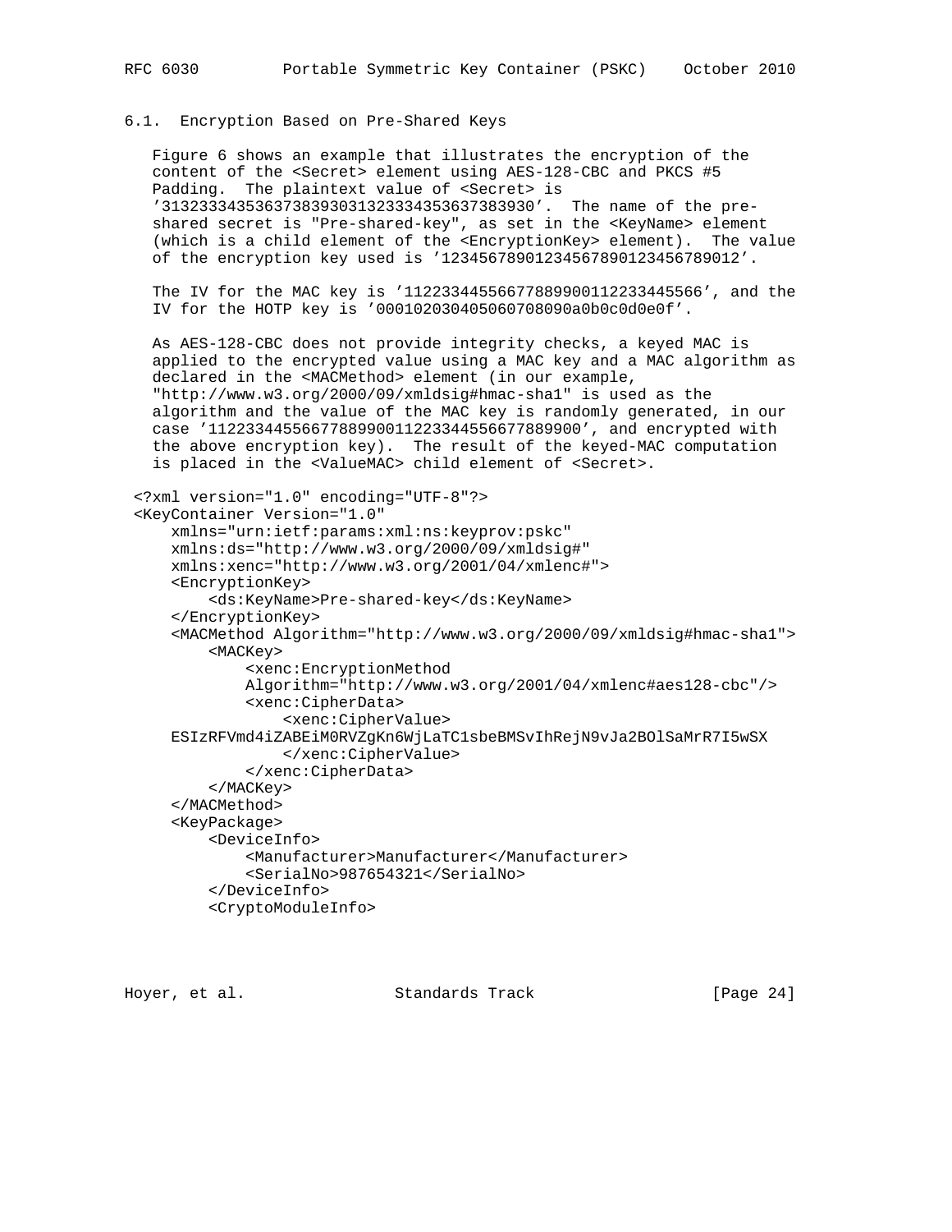### 6.1. Encryption Based on Pre-Shared Keys

Figure 6 shows an example that illustrates the encryption of the content of the <Secret> element using AES-128-CBC and PKCS #5 Padding. The plaintext value of <Secret> is '3132333435363738393031323334353637383930'. The name of the pre-shared secret is "Pre-shared-key", as set in the <KeyName> element (which is a child element of the <EncryptionKey> element). The value of the encryption key used is '12345678901234567890123456789012'.

The IV for the MAC key is '11223344556677889900112233445566', and the IV for the HOTP key is '000102030405060708090a0b0c0d0e0f'.

As AES-128-CBC does not provide integrity checks, a keyed MAC is applied to the encrypted value using a MAC key and a MAC algorithm as declared in the <MACMethod> element (in our example, "http://www.w3.org/2000/09/xmldsig#hmac-sha1" is used as the algorithm and the value of the MAC key is randomly generated, in our case '1122334455667788990011223344556677889900', and encrypted with the above encryption key). The result of the keyed-MAC computation is placed in the <ValueMAC> child element of <Secret>.

```
<?xml version="1.0" encoding="UTF-8"?>
<KeyContainer Version="1.0"
    xmlns="urn:ietf:params:xml:ns:keyprov:pskc"
    xmlns:ds="http://www.w3.org/2000/09/xmldsig#"
    xmlns:xenc="http://www.w3.org/2001/04/xmlenc#">
    <EncryptionKey>
        <ds:KeyName>Pre-shared-key</ds:KeyName>
    </EncryptionKey>
    <MACMethod Algorithm="http://www.w3.org/2000/09/xmldsig#hmac-sha1">
        <MACKey>
            <xenc:EncryptionMethod
            Algorithm="http://www.w3.org/2001/04/xmlenc#aes128-cbc"/>
            <xenc:CipherData>
                <xenc:CipherValue>
    ESIzRFVmd4iZABEiM0RVZgKn6WjLaTC1sbeBMSvIhRejN9vJa2BOlSaMrR7I5wSX
                </xenc:CipherValue>
            </xenc:CipherData>
        </MACKey>
    </MACMethod>
    <KeyPackage>
        <DeviceInfo>
            <Manufacturer>Manufacturer</Manufacturer>
            <SerialNo>987654321</SerialNo>
        </DeviceInfo>
        <CryptoModuleInfo>
```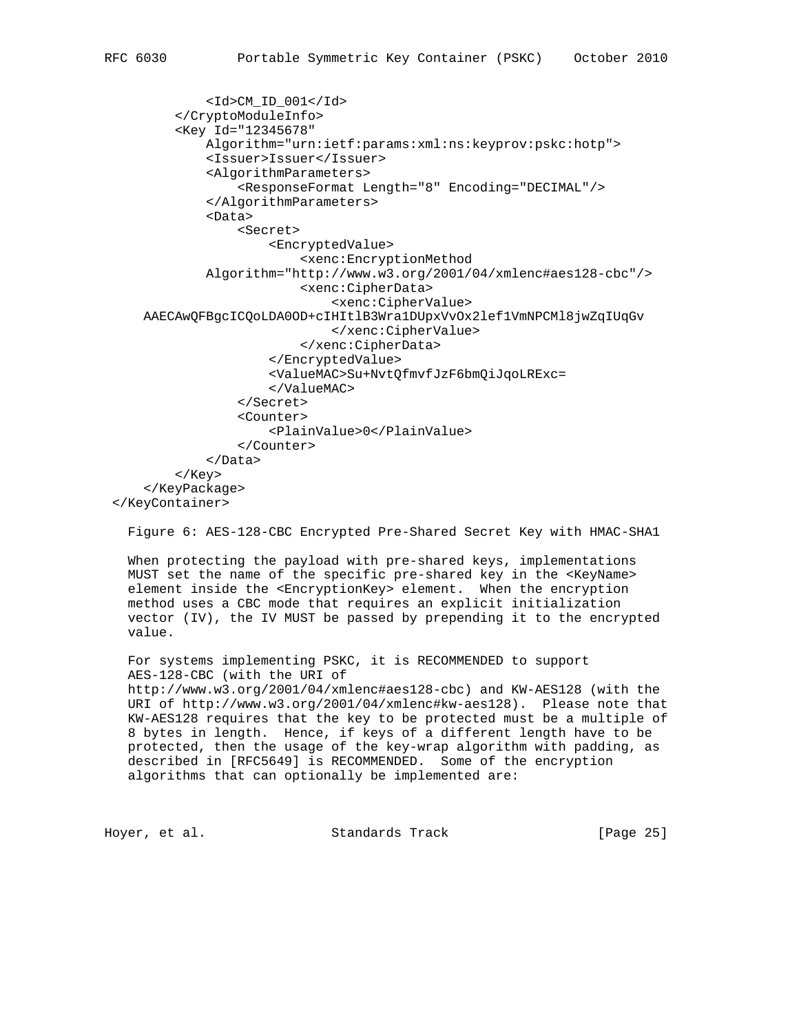```
            <Id>CM_ID_001</Id>
        </CryptoModuleInfo>
        <Key Id="12345678"
            Algorithm="urn:ietf:params:xml:ns:keyprov:pskc:hotp">
            <Issuer>Issuer</Issuer>
            <AlgorithmParameters>
                <ResponseFormat Length="8" Encoding="DECIMAL"/>
            </AlgorithmParameters>
            <Data>
                <Secret>
                    <EncryptedValue>
                        <xenc:EncryptionMethod
            Algorithm="http://www.w3.org/2001/04/xmlenc#aes128-cbc"/>
                        <xenc:CipherData>
                            <xenc:CipherValue>
    AAECAwQFBgcICQoLDA0OD+cIHItlB3Wra1DUpxVvOx2lef1VmNPCMl8jwZqIUqGv
                            </xenc:CipherValue>
                        </xenc:CipherData>
                    </EncryptedValue>
                    <ValueMAC>Su+NvtQfmvfJzF6bmQiJqoLRExc=
                    </ValueMAC>
                </Secret>
                <Counter>
                    <PlainValue>0</PlainValue>
                </Counter>
            </Data>
        </Key>
    </KeyPackage>
</KeyContainer>
```

Figure 6: AES-128-CBC Encrypted Pre-Shared Secret Key with HMAC-SHA1

When protecting the payload with pre-shared keys, implementations MUST set the name of the specific pre-shared key in the <KeyName> element inside the <EncryptionKey> element. When the encryption method uses a CBC mode that requires an explicit initialization vector (IV), the IV MUST be passed by prepending it to the encrypted value.

For systems implementing PSKC, it is RECOMMENDED to support AES-128-CBC (with the URI of http://www.w3.org/2001/04/xmlenc#aes128-cbc) and KW-AES128 (with the URI of http://www.w3.org/2001/04/xmlenc#kw-aes128). Please note that KW-AES128 requires that the key to be protected must be a multiple of 8 bytes in length. Hence, if keys of a different length have to be protected, then the usage of the key-wrap algorithm with padding, as described in [RFC5649] is RECOMMENDED. Some of the encryption algorithms that can optionally be implemented are: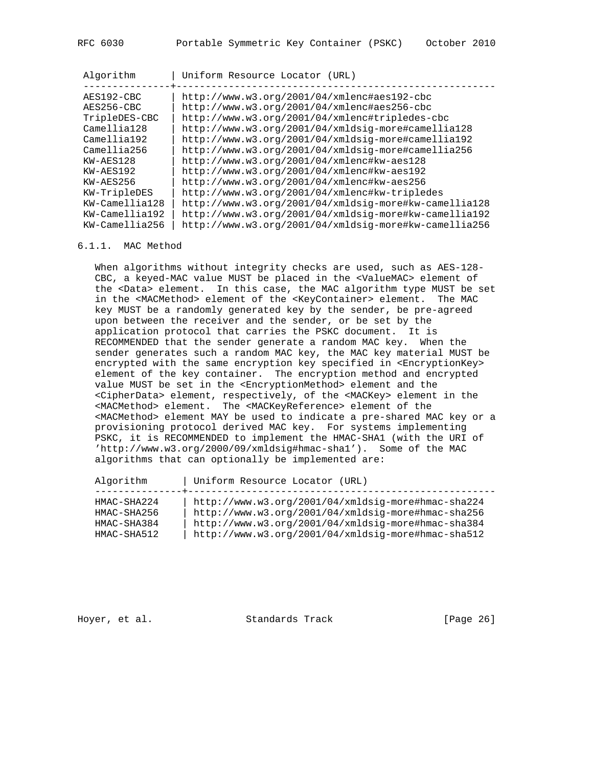| Algorithm | Uniform Resource Locator (URL) |
| --- | --- |
| AES192-CBC | http://www.w3.org/2001/04/xmlenc#aes192-cbc |
| AES256-CBC | http://www.w3.org/2001/04/xmlenc#aes256-cbc |
| TripleDES-CBC | http://www.w3.org/2001/04/xmlenc#tripledes-cbc |
| Camellia128 | http://www.w3.org/2001/04/xmldsig-more#camellia128 |
| Camellia192 | http://www.w3.org/2001/04/xmldsig-more#camellia192 |
| Camellia256 | http://www.w3.org/2001/04/xmldsig-more#camellia256 |
| KW-AES128 | http://www.w3.org/2001/04/xmlenc#kw-aes128 |
| KW-AES192 | http://www.w3.org/2001/04/xmlenc#kw-aes192 |
| KW-AES256 | http://www.w3.org/2001/04/xmlenc#kw-aes256 |
| KW-TripleDES | http://www.w3.org/2001/04/xmlenc#kw-tripledes |
| KW-Camellia128 | http://www.w3.org/2001/04/xmldsig-more#kw-camellia128 |
| KW-Camellia192 | http://www.w3.org/2001/04/xmldsig-more#kw-camellia192 |
| KW-Camellia256 | http://www.w3.org/2001/04/xmldsig-more#kw-camellia256 |

### 6.1.1. MAC Method

When algorithms without integrity checks are used, such as AES-128-CBC, a keyed-MAC value MUST be placed in the <ValueMAC> element of the <Data> element. In this case, the MAC algorithm type MUST be set in the <MACMethod> element of the <KeyContainer> element. The MAC key MUST be a randomly generated key by the sender, be pre-agreed upon between the receiver and the sender, or be set by the application protocol that carries the PSKC document. It is RECOMMENDED that the sender generate a random MAC key. When the sender generates such a random MAC key, the MAC key material MUST be encrypted with the same encryption key specified in <EncryptionKey> element of the key container. The encryption method and encrypted value MUST be set in the <EncryptionMethod> element and the <CipherData> element, respectively, of the <MACKey> element in the <MACMethod> element. The <MACKeyReference> element of the <MACMethod> element MAY be used to indicate a pre-shared MAC key or a provisioning protocol derived MAC key. For systems implementing PSKC, it is RECOMMENDED to implement the HMAC-SHA1 (with the URI of 'http://www.w3.org/2000/09/xmldsig#hmac-sha1'). Some of the MAC algorithms that can optionally be implemented are:

| Algorithm | Uniform Resource Locator (URL) |
| --- | --- |
| HMAC-SHA224 | http://www.w3.org/2001/04/xmldsig-more#hmac-sha224 |
| HMAC-SHA256 | http://www.w3.org/2001/04/xmldsig-more#hmac-sha256 |
| HMAC-SHA384 | http://www.w3.org/2001/04/xmldsig-more#hmac-sha384 |
| HMAC-SHA512 | http://www.w3.org/2001/04/xmldsig-more#hmac-sha512 |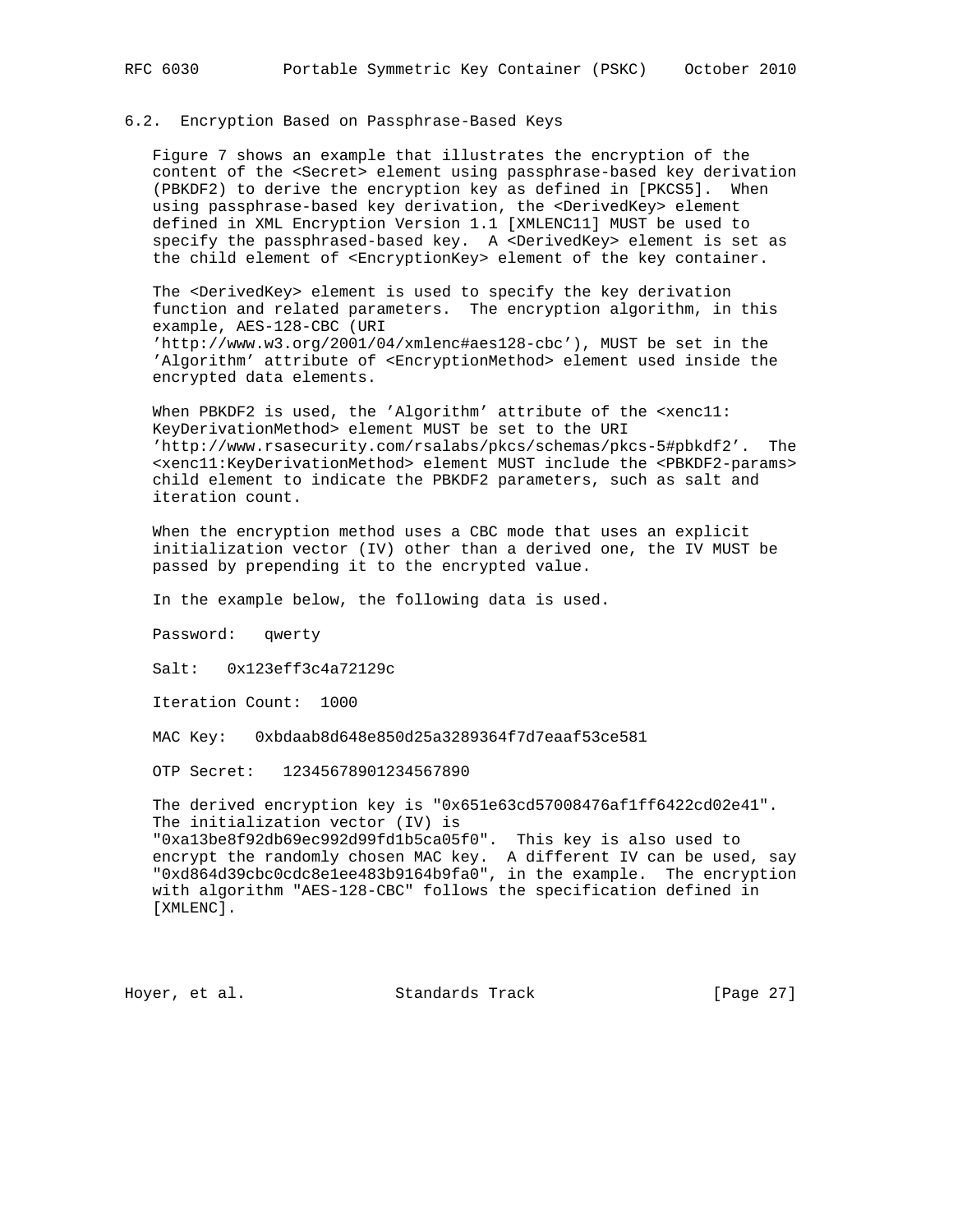### 6.2. Encryption Based on Passphrase-Based Keys

Figure 7 shows an example that illustrates the encryption of the content of the <Secret> element using passphrase-based key derivation (PBKDF2) to derive the encryption key as defined in [PKCS5]. When using passphrase-based key derivation, the <DerivedKey> element defined in XML Encryption Version 1.1 [XMLENC11] MUST be used to specify the passphrased-based key. A <DerivedKey> element is set as the child element of <EncryptionKey> element of the key container.

The <DerivedKey> element is used to specify the key derivation function and related parameters. The encryption algorithm, in this example, AES-128-CBC (URI 'http://www.w3.org/2001/04/xmlenc#aes128-cbc'), MUST be set in the 'Algorithm' attribute of <EncryptionMethod> element used inside the encrypted data elements.

When PBKDF2 is used, the 'Algorithm' attribute of the <xenc11:KeyDerivationMethod> element MUST be set to the URI 'http://www.rsasecurity.com/rsalabs/pkcs/schemas/pkcs-5#pbkdf2'. The <xenc11:KeyDerivationMethod> element MUST include the <PBKDF2-params> child element to indicate the PBKDF2 parameters, such as salt and iteration count.

When the encryption method uses a CBC mode that uses an explicit initialization vector (IV) other than a derived one, the IV MUST be passed by prepending it to the encrypted value.

In the example below, the following data is used.

Password: qwerty

Salt: 0x123eff3c4a72129c

Iteration Count: 1000

MAC Key: 0xbdaab8d648e850d25a3289364f7d7eaaf53ce581

OTP Secret: 12345678901234567890

The derived encryption key is "0x651e63cd57008476af1ff6422cd02e41". The initialization vector (IV) is "0xa13be8f92db69ec992d99fd1b5ca05f0". This key is also used to encrypt the randomly chosen MAC key. A different IV can be used, say "0xd864d39cbc0cdc8e1ee483b9164b9fa0", in the example. The encryption with algorithm "AES-128-CBC" follows the specification defined in [XMLENC].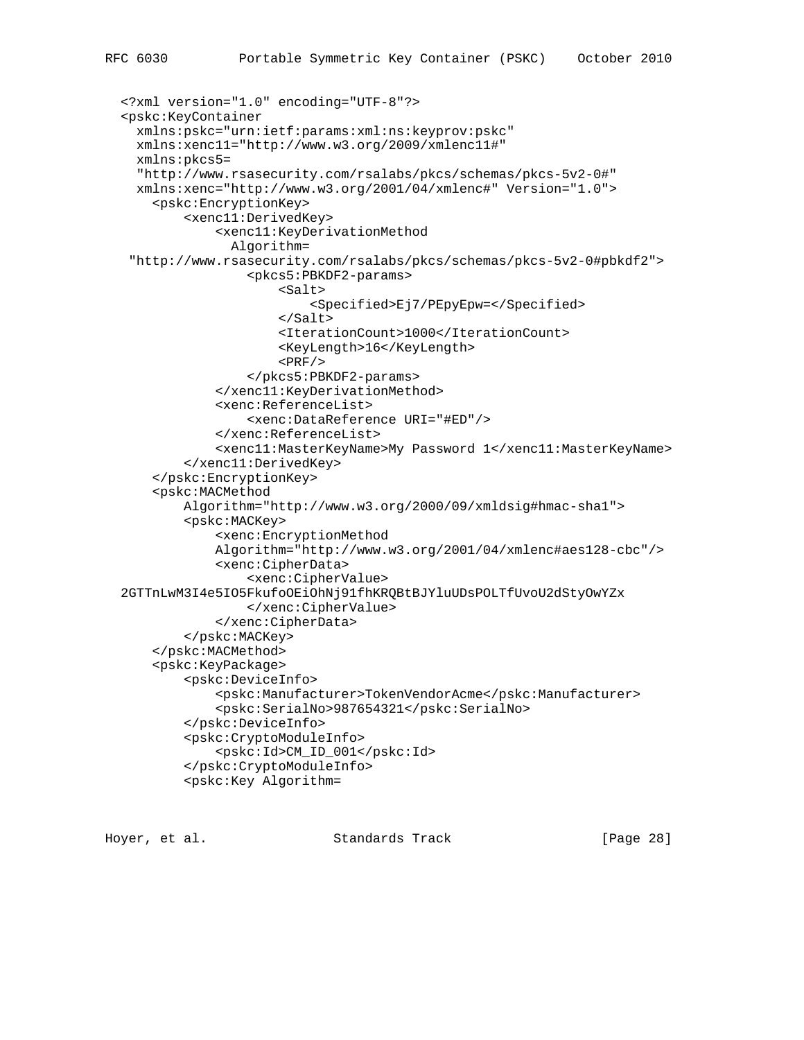```
<?xml version="1.0" encoding="UTF-8"?>
<pskc:KeyContainer
  xmlns:pskc="urn:ietf:params:xml:ns:keyprov:pskc"
  xmlns:xenc11="http://www.w3.org/2009/xmlenc11#"
  xmlns:pkcs5=
  "http://www.rsasecurity.com/rsalabs/pkcs/schemas/pkcs-5v2-0#"
  xmlns:xenc="http://www.w3.org/2001/04/xmlenc#" Version="1.0">
    <pskc:EncryptionKey>
        <xenc11:DerivedKey>
            <xenc11:KeyDerivationMethod
              Algorithm=
 "http://www.rsasecurity.com/rsalabs/pkcs/schemas/pkcs-5v2-0#pbkdf2">
                <pkcs5:PBKDF2-params>
                    <Salt>
                        <Specified>Ej7/PEpyEpw=</Specified>
                    </Salt>
                    <IterationCount>1000</IterationCount>
                    <KeyLength>16</KeyLength>
                    <PRF/>
                </pkcs5:PBKDF2-params>
            </xenc11:KeyDerivationMethod>
            <xenc:ReferenceList>
                <xenc:DataReference URI="#ED"/>
            </xenc:ReferenceList>
            <xenc11:MasterKeyName>My Password 1</xenc11:MasterKeyName>
        </xenc11:DerivedKey>
    </pskc:EncryptionKey>
    <pskc:MACMethod
        Algorithm="http://www.w3.org/2000/09/xmldsig#hmac-sha1">
        <pskc:MACKey>
            <xenc:EncryptionMethod
            Algorithm="http://www.w3.org/2001/04/xmlenc#aes128-cbc"/>
            <xenc:CipherData>
                <xenc:CipherValue>
2GTTnLwM3I4e5IO5FkufoOEiOhNj91fhKRQBtBJYluUDsPOLTfUvoU2dStyOwYZx
                </xenc:CipherValue>
            </xenc:CipherData>
        </pskc:MACKey>
    </pskc:MACMethod>
    <pskc:KeyPackage>
        <pskc:DeviceInfo>
            <pskc:Manufacturer>TokenVendorAcme</pskc:Manufacturer>
            <pskc:SerialNo>987654321</pskc:SerialNo>
        </pskc:DeviceInfo>
        <pskc:CryptoModuleInfo>
            <pskc:Id>CM_ID_001</pskc:Id>
        </pskc:CryptoModuleInfo>
        <pskc:Key Algorithm=
```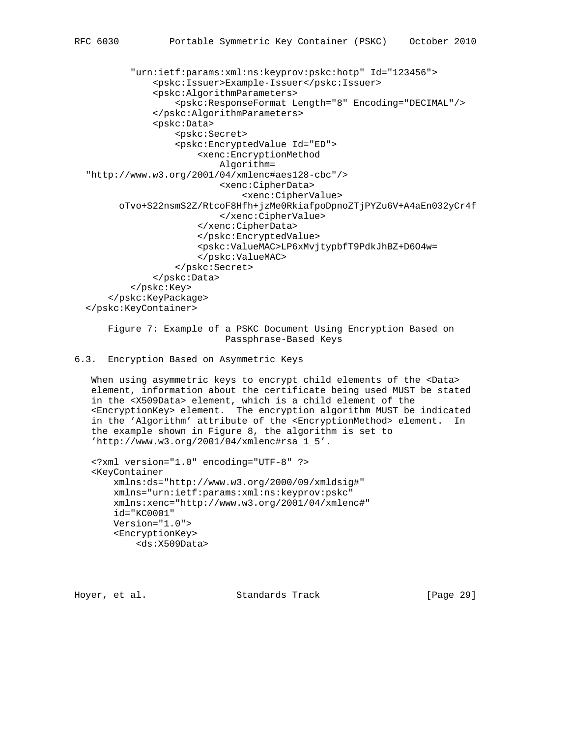```
        "urn:ietf:params:xml:ns:keyprov:pskc:hotp" Id="123456">
            <pskc:Issuer>Example-Issuer</pskc:Issuer>
            <pskc:AlgorithmParameters>
                <pskc:ResponseFormat Length="8" Encoding="DECIMAL"/>
            </pskc:AlgorithmParameters>
            <pskc:Data>
                <pskc:Secret>
                <pskc:EncryptedValue Id="ED">
                    <xenc:EncryptionMethod
                        Algorithm=
"http://www.w3.org/2001/04/xmlenc#aes128-cbc"/>
                        <xenc:CipherData>
                            <xenc:CipherValue>
      oTvo+S22nsmS2Z/RtcoF8Hfh+jzMe0RkiafpoDpnoZTjPYZu6V+A4aEn032yCr4f
                        </xenc:CipherValue>
                    </xenc:CipherData>
                    </pskc:EncryptedValue>
                    <pskc:ValueMAC>LP6xMvjtypbfT9PdkJhBZ+D6O4w=
                    </pskc:ValueMAC>
                </pskc:Secret>
            </pskc:Data>
        </pskc:Key>
    </pskc:KeyPackage>
</pskc:KeyContainer>
```

Figure 7: Example of a PSKC Document Using Encryption Based on Passphrase-Based Keys

### 6.3. Encryption Based on Asymmetric Keys

When using asymmetric keys to encrypt child elements of the <Data> element, information about the certificate being used MUST be stated in the <X509Data> element, which is a child element of the <EncryptionKey> element. The encryption algorithm MUST be indicated in the 'Algorithm' attribute of the <EncryptionMethod> element. In the example shown in Figure 8, the algorithm is set to 'http://www.w3.org/2001/04/xmlenc#rsa_1_5'.

```
<?xml version="1.0" encoding="UTF-8" ?>
<KeyContainer
    xmlns:ds="http://www.w3.org/2000/09/xmldsig#"
    xmlns="urn:ietf:params:xml:ns:keyprov:pskc"
    xmlns:xenc="http://www.w3.org/2001/04/xmlenc#"
    id="KC0001"
    Version="1.0">
    <EncryptionKey>
        <ds:X509Data>
```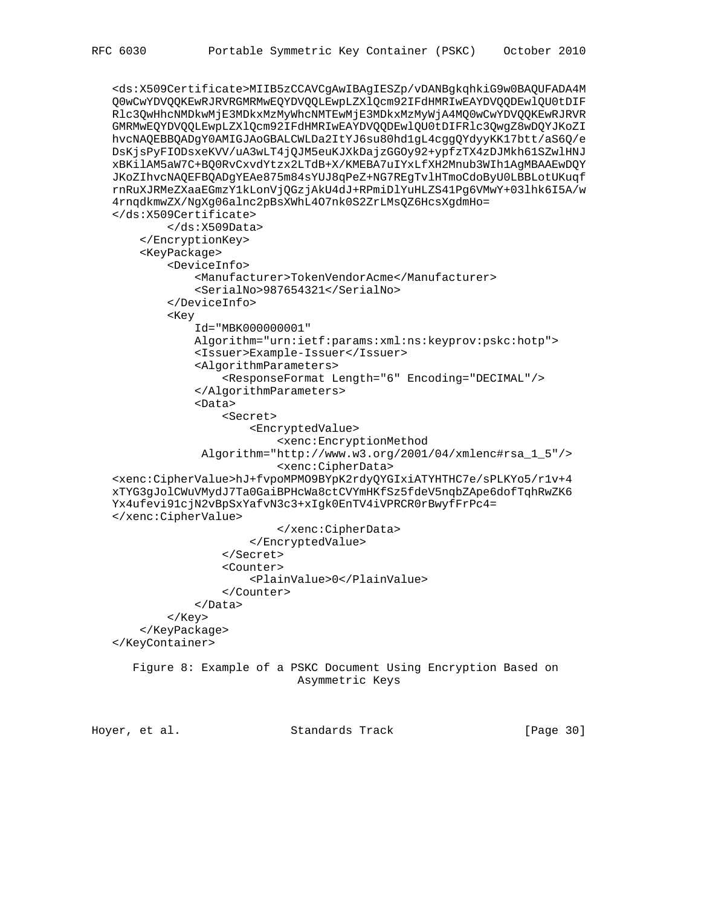```
<ds:X509Certificate>MIIB5zCCAVCgAwIBAgIESZp/vDANBgkqhkiG9w0BAQUFADA4M
Q0wCwYDVQQKEwRJRVRGMRMwEQYDVQQLEwpLZXlQcm92IFdHMRIwEAYDVQQDEwlQU0tDIF
Rlc3QwHhcNMDkwMjE3MDkxMzMyWhcNMTEwMjE3MDkxMzMyWjA4MQ0wCwYDVQQKEwRJRVR
GMRMwEQYDVQQLEwpLZXlQcm92IFdHMRIwEAYDVQQDEwlQU0tDIFRlc3QwgZ8wDQYJKoZI
hvcNAQEBBQADgY0AMIGJAoGBALCWLDa2ItYJ6su80hd1gL4cggQYdyyKK17btt/aS6Q/e
DsKjsPyFIODsxeKVV/uA3wLT4jQJM5euKJXkDajzGGOy92+ypfzTX4zDJMkh61SZwlHNJ
xBKilAM5aW7C+BQ0RvCxvdYtzx2LTdB+X/KMEBA7uIYxLfXH2Mnub3WIh1AgMBAAEwDQY
JKoZIhvcNAQEFBQADgYEAe875m84sYUJ8qPeZ+NG7REgTvlHTmoCdoByU0LBBLotUKuqf
rnRuXJRMeZXaaEGmzY1kLonVjQGzjAkU4dJ+RPmiDlYuHLZS41Pg6VMwY+03lhk6I5A/w
4rnqdkmwZX/NgXg06alnc2pBsXWhL4O7nk0S2ZrLMsQZ6HcsXgdmHo=
</ds:X509Certificate>
        </ds:X509Data>
    </EncryptionKey>
    <KeyPackage>
        <DeviceInfo>
            <Manufacturer>TokenVendorAcme</Manufacturer>
            <SerialNo>987654321</SerialNo>
        </DeviceInfo>
        <Key
            Id="MBK000000001"
            Algorithm="urn:ietf:params:xml:ns:keyprov:pskc:hotp">
            <Issuer>Example-Issuer</Issuer>
            <AlgorithmParameters>
                <ResponseFormat Length="6" Encoding="DECIMAL"/>
            </AlgorithmParameters>
            <Data>
                <Secret>
                    <EncryptedValue>
                        <xenc:EncryptionMethod
             Algorithm="http://www.w3.org/2001/04/xmlenc#rsa_1_5"/>
                        <xenc:CipherData>
<xenc:CipherValue>hJ+fvpoMPMO9BYpK2rdyQYGIxiATYHTHC7e/sPLKYo5/r1v+4
xTYG3gJolCWuVMydJ7Ta0GaiBPHcWa8ctCVYmHKfSz5fdeV5nqbZApe6dofTqhRwZK6
Yx4ufevi91cjN2vBpSxYafvN3c3+xIgk0EnTV4iVPRCR0rBwyfFrPc4=
</xenc:CipherValue>
                        </xenc:CipherData>
                    </EncryptedValue>
                </Secret>
                <Counter>
                    <PlainValue>0</PlainValue>
                </Counter>
            </Data>
        </Key>
    </KeyPackage>
</KeyContainer>
```

Figure 8: Example of a PSKC Document Using Encryption Based on Asymmetric Keys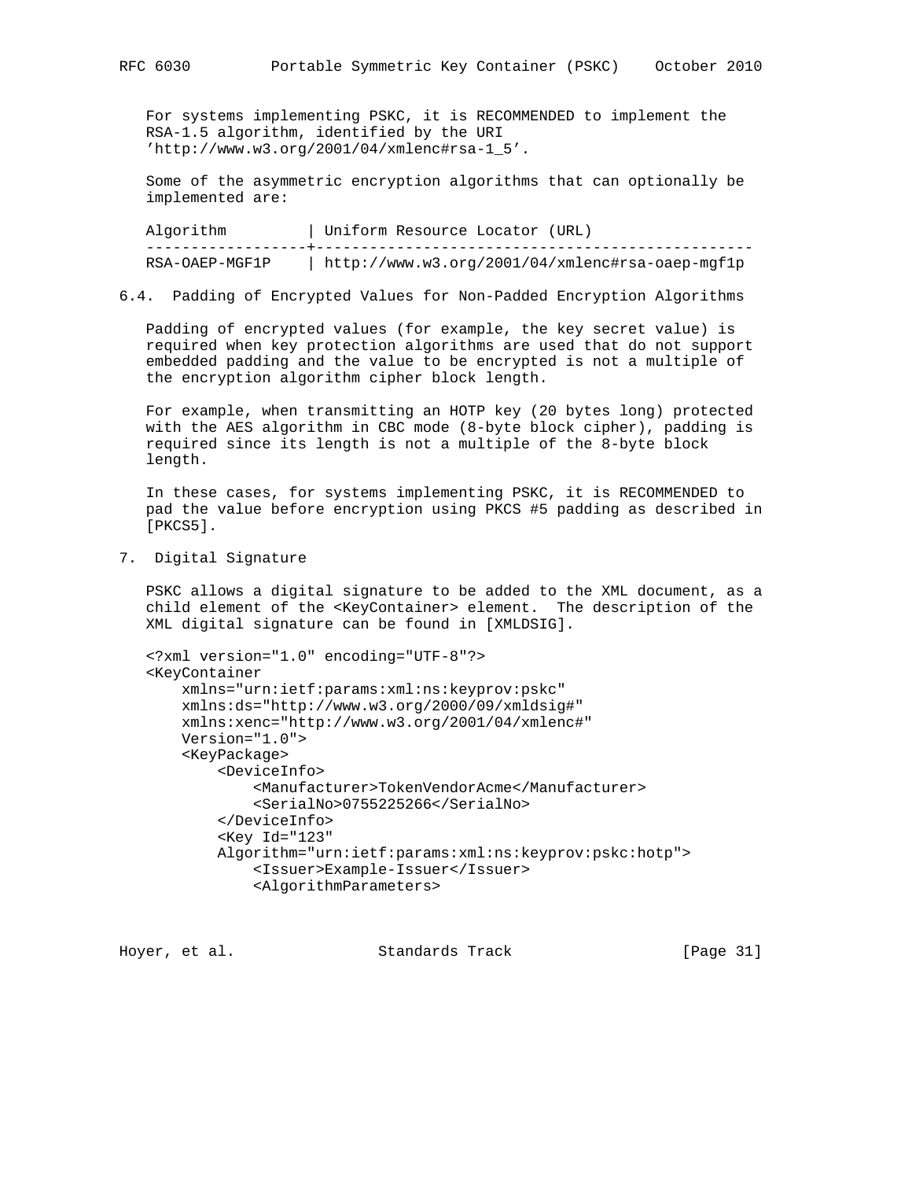For systems implementing PSKC, it is RECOMMENDED to implement the RSA-1.5 algorithm, identified by the URI 'http://www.w3.org/2001/04/xmlenc#rsa-1_5'.

Some of the asymmetric encryption algorithms that can optionally be implemented are:

| Algorithm | Uniform Resource Locator (URL) |
| --- | --- |
| RSA-OAEP-MGF1P | http://www.w3.org/2001/04/xmlenc#rsa-oaep-mgf1p |

### 6.4. Padding of Encrypted Values for Non-Padded Encryption Algorithms

Padding of encrypted values (for example, the key secret value) is required when key protection algorithms are used that do not support embedded padding and the value to be encrypted is not a multiple of the encryption algorithm cipher block length.

For example, when transmitting an HOTP key (20 bytes long) protected with the AES algorithm in CBC mode (8-byte block cipher), padding is required since its length is not a multiple of the 8-byte block length.

In these cases, for systems implementing PSKC, it is RECOMMENDED to pad the value before encryption using PKCS #5 padding as described in [PKCS5].

## 7. Digital Signature

PSKC allows a digital signature to be added to the XML document, as a child element of the <KeyContainer> element. The description of the XML digital signature can be found in [XMLDSIG].

```
<?xml version="1.0" encoding="UTF-8"?>
<KeyContainer
    xmlns="urn:ietf:params:xml:ns:keyprov:pskc"
    xmlns:ds="http://www.w3.org/2000/09/xmldsig#"
    xmlns:xenc="http://www.w3.org/2001/04/xmlenc#"
    Version="1.0">
    <KeyPackage>
        <DeviceInfo>
            <Manufacturer>TokenVendorAcme</Manufacturer>
            <SerialNo>0755225266</SerialNo>
        </DeviceInfo>
        <Key Id="123"
        Algorithm="urn:ietf:params:xml:ns:keyprov:pskc:hotp">
            <Issuer>Example-Issuer</Issuer>
            <AlgorithmParameters>
```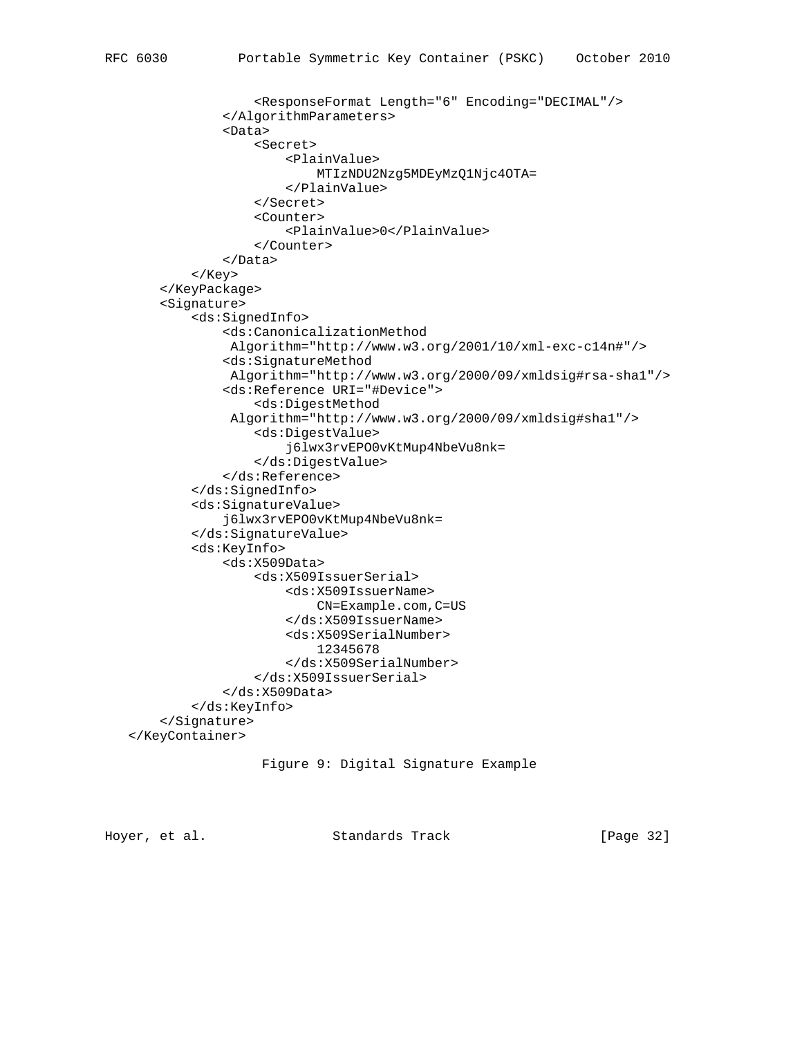```
                <ResponseFormat Length="6" Encoding="DECIMAL"/>
            </AlgorithmParameters>
            <Data>
                <Secret>
                    <PlainValue>
                        MTIzNDU2Nzg5MDEyMzQ1Njc4OTA=
                    </PlainValue>
                </Secret>
                <Counter>
                    <PlainValue>0</PlainValue>
                </Counter>
            </Data>
        </Key>
    </KeyPackage>
    <Signature>
        <ds:SignedInfo>
            <ds:CanonicalizationMethod
             Algorithm="http://www.w3.org/2001/10/xml-exc-c14n#"/>
            <ds:SignatureMethod
             Algorithm="http://www.w3.org/2000/09/xmldsig#rsa-sha1"/>
            <ds:Reference URI="#Device">
                <ds:DigestMethod
             Algorithm="http://www.w3.org/2000/09/xmldsig#sha1"/>
                <ds:DigestValue>
                    j6lwx3rvEPO0vKtMup4NbeVu8nk=
                </ds:DigestValue>
            </ds:Reference>
        </ds:SignedInfo>
        <ds:SignatureValue>
            j6lwx3rvEPO0vKtMup4NbeVu8nk=
        </ds:SignatureValue>
        <ds:KeyInfo>
            <ds:X509Data>
                <ds:X509IssuerSerial>
                    <ds:X509IssuerName>
                        CN=Example.com,C=US
                    </ds:X509IssuerName>
                    <ds:X509SerialNumber>
                        12345678
                    </ds:X509SerialNumber>
                </ds:X509IssuerSerial>
            </ds:X509Data>
        </ds:KeyInfo>
    </Signature>
</KeyContainer>
```

Figure 9: Digital Signature Example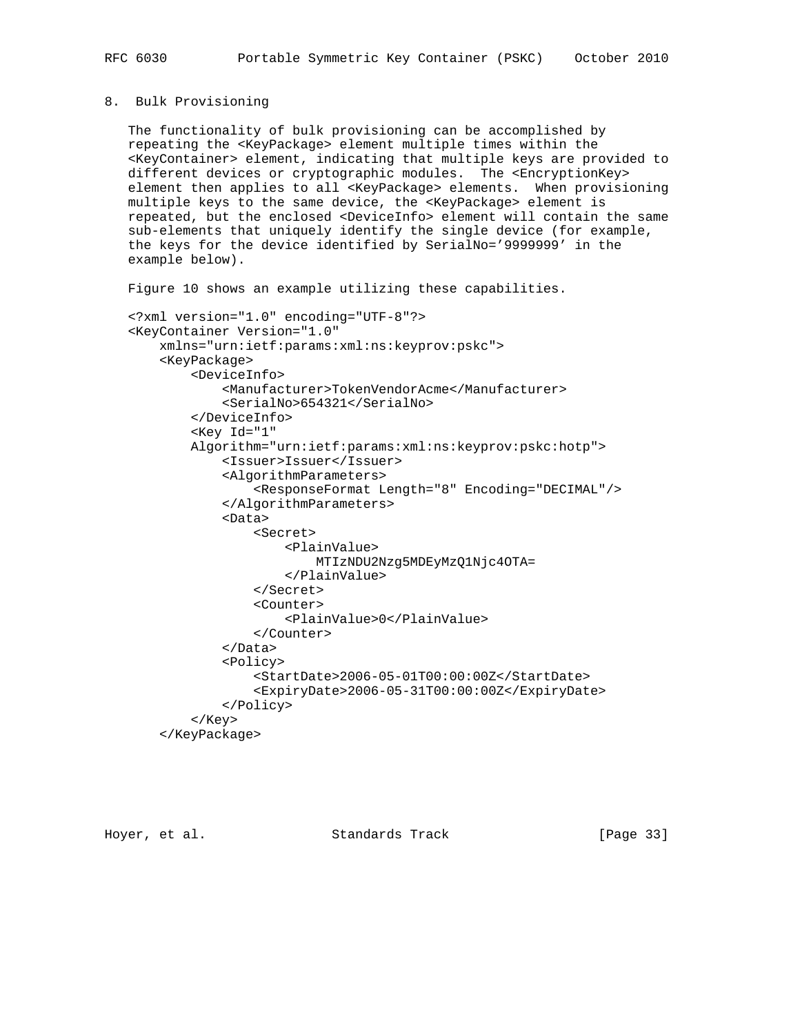## 8. Bulk Provisioning

The functionality of bulk provisioning can be accomplished by repeating the <KeyPackage> element multiple times within the <KeyContainer> element, indicating that multiple keys are provided to different devices or cryptographic modules. The <EncryptionKey> element then applies to all <KeyPackage> elements. When provisioning multiple keys to the same device, the <KeyPackage> element is repeated, but the enclosed <DeviceInfo> element will contain the same sub-elements that uniquely identify the single device (for example, the keys for the device identified by SerialNo='9999999' in the example below).

Figure 10 shows an example utilizing these capabilities.

```
<?xml version="1.0" encoding="UTF-8"?>
<KeyContainer Version="1.0"
    xmlns="urn:ietf:params:xml:ns:keyprov:pskc">
    <KeyPackage>
        <DeviceInfo>
            <Manufacturer>TokenVendorAcme</Manufacturer>
            <SerialNo>654321</SerialNo>
        </DeviceInfo>
        <Key Id="1"
        Algorithm="urn:ietf:params:xml:ns:keyprov:pskc:hotp">
            <Issuer>Issuer</Issuer>
            <AlgorithmParameters>
                <ResponseFormat Length="8" Encoding="DECIMAL"/>
            </AlgorithmParameters>
            <Data>
                <Secret>
                    <PlainValue>
                        MTIzNDU2Nzg5MDEyMzQ1Njc4OTA=
                    </PlainValue>
                </Secret>
                <Counter>
                    <PlainValue>0</PlainValue>
                </Counter>
            </Data>
            <Policy>
                <StartDate>2006-05-01T00:00:00Z</StartDate>
                <ExpiryDate>2006-05-31T00:00:00Z</ExpiryDate>
            </Policy>
        </Key>
    </KeyPackage>
```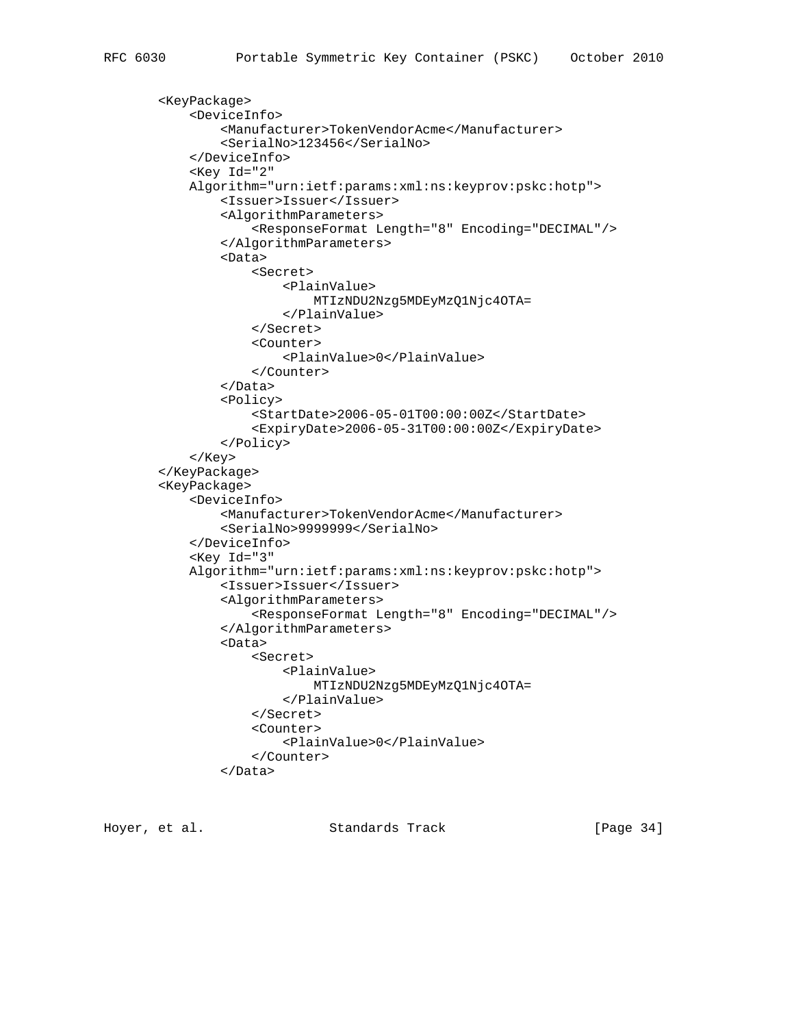```
        <KeyPackage>
            <DeviceInfo>
                <Manufacturer>TokenVendorAcme</Manufacturer>
                <SerialNo>123456</SerialNo>
            </DeviceInfo>
            <Key Id="2"
            Algorithm="urn:ietf:params:xml:ns:keyprov:pskc:hotp">
                <Issuer>Issuer</Issuer>
                <AlgorithmParameters>
                    <ResponseFormat Length="8" Encoding="DECIMAL"/>
                </AlgorithmParameters>
                <Data>
                    <Secret>
                        <PlainValue>
                            MTIzNDU2Nzg5MDEyMzQ1Njc4OTA=
                        </PlainValue>
                    </Secret>
                    <Counter>
                        <PlainValue>0</PlainValue>
                    </Counter>
                </Data>
                <Policy>
                    <StartDate>2006-05-01T00:00:00Z</StartDate>
                    <ExpiryDate>2006-05-31T00:00:00Z</ExpiryDate>
                </Policy>
            </Key>
        </KeyPackage>
        <KeyPackage>
            <DeviceInfo>
                <Manufacturer>TokenVendorAcme</Manufacturer>
                <SerialNo>9999999</SerialNo>
            </DeviceInfo>
            <Key Id="3"
            Algorithm="urn:ietf:params:xml:ns:keyprov:pskc:hotp">
                <Issuer>Issuer</Issuer>
                <AlgorithmParameters>
                    <ResponseFormat Length="8" Encoding="DECIMAL"/>
                </AlgorithmParameters>
                <Data>
                    <Secret>
                        <PlainValue>
                            MTIzNDU2Nzg5MDEyMzQ1Njc4OTA=
                        </PlainValue>
                    </Secret>
                    <Counter>
                        <PlainValue>0</PlainValue>
                    </Counter>
                </Data>
```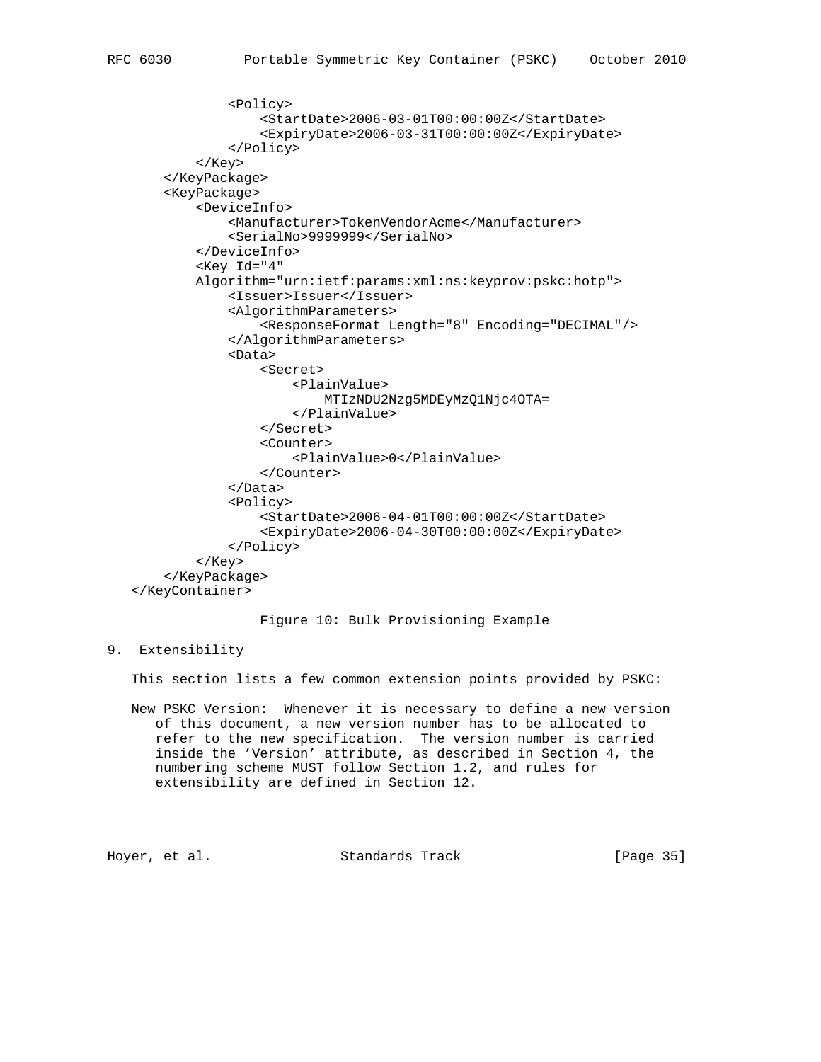```
            <Policy>
                <StartDate>2006-03-01T00:00:00Z</StartDate>
                <ExpiryDate>2006-03-31T00:00:00Z</ExpiryDate>
            </Policy>
        </Key>
    </KeyPackage>
    <KeyPackage>
        <DeviceInfo>
            <Manufacturer>TokenVendorAcme</Manufacturer>
            <SerialNo>9999999</SerialNo>
        </DeviceInfo>
        <Key Id="4"
        Algorithm="urn:ietf:params:xml:ns:keyprov:pskc:hotp">
            <Issuer>Issuer</Issuer>
            <AlgorithmParameters>
                <ResponseFormat Length="8" Encoding="DECIMAL"/>
            </AlgorithmParameters>
            <Data>
                <Secret>
                    <PlainValue>
                        MTIzNDU2Nzg5MDEyMzQ1Njc4OTA=
                    </PlainValue>
                </Secret>
                <Counter>
                    <PlainValue>0</PlainValue>
                </Counter>
            </Data>
            <Policy>
                <StartDate>2006-04-01T00:00:00Z</StartDate>
                <ExpiryDate>2006-04-30T00:00:00Z</ExpiryDate>
            </Policy>
        </Key>
    </KeyPackage>
</KeyContainer>
```

Figure 10: Bulk Provisioning Example

## 9. Extensibility

This section lists a few common extension points provided by PSKC:

New PSKC Version: Whenever it is necessary to define a new version of this document, a new version number has to be allocated to refer to the new specification. The version number is carried inside the 'Version' attribute, as described in Section 4, the numbering scheme MUST follow Section 1.2, and rules for extensibility are defined in Section 12.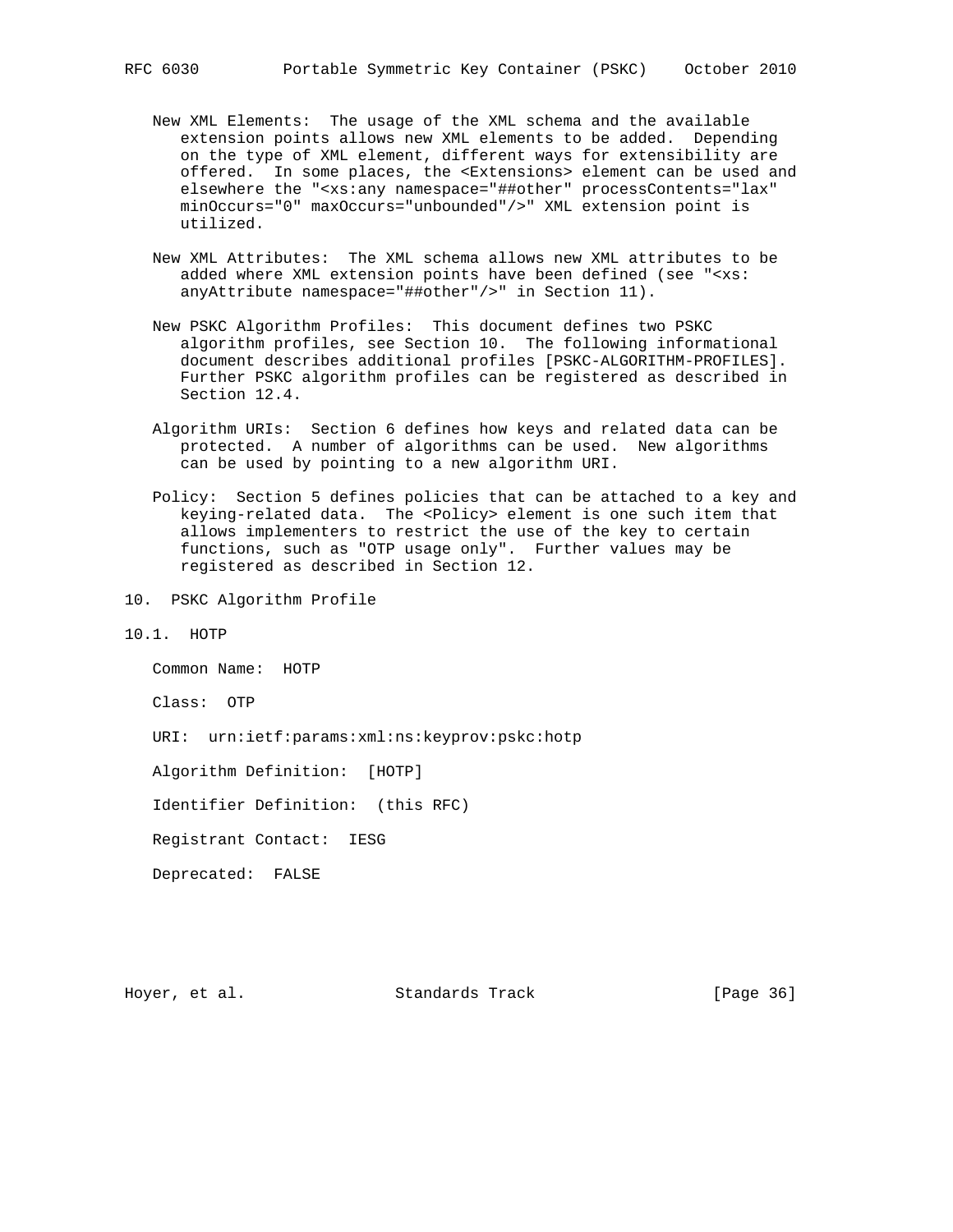New XML Elements: The usage of the XML schema and the available extension points allows new XML elements to be added. Depending on the type of XML element, different ways for extensibility are offered. In some places, the <Extensions> element can be used and elsewhere the "<xs:any namespace="##other" processContents="lax" minOccurs="0" maxOccurs="unbounded"/>" XML extension point is utilized.

New XML Attributes: The XML schema allows new XML attributes to be added where XML extension points have been defined (see "<xs: anyAttribute namespace="##other"/>" in Section 11).

New PSKC Algorithm Profiles: This document defines two PSKC algorithm profiles, see Section 10. The following informational document describes additional profiles [PSKC-ALGORITHM-PROFILES]. Further PSKC algorithm profiles can be registered as described in Section 12.4.

Algorithm URIs: Section 6 defines how keys and related data can be protected. A number of algorithms can be used. New algorithms can be used by pointing to a new algorithm URI.

Policy: Section 5 defines policies that can be attached to a key and keying-related data. The <Policy> element is one such item that allows implementers to restrict the use of the key to certain functions, such as "OTP usage only". Further values may be registered as described in Section 12.

# 10. PSKC Algorithm Profile

## 10.1. HOTP

Common Name: HOTP

Class: OTP

URI: urn:ietf:params:xml:ns:keyprov:pskc:hotp

Algorithm Definition: [HOTP]

Identifier Definition: (this RFC)

Registrant Contact: IESG

Deprecated: FALSE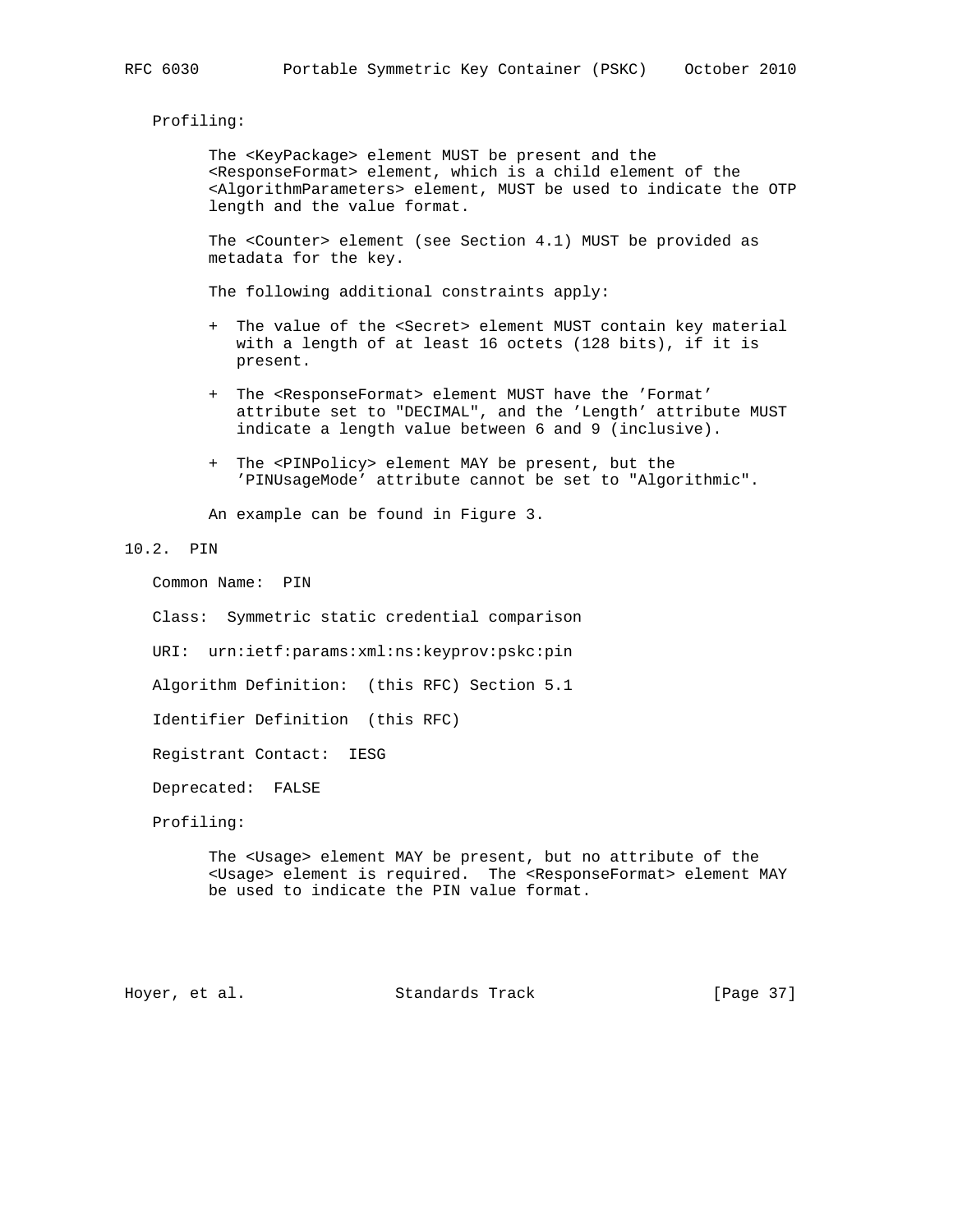Profiling:

The <KeyPackage> element MUST be present and the <ResponseFormat> element, which is a child element of the <AlgorithmParameters> element, MUST be used to indicate the OTP length and the value format.

The <Counter> element (see Section 4.1) MUST be provided as metadata for the key.

The following additional constraints apply:

+ The value of the <Secret> element MUST contain key material with a length of at least 16 octets (128 bits), if it is present.

+ The <ResponseFormat> element MUST have the 'Format' attribute set to "DECIMAL", and the 'Length' attribute MUST indicate a length value between 6 and 9 (inclusive).

+ The <PINPolicy> element MAY be present, but the 'PINUsageMode' attribute cannot be set to "Algorithmic".

An example can be found in Figure 3.

## 10.2. PIN

Common Name: PIN

Class: Symmetric static credential comparison

URI: urn:ietf:params:xml:ns:keyprov:pskc:pin

Algorithm Definition: (this RFC) Section 5.1

Identifier Definition (this RFC)

Registrant Contact: IESG

Deprecated: FALSE

Profiling:

The <Usage> element MAY be present, but no attribute of the <Usage> element is required. The <ResponseFormat> element MAY be used to indicate the PIN value format.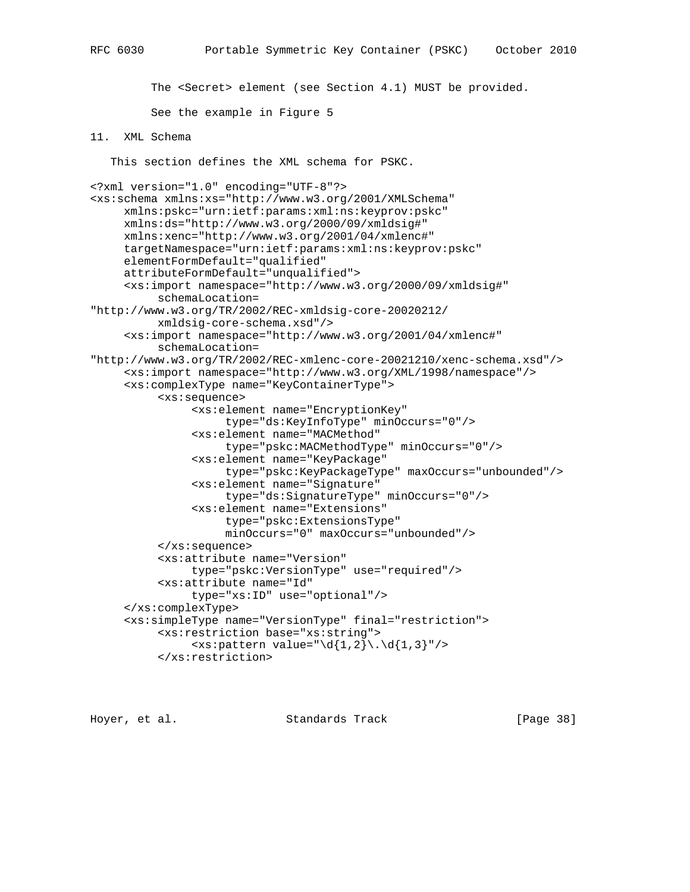The <Secret> element (see Section 4.1) MUST be provided.

See the example in Figure 5

## 11. XML Schema

This section defines the XML schema for PSKC.

```
<?xml version="1.0" encoding="UTF-8"?>
<xs:schema xmlns:xs="http://www.w3.org/2001/XMLSchema"
     xmlns:pskc="urn:ietf:params:xml:ns:keyprov:pskc"
     xmlns:ds="http://www.w3.org/2000/09/xmldsig#"
     xmlns:xenc="http://www.w3.org/2001/04/xmlenc#"
     targetNamespace="urn:ietf:params:xml:ns:keyprov:pskc"
     elementFormDefault="qualified"
     attributeFormDefault="unqualified">
     <xs:import namespace="http://www.w3.org/2000/09/xmldsig#"
          schemaLocation=
"http://www.w3.org/TR/2002/REC-xmldsig-core-20020212/
          xmldsig-core-schema.xsd"/>
     <xs:import namespace="http://www.w3.org/2001/04/xmlenc#"
          schemaLocation=
"http://www.w3.org/TR/2002/REC-xmlenc-core-20021210/xenc-schema.xsd"/>
     <xs:import namespace="http://www.w3.org/XML/1998/namespace"/>
     <xs:complexType name="KeyContainerType">
          <xs:sequence>
               <xs:element name="EncryptionKey"
                    type="ds:KeyInfoType" minOccurs="0"/>
               <xs:element name="MACMethod"
                    type="pskc:MACMethodType" minOccurs="0"/>
               <xs:element name="KeyPackage"
                    type="pskc:KeyPackageType" maxOccurs="unbounded"/>
               <xs:element name="Signature"
                    type="ds:SignatureType" minOccurs="0"/>
               <xs:element name="Extensions"
                    type="pskc:ExtensionsType"
                    minOccurs="0" maxOccurs="unbounded"/>
          </xs:sequence>
          <xs:attribute name="Version"
               type="pskc:VersionType" use="required"/>
          <xs:attribute name="Id"
               type="xs:ID" use="optional"/>
     </xs:complexType>
     <xs:simpleType name="VersionType" final="restriction">
          <xs:restriction base="xs:string">
               <xs:pattern value="\d{1,2}\.\d{1,3}"/>
          </xs:restriction>
```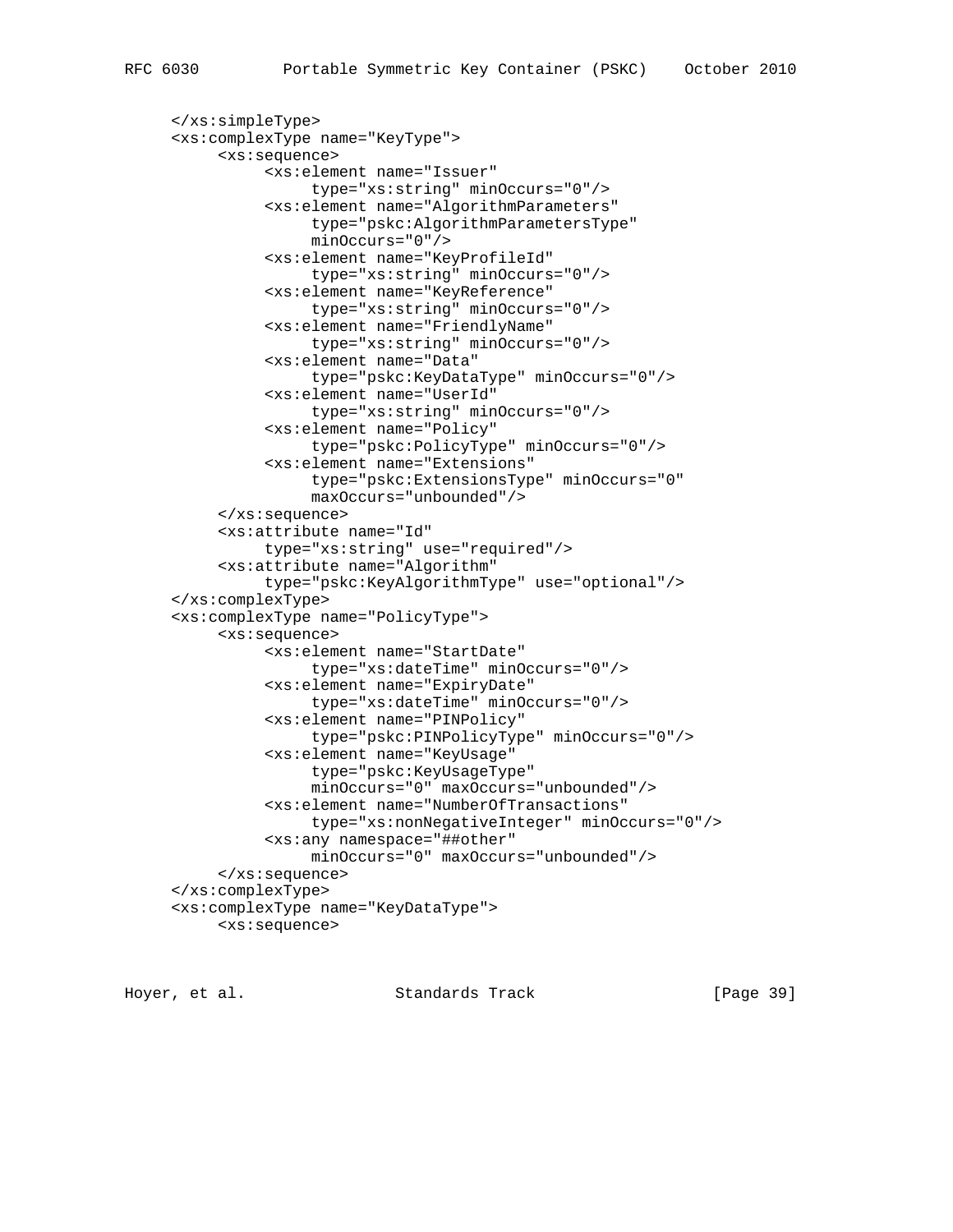```
     </xs:simpleType>
     <xs:complexType name="KeyType">
          <xs:sequence>
               <xs:element name="Issuer"
                    type="xs:string" minOccurs="0"/>
               <xs:element name="AlgorithmParameters"
                    type="pskc:AlgorithmParametersType"
                    minOccurs="0"/>
               <xs:element name="KeyProfileId"
                    type="xs:string" minOccurs="0"/>
               <xs:element name="KeyReference"
                    type="xs:string" minOccurs="0"/>
               <xs:element name="FriendlyName"
                    type="xs:string" minOccurs="0"/>
               <xs:element name="Data"
                    type="pskc:KeyDataType" minOccurs="0"/>
               <xs:element name="UserId"
                    type="xs:string" minOccurs="0"/>
               <xs:element name="Policy"
                    type="pskc:PolicyType" minOccurs="0"/>
               <xs:element name="Extensions"
                    type="pskc:ExtensionsType" minOccurs="0"
                    maxOccurs="unbounded"/>
          </xs:sequence>
          <xs:attribute name="Id"
               type="xs:string" use="required"/>
          <xs:attribute name="Algorithm"
               type="pskc:KeyAlgorithmType" use="optional"/>
     </xs:complexType>
     <xs:complexType name="PolicyType">
          <xs:sequence>
               <xs:element name="StartDate"
                    type="xs:dateTime" minOccurs="0"/>
               <xs:element name="ExpiryDate"
                    type="xs:dateTime" minOccurs="0"/>
               <xs:element name="PINPolicy"
                    type="pskc:PINPolicyType" minOccurs="0"/>
               <xs:element name="KeyUsage"
                    type="pskc:KeyUsageType"
                    minOccurs="0" maxOccurs="unbounded"/>
               <xs:element name="NumberOfTransactions"
                    type="xs:nonNegativeInteger" minOccurs="0"/>
               <xs:any namespace="##other"
                    minOccurs="0" maxOccurs="unbounded"/>
          </xs:sequence>
     </xs:complexType>
     <xs:complexType name="KeyDataType">
          <xs:sequence>
```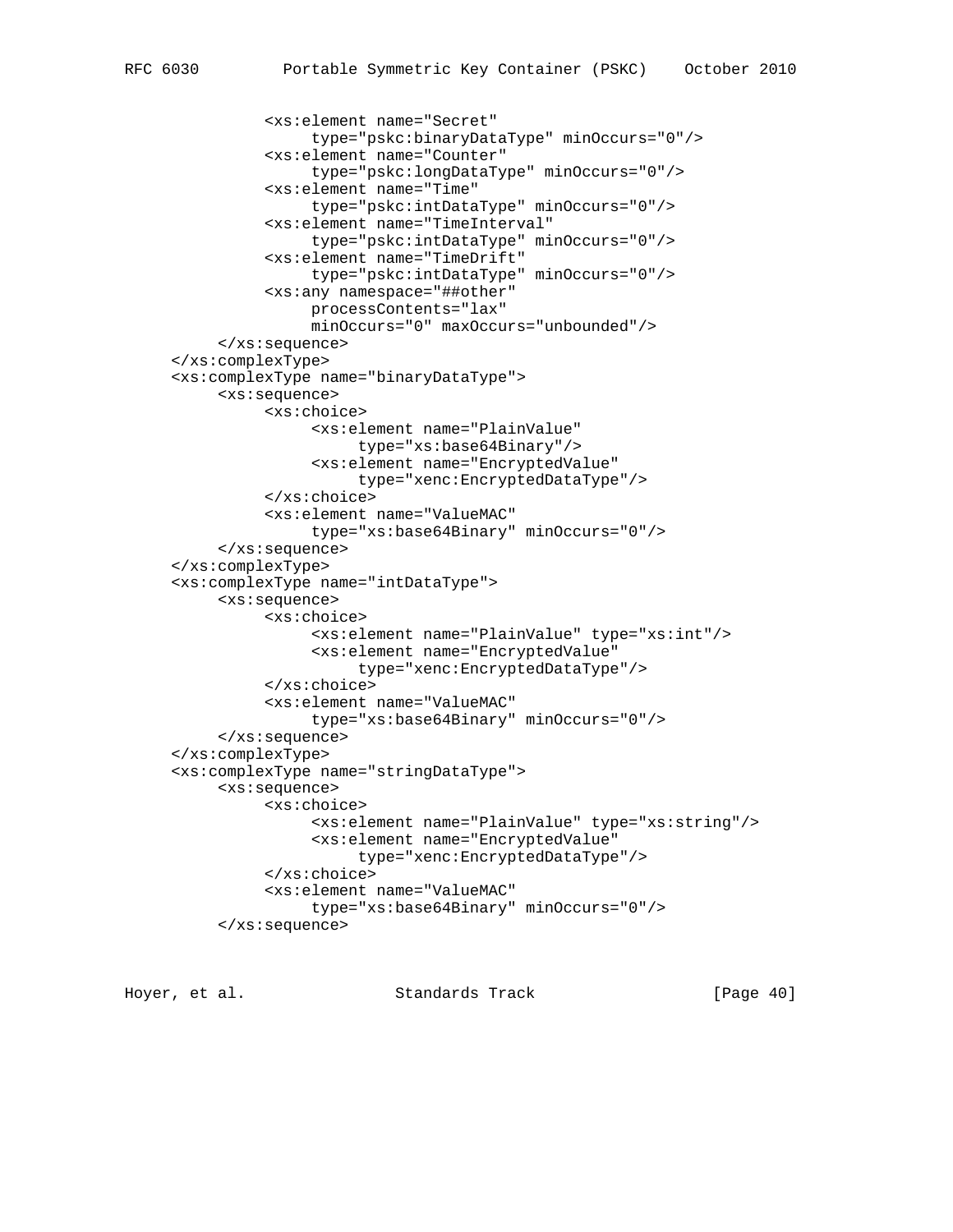```
            <xs:element name="Secret"
                 type="pskc:binaryDataType" minOccurs="0"/>
            <xs:element name="Counter"
                 type="pskc:longDataType" minOccurs="0"/>
            <xs:element name="Time"
                 type="pskc:intDataType" minOccurs="0"/>
            <xs:element name="TimeInterval"
                 type="pskc:intDataType" minOccurs="0"/>
            <xs:element name="TimeDrift"
                 type="pskc:intDataType" minOccurs="0"/>
            <xs:any namespace="##other"
                 processContents="lax"
                 minOccurs="0" maxOccurs="unbounded"/>
       </xs:sequence>
  </xs:complexType>
  <xs:complexType name="binaryDataType">
       <xs:sequence>
            <xs:choice>
                 <xs:element name="PlainValue"
                      type="xs:base64Binary"/>
                 <xs:element name="EncryptedValue"
                      type="xenc:EncryptedDataType"/>
            </xs:choice>
            <xs:element name="ValueMAC"
                 type="xs:base64Binary" minOccurs="0"/>
       </xs:sequence>
  </xs:complexType>
  <xs:complexType name="intDataType">
       <xs:sequence>
            <xs:choice>
                 <xs:element name="PlainValue" type="xs:int"/>
                 <xs:element name="EncryptedValue"
                      type="xenc:EncryptedDataType"/>
            </xs:choice>
            <xs:element name="ValueMAC"
                 type="xs:base64Binary" minOccurs="0"/>
       </xs:sequence>
  </xs:complexType>
  <xs:complexType name="stringDataType">
       <xs:sequence>
            <xs:choice>
                 <xs:element name="PlainValue" type="xs:string"/>
                 <xs:element name="EncryptedValue"
                      type="xenc:EncryptedDataType"/>
            </xs:choice>
            <xs:element name="ValueMAC"
                 type="xs:base64Binary" minOccurs="0"/>
       </xs:sequence>
```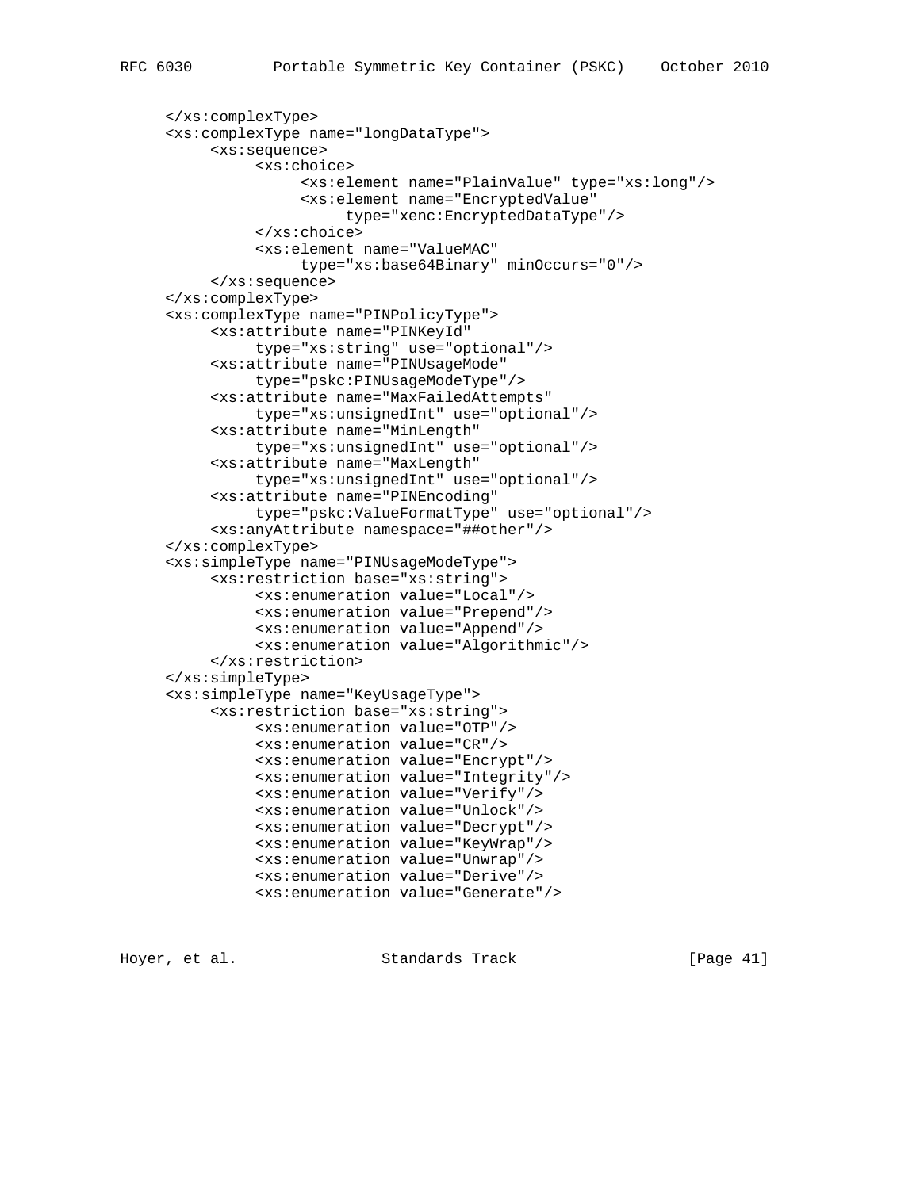```
     </xs:complexType>
     <xs:complexType name="longDataType">
          <xs:sequence>
               <xs:choice>
                    <xs:element name="PlainValue" type="xs:long"/>
                    <xs:element name="EncryptedValue"
                         type="xenc:EncryptedDataType"/>
               </xs:choice>
               <xs:element name="ValueMAC"
                    type="xs:base64Binary" minOccurs="0"/>
          </xs:sequence>
     </xs:complexType>
     <xs:complexType name="PINPolicyType">
          <xs:attribute name="PINKeyId"
               type="xs:string" use="optional"/>
          <xs:attribute name="PINUsageMode"
               type="pskc:PINUsageModeType"/>
          <xs:attribute name="MaxFailedAttempts"
               type="xs:unsignedInt" use="optional"/>
          <xs:attribute name="MinLength"
               type="xs:unsignedInt" use="optional"/>
          <xs:attribute name="MaxLength"
               type="xs:unsignedInt" use="optional"/>
          <xs:attribute name="PINEncoding"
               type="pskc:ValueFormatType" use="optional"/>
          <xs:anyAttribute namespace="##other"/>
     </xs:complexType>
     <xs:simpleType name="PINUsageModeType">
          <xs:restriction base="xs:string">
               <xs:enumeration value="Local"/>
               <xs:enumeration value="Prepend"/>
               <xs:enumeration value="Append"/>
               <xs:enumeration value="Algorithmic"/>
          </xs:restriction>
     </xs:simpleType>
     <xs:simpleType name="KeyUsageType">
          <xs:restriction base="xs:string">
               <xs:enumeration value="OTP"/>
               <xs:enumeration value="CR"/>
               <xs:enumeration value="Encrypt"/>
               <xs:enumeration value="Integrity"/>
               <xs:enumeration value="Verify"/>
               <xs:enumeration value="Unlock"/>
               <xs:enumeration value="Decrypt"/>
               <xs:enumeration value="KeyWrap"/>
               <xs:enumeration value="Unwrap"/>
               <xs:enumeration value="Derive"/>
               <xs:enumeration value="Generate"/>
```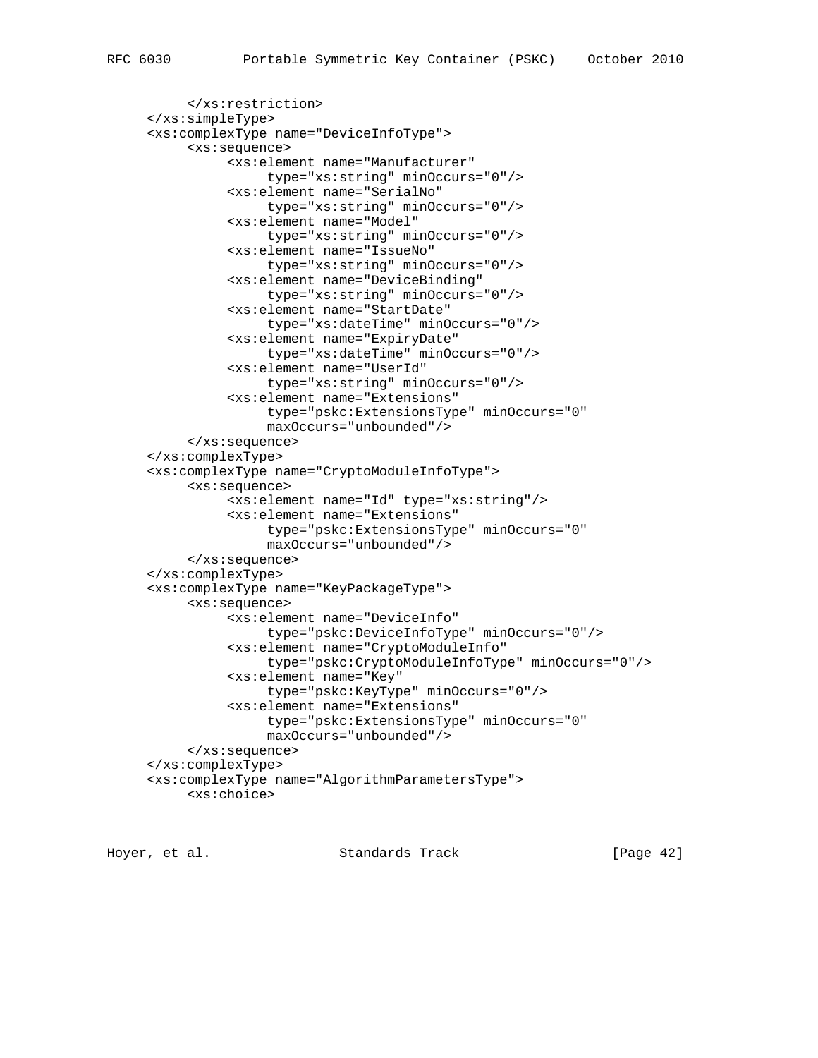```
        </xs:restriction>
    </xs:simpleType>
    <xs:complexType name="DeviceInfoType">
        <xs:sequence>
            <xs:element name="Manufacturer"
                type="xs:string" minOccurs="0"/>
            <xs:element name="SerialNo"
                type="xs:string" minOccurs="0"/>
            <xs:element name="Model"
                type="xs:string" minOccurs="0"/>
            <xs:element name="IssueNo"
                type="xs:string" minOccurs="0"/>
            <xs:element name="DeviceBinding"
                type="xs:string" minOccurs="0"/>
            <xs:element name="StartDate"
                type="xs:dateTime" minOccurs="0"/>
            <xs:element name="ExpiryDate"
                type="xs:dateTime" minOccurs="0"/>
            <xs:element name="UserId"
                type="xs:string" minOccurs="0"/>
            <xs:element name="Extensions"
                type="pskc:ExtensionsType" minOccurs="0"
                maxOccurs="unbounded"/>
        </xs:sequence>
    </xs:complexType>
    <xs:complexType name="CryptoModuleInfoType">
        <xs:sequence>
            <xs:element name="Id" type="xs:string"/>
            <xs:element name="Extensions"
                type="pskc:ExtensionsType" minOccurs="0"
                maxOccurs="unbounded"/>
        </xs:sequence>
    </xs:complexType>
    <xs:complexType name="KeyPackageType">
        <xs:sequence>
            <xs:element name="DeviceInfo"
                type="pskc:DeviceInfoType" minOccurs="0"/>
            <xs:element name="CryptoModuleInfo"
                type="pskc:CryptoModuleInfoType" minOccurs="0"/>
            <xs:element name="Key"
                type="pskc:KeyType" minOccurs="0"/>
            <xs:element name="Extensions"
                type="pskc:ExtensionsType" minOccurs="0"
                maxOccurs="unbounded"/>
        </xs:sequence>
    </xs:complexType>
    <xs:complexType name="AlgorithmParametersType">
        <xs:choice>
```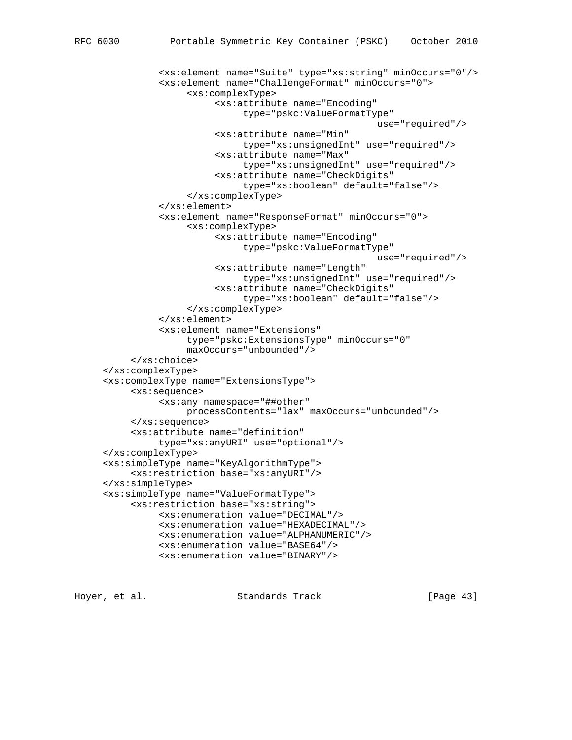```
            <xs:element name="Suite" type="xs:string" minOccurs="0"/>
            <xs:element name="ChallengeFormat" minOccurs="0">
                 <xs:complexType>
                      <xs:attribute name="Encoding"
                           type="pskc:ValueFormatType"
                                                  use="required"/>
                      <xs:attribute name="Min"
                           type="xs:unsignedInt" use="required"/>
                      <xs:attribute name="Max"
                           type="xs:unsignedInt" use="required"/>
                      <xs:attribute name="CheckDigits"
                           type="xs:boolean" default="false"/>
                 </xs:complexType>
            </xs:element>
            <xs:element name="ResponseFormat" minOccurs="0">
                 <xs:complexType>
                      <xs:attribute name="Encoding"
                           type="pskc:ValueFormatType"
                                                  use="required"/>
                      <xs:attribute name="Length"
                           type="xs:unsignedInt" use="required"/>
                      <xs:attribute name="CheckDigits"
                           type="xs:boolean" default="false"/>
                 </xs:complexType>
            </xs:element>
            <xs:element name="Extensions"
                 type="pskc:ExtensionsType" minOccurs="0"
                 maxOccurs="unbounded"/>
       </xs:choice>
  </xs:complexType>
  <xs:complexType name="ExtensionsType">
       <xs:sequence>
            <xs:any namespace="##other"
                 processContents="lax" maxOccurs="unbounded"/>
       </xs:sequence>
       <xs:attribute name="definition"
            type="xs:anyURI" use="optional"/>
  </xs:complexType>
  <xs:simpleType name="KeyAlgorithmType">
       <xs:restriction base="xs:anyURI"/>
  </xs:simpleType>
  <xs:simpleType name="ValueFormatType">
       <xs:restriction base="xs:string">
            <xs:enumeration value="DECIMAL"/>
            <xs:enumeration value="HEXADECIMAL"/>
            <xs:enumeration value="ALPHANUMERIC"/>
            <xs:enumeration value="BASE64"/>
            <xs:enumeration value="BINARY"/>
```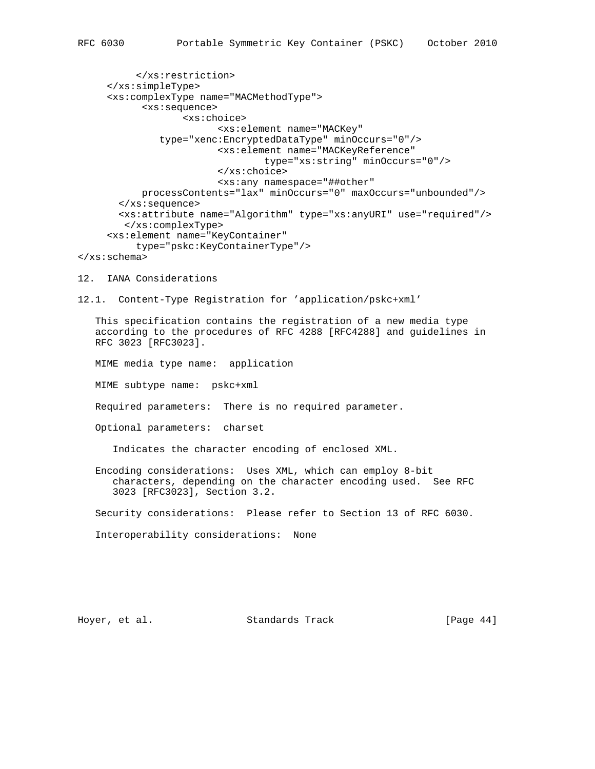```
          </xs:restriction>
     </xs:simpleType>
     <xs:complexType name="MACMethodType">
           <xs:sequence>
                  <xs:choice>
                        <xs:element name="MACKey"
              type="xenc:EncryptedDataType" minOccurs="0"/>
                        <xs:element name="MACKeyReference"
                                type="xs:string" minOccurs="0"/>
                        </xs:choice>
                        <xs:any namespace="##other"
           processContents="lax" minOccurs="0" maxOccurs="unbounded"/>
       </xs:sequence>
       <xs:attribute name="Algorithm" type="xs:anyURI" use="required"/>
        </xs:complexType>
     <xs:element name="KeyContainer"
          type="pskc:KeyContainerType"/>
</xs:schema>
```

## 12. IANA Considerations

### 12.1. Content-Type Registration for 'application/pskc+xml'

This specification contains the registration of a new media type according to the procedures of RFC 4288 [RFC4288] and guidelines in RFC 3023 [RFC3023].

MIME media type name: application

MIME subtype name: pskc+xml

Required parameters: There is no required parameter.

Optional parameters: charset

Indicates the character encoding of enclosed XML.

Encoding considerations: Uses XML, which can employ 8-bit characters, depending on the character encoding used. See RFC 3023 [RFC3023], Section 3.2.

Security considerations: Please refer to Section 13 of RFC 6030.

Interoperability considerations: None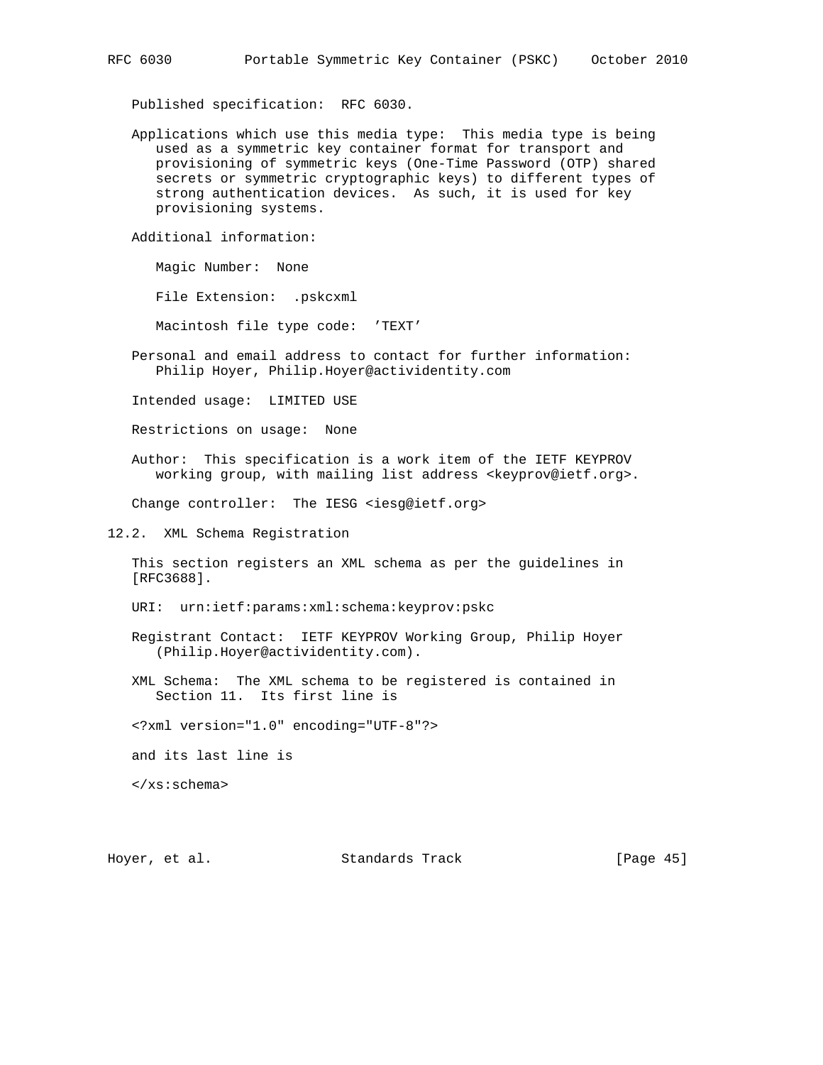Published specification: RFC 6030.

Applications which use this media type: This media type is being used as a symmetric key container format for transport and provisioning of symmetric keys (One-Time Password (OTP) shared secrets or symmetric cryptographic keys) to different types of strong authentication devices. As such, it is used for key provisioning systems.

Additional information:

Magic Number: None

File Extension: .pskcxml

Macintosh file type code: 'TEXT'

Personal and email address to contact for further information: Philip Hoyer, Philip.Hoyer@actividentity.com

Intended usage: LIMITED USE

Restrictions on usage: None

Author: This specification is a work item of the IETF KEYPROV working group, with mailing list address <keyprov@ietf.org>.

Change controller: The IESG <iesg@ietf.org>

### 12.2. XML Schema Registration

This section registers an XML schema as per the guidelines in [RFC3688].

URI: urn:ietf:params:xml:schema:keyprov:pskc

Registrant Contact: IETF KEYPROV Working Group, Philip Hoyer (Philip.Hoyer@actividentity.com).

XML Schema: The XML schema to be registered is contained in Section 11. Its first line is

```
<?xml version="1.0" encoding="UTF-8"?>
```

and its last line is

```
</xs:schema>
```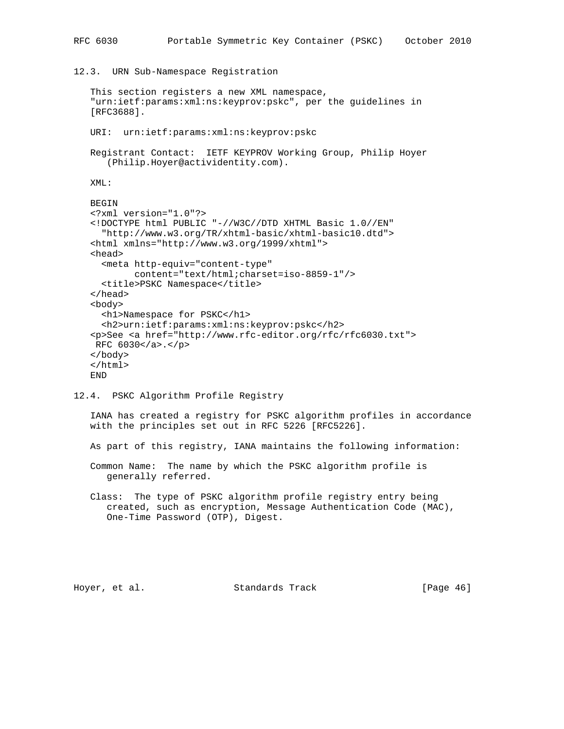### 12.3. URN Sub-Namespace Registration

This section registers a new XML namespace, "urn:ietf:params:xml:ns:keyprov:pskc", per the guidelines in [RFC3688].

URI: urn:ietf:params:xml:ns:keyprov:pskc

Registrant Contact: IETF KEYPROV Working Group, Philip Hoyer (Philip.Hoyer@actividentity.com).

XML:

```
BEGIN
<?xml version="1.0"?>
<!DOCTYPE html PUBLIC "-//W3C//DTD XHTML Basic 1.0//EN"
  "http://www.w3.org/TR/xhtml-basic/xhtml-basic10.dtd">
<html xmlns="http://www.w3.org/1999/xhtml">
<head>
  <meta http-equiv="content-type"
        content="text/html;charset=iso-8859-1"/>
  <title>PSKC Namespace</title>
</head>
<body>
  <h1>Namespace for PSKC</h1>
  <h2>urn:ietf:params:xml:ns:keyprov:pskc</h2>
<p>See <a href="http://www.rfc-editor.org/rfc/rfc6030.txt">
 RFC 6030</a>.</p>
</body>
</html>
END
```

### 12.4. PSKC Algorithm Profile Registry

IANA has created a registry for PSKC algorithm profiles in accordance with the principles set out in RFC 5226 [RFC5226].

As part of this registry, IANA maintains the following information:

Common Name: The name by which the PSKC algorithm profile is generally referred.

Class: The type of PSKC algorithm profile registry entry being created, such as encryption, Message Authentication Code (MAC), One-Time Password (OTP), Digest.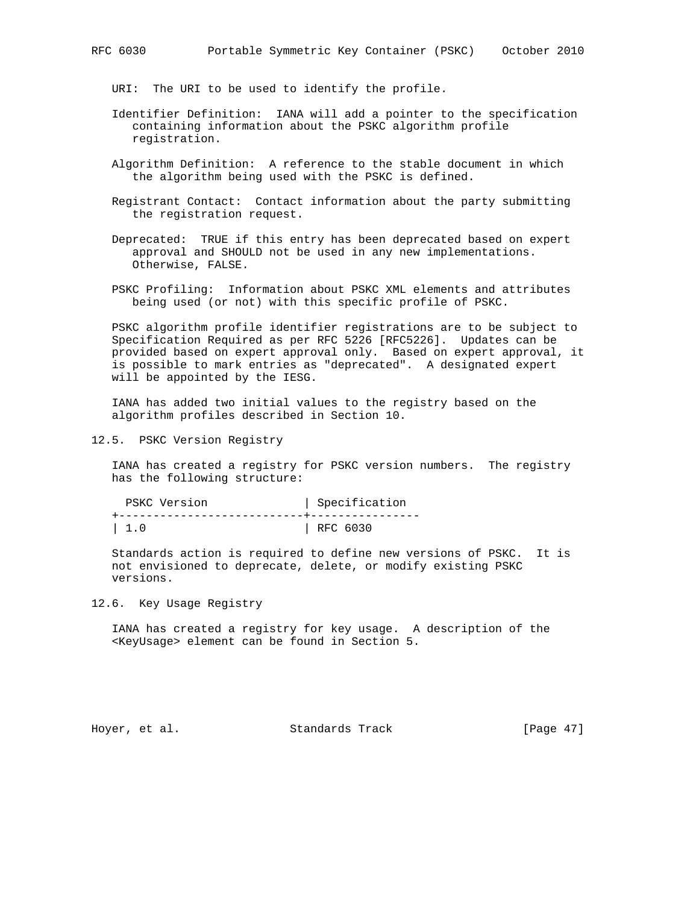URI: The URI to be used to identify the profile.

Identifier Definition: IANA will add a pointer to the specification containing information about the PSKC algorithm profile registration.

Algorithm Definition: A reference to the stable document in which the algorithm being used with the PSKC is defined.

Registrant Contact: Contact information about the party submitting the registration request.

Deprecated: TRUE if this entry has been deprecated based on expert approval and SHOULD not be used in any new implementations. Otherwise, FALSE.

PSKC Profiling: Information about PSKC XML elements and attributes being used (or not) with this specific profile of PSKC.

PSKC algorithm profile identifier registrations are to be subject to Specification Required as per RFC 5226 [RFC5226]. Updates can be provided based on expert approval only. Based on expert approval, it is possible to mark entries as "deprecated". A designated expert will be appointed by the IESG.

IANA has added two initial values to the registry based on the algorithm profiles described in Section 10.

## 12.5. PSKC Version Registry

IANA has created a registry for PSKC version numbers. The registry has the following structure:

| PSKC Version | Specification |
|---|---|
| 1.0 | RFC 6030 |

Standards action is required to define new versions of PSKC. It is not envisioned to deprecate, delete, or modify existing PSKC versions.

## 12.6. Key Usage Registry

IANA has created a registry for key usage. A description of the <KeyUsage> element can be found in Section 5.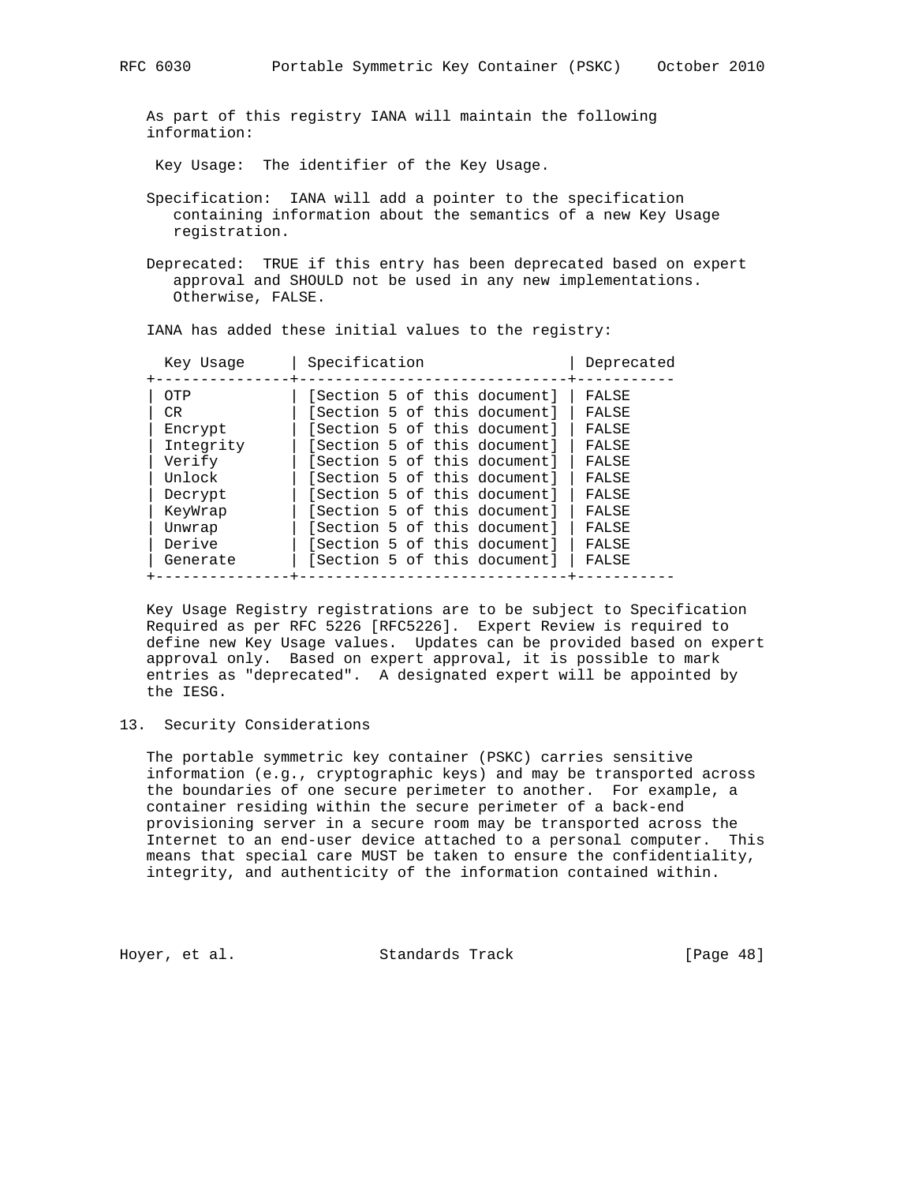As part of this registry IANA will maintain the following information:

Key Usage: The identifier of the Key Usage.

Specification: IANA will add a pointer to the specification containing information about the semantics of a new Key Usage registration.

Deprecated: TRUE if this entry has been deprecated based on expert approval and SHOULD not be used in any new implementations. Otherwise, FALSE.

IANA has added these initial values to the registry:

| Key Usage | Specification | Deprecated |
|---|---|---|
| OTP | [Section 5 of this document] | FALSE |
| CR | [Section 5 of this document] | FALSE |
| Encrypt | [Section 5 of this document] | FALSE |
| Integrity | [Section 5 of this document] | FALSE |
| Verify | [Section 5 of this document] | FALSE |
| Unlock | [Section 5 of this document] | FALSE |
| Decrypt | [Section 5 of this document] | FALSE |
| KeyWrap | [Section 5 of this document] | FALSE |
| Unwrap | [Section 5 of this document] | FALSE |
| Derive | [Section 5 of this document] | FALSE |
| Generate | [Section 5 of this document] | FALSE |

Key Usage Registry registrations are to be subject to Specification Required as per RFC 5226 [RFC5226]. Expert Review is required to define new Key Usage values. Updates can be provided based on expert approval only. Based on expert approval, it is possible to mark entries as "deprecated". A designated expert will be appointed by the IESG.

## 13. Security Considerations

The portable symmetric key container (PSKC) carries sensitive information (e.g., cryptographic keys) and may be transported across the boundaries of one secure perimeter to another. For example, a container residing within the secure perimeter of a back-end provisioning server in a secure room may be transported across the Internet to an end-user device attached to a personal computer. This means that special care MUST be taken to ensure the confidentiality, integrity, and authenticity of the information contained within.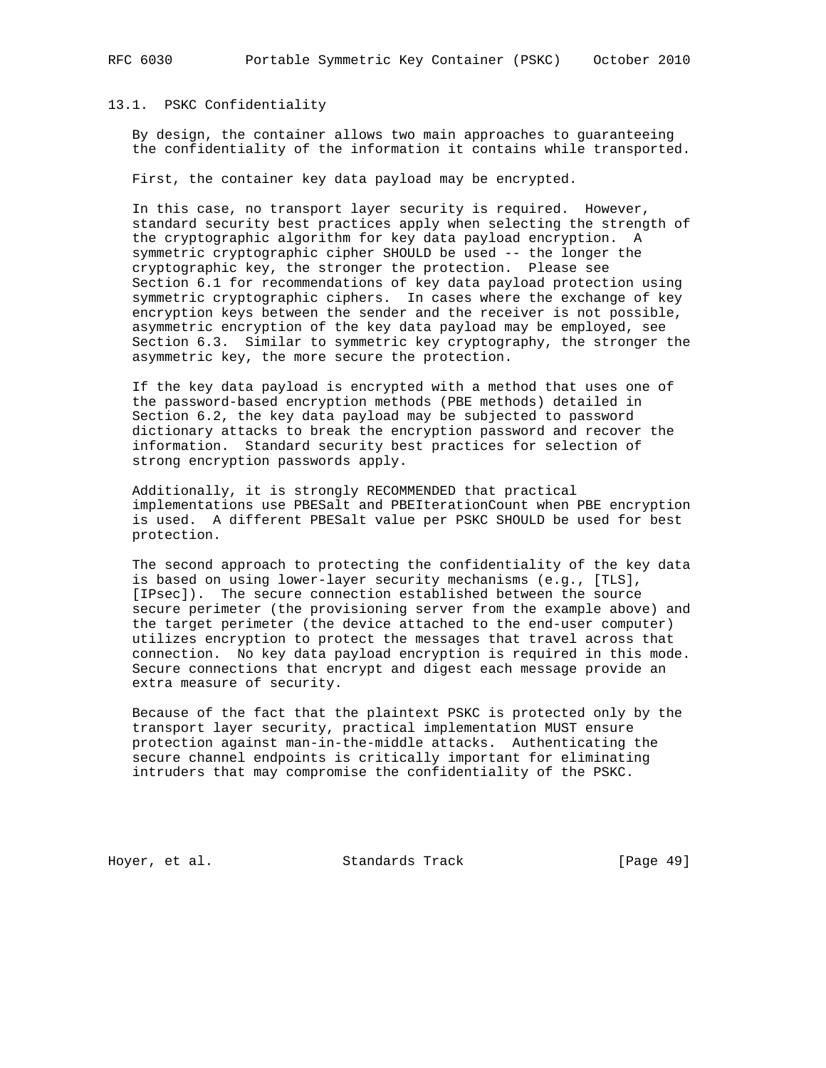### 13.1. PSKC Confidentiality

By design, the container allows two main approaches to guaranteeing the confidentiality of the information it contains while transported.

First, the container key data payload may be encrypted.

In this case, no transport layer security is required. However, standard security best practices apply when selecting the strength of the cryptographic algorithm for key data payload encryption. A symmetric cryptographic cipher SHOULD be used -- the longer the cryptographic key, the stronger the protection. Please see Section 6.1 for recommendations of key data payload protection using symmetric cryptographic ciphers. In cases where the exchange of key encryption keys between the sender and the receiver is not possible, asymmetric encryption of the key data payload may be employed, see Section 6.3. Similar to symmetric key cryptography, the stronger the asymmetric key, the more secure the protection.

If the key data payload is encrypted with a method that uses one of the password-based encryption methods (PBE methods) detailed in Section 6.2, the key data payload may be subjected to password dictionary attacks to break the encryption password and recover the information. Standard security best practices for selection of strong encryption passwords apply.

Additionally, it is strongly RECOMMENDED that practical implementations use PBESalt and PBEIterationCount when PBE encryption is used. A different PBESalt value per PSKC SHOULD be used for best protection.

The second approach to protecting the confidentiality of the key data is based on using lower-layer security mechanisms (e.g., [TLS], [IPsec]). The secure connection established between the source secure perimeter (the provisioning server from the example above) and the target perimeter (the device attached to the end-user computer) utilizes encryption to protect the messages that travel across that connection. No key data payload encryption is required in this mode. Secure connections that encrypt and digest each message provide an extra measure of security.

Because of the fact that the plaintext PSKC is protected only by the transport layer security, practical implementation MUST ensure protection against man-in-the-middle attacks. Authenticating the secure channel endpoints is critically important for eliminating intruders that may compromise the confidentiality of the PSKC.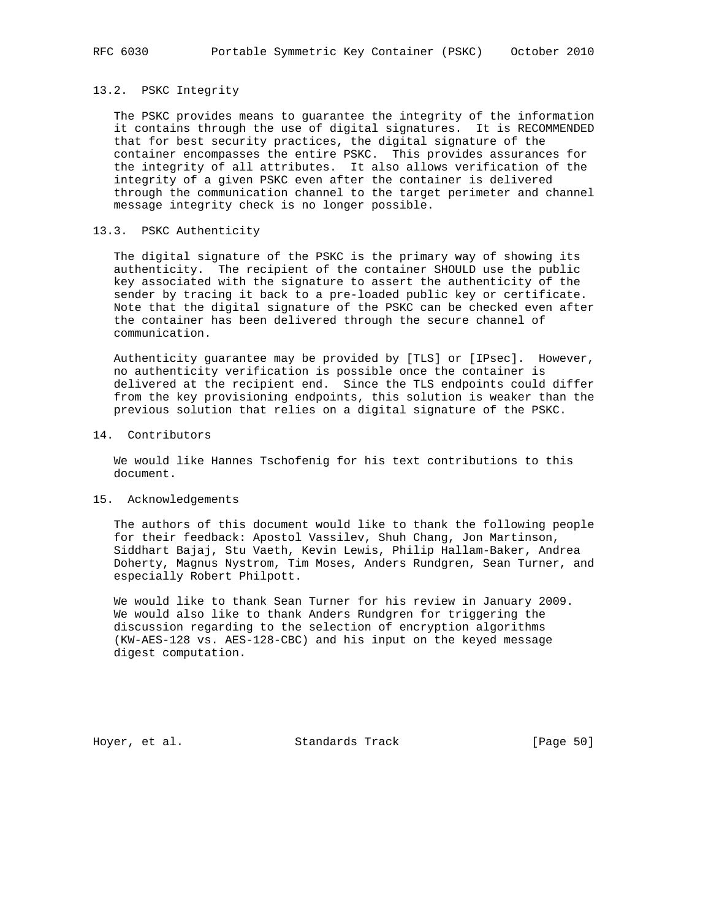### 13.2. PSKC Integrity

The PSKC provides means to guarantee the integrity of the information it contains through the use of digital signatures. It is RECOMMENDED that for best security practices, the digital signature of the container encompasses the entire PSKC. This provides assurances for the integrity of all attributes. It also allows verification of the integrity of a given PSKC even after the container is delivered through the communication channel to the target perimeter and channel message integrity check is no longer possible.

### 13.3. PSKC Authenticity

The digital signature of the PSKC is the primary way of showing its authenticity. The recipient of the container SHOULD use the public key associated with the signature to assert the authenticity of the sender by tracing it back to a pre-loaded public key or certificate. Note that the digital signature of the PSKC can be checked even after the container has been delivered through the secure channel of communication.

Authenticity guarantee may be provided by [TLS] or [IPsec]. However, no authenticity verification is possible once the container is delivered at the recipient end. Since the TLS endpoints could differ from the key provisioning endpoints, this solution is weaker than the previous solution that relies on a digital signature of the PSKC.

## 14. Contributors

We would like Hannes Tschofenig for his text contributions to this document.

## 15. Acknowledgements

The authors of this document would like to thank the following people for their feedback: Apostol Vassilev, Shuh Chang, Jon Martinson, Siddhart Bajaj, Stu Vaeth, Kevin Lewis, Philip Hallam-Baker, Andrea Doherty, Magnus Nystrom, Tim Moses, Anders Rundgren, Sean Turner, and especially Robert Philpott.

We would like to thank Sean Turner for his review in January 2009. We would also like to thank Anders Rundgren for triggering the discussion regarding to the selection of encryption algorithms (KW-AES-128 vs. AES-128-CBC) and his input on the keyed message digest computation.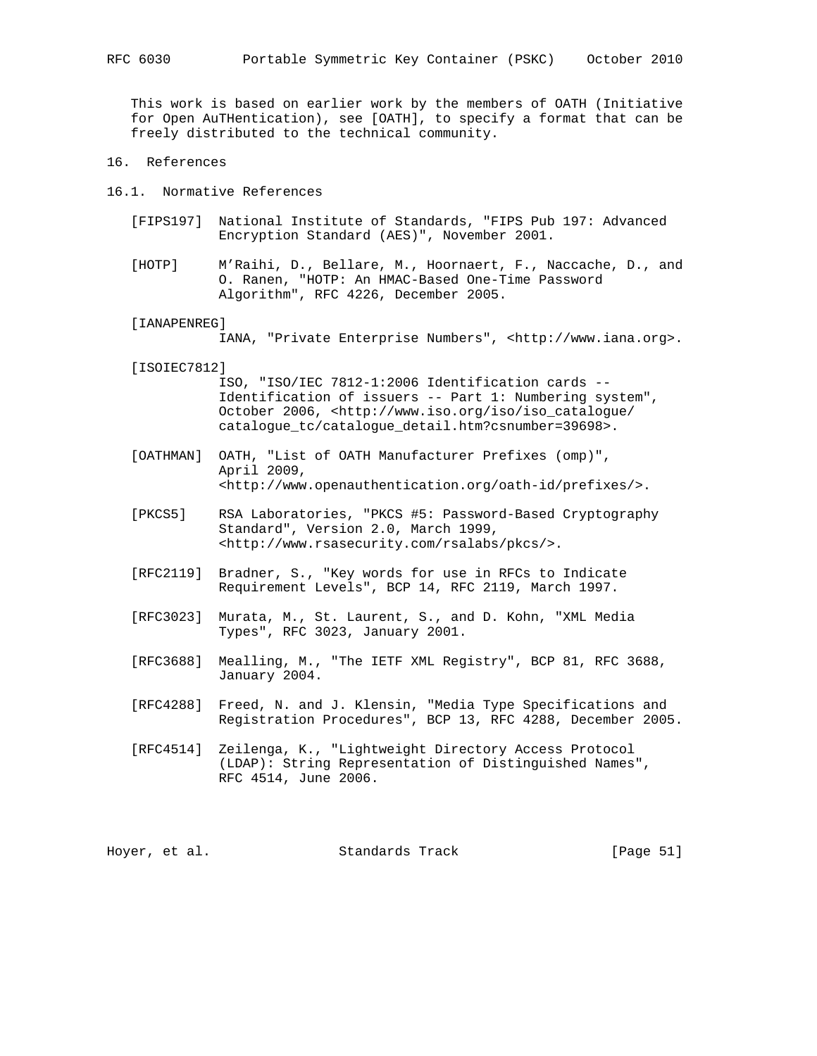This work is based on earlier work by the members of OATH (Initiative for Open AuTHentication), see [OATH], to specify a format that can be freely distributed to the technical community.

# 16. References

## 16.1. Normative References

[FIPS197] National Institute of Standards, "FIPS Pub 197: Advanced Encryption Standard (AES)", November 2001.

[HOTP] M'Raihi, D., Bellare, M., Hoornaert, F., Naccache, D., and O. Ranen, "HOTP: An HMAC-Based One-Time Password Algorithm", RFC 4226, December 2005.

[IANAPENREG] IANA, "Private Enterprise Numbers", <http://www.iana.org>.

[ISOIEC7812] ISO, "ISO/IEC 7812-1:2006 Identification cards -- Identification of issuers -- Part 1: Numbering system", October 2006, <http://www.iso.org/iso/iso_catalogue/catalogue_tc/catalogue_detail.htm?csnumber=39698>.

[OATHMAN] OATH, "List of OATH Manufacturer Prefixes (omp)", April 2009, <http://www.openauthentication.org/oath-id/prefixes/>.

[PKCS5] RSA Laboratories, "PKCS #5: Password-Based Cryptography Standard", Version 2.0, March 1999, <http://www.rsasecurity.com/rsalabs/pkcs/>.

[RFC2119] Bradner, S., "Key words for use in RFCs to Indicate Requirement Levels", BCP 14, RFC 2119, March 1997.

[RFC3023] Murata, M., St. Laurent, S., and D. Kohn, "XML Media Types", RFC 3023, January 2001.

[RFC3688] Mealling, M., "The IETF XML Registry", BCP 81, RFC 3688, January 2004.

[RFC4288] Freed, N. and J. Klensin, "Media Type Specifications and Registration Procedures", BCP 13, RFC 4288, December 2005.

[RFC4514] Zeilenga, K., "Lightweight Directory Access Protocol (LDAP): String Representation of Distinguished Names", RFC 4514, June 2006.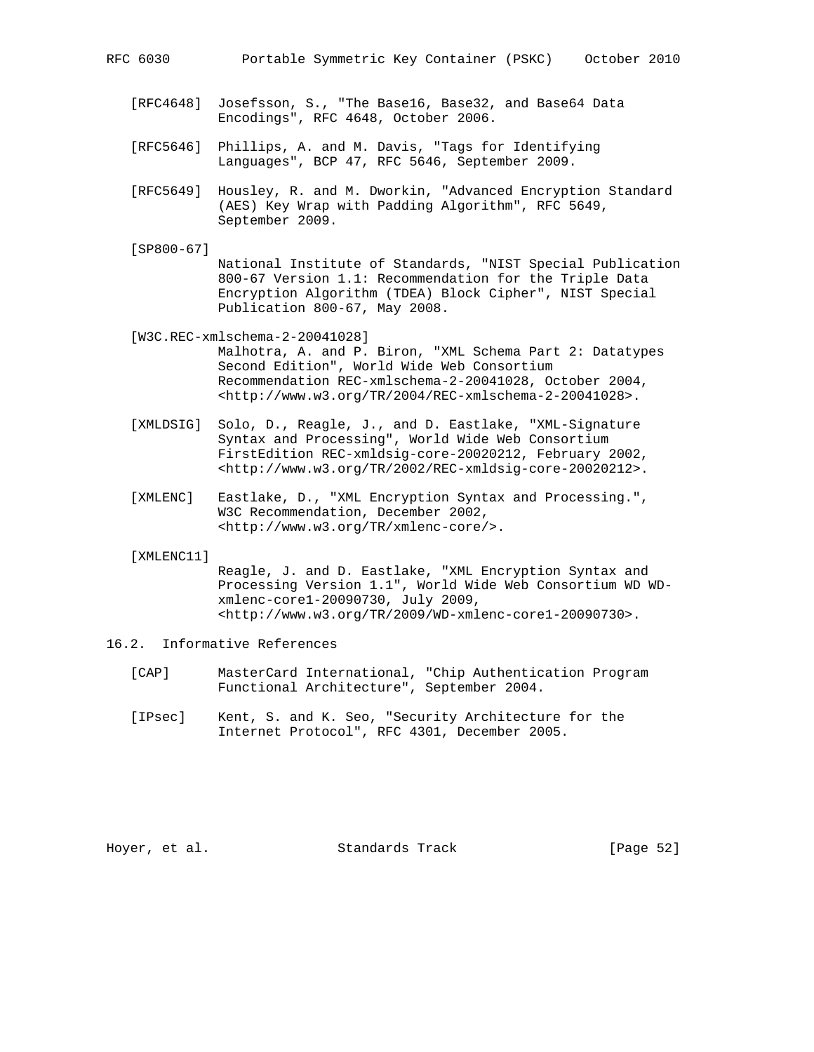[RFC4648] Josefsson, S., "The Base16, Base32, and Base64 Data Encodings", RFC 4648, October 2006.

[RFC5646] Phillips, A. and M. Davis, "Tags for Identifying Languages", BCP 47, RFC 5646, September 2009.

[RFC5649] Housley, R. and M. Dworkin, "Advanced Encryption Standard (AES) Key Wrap with Padding Algorithm", RFC 5649, September 2009.

[SP800-67] National Institute of Standards, "NIST Special Publication 800-67 Version 1.1: Recommendation for the Triple Data Encryption Algorithm (TDEA) Block Cipher", NIST Special Publication 800-67, May 2008.

[W3C.REC-xmlschema-2-20041028] Malhotra, A. and P. Biron, "XML Schema Part 2: Datatypes Second Edition", World Wide Web Consortium Recommendation REC-xmlschema-2-20041028, October 2004, <http://www.w3.org/TR/2004/REC-xmlschema-2-20041028>.

[XMLDSIG] Solo, D., Reagle, J., and D. Eastlake, "XML-Signature Syntax and Processing", World Wide Web Consortium FirstEdition REC-xmldsig-core-20020212, February 2002, <http://www.w3.org/TR/2002/REC-xmldsig-core-20020212>.

[XMLENC] Eastlake, D., "XML Encryption Syntax and Processing.", W3C Recommendation, December 2002, <http://www.w3.org/TR/xmlenc-core/>.

[XMLENC11] Reagle, J. and D. Eastlake, "XML Encryption Syntax and Processing Version 1.1", World Wide Web Consortium WD WD-xmlenc-core1-20090730, July 2009, <http://www.w3.org/TR/2009/WD-xmlenc-core1-20090730>.

### 16.2. Informative References

[CAP] MasterCard International, "Chip Authentication Program Functional Architecture", September 2004.

[IPsec] Kent, S. and K. Seo, "Security Architecture for the Internet Protocol", RFC 4301, December 2005.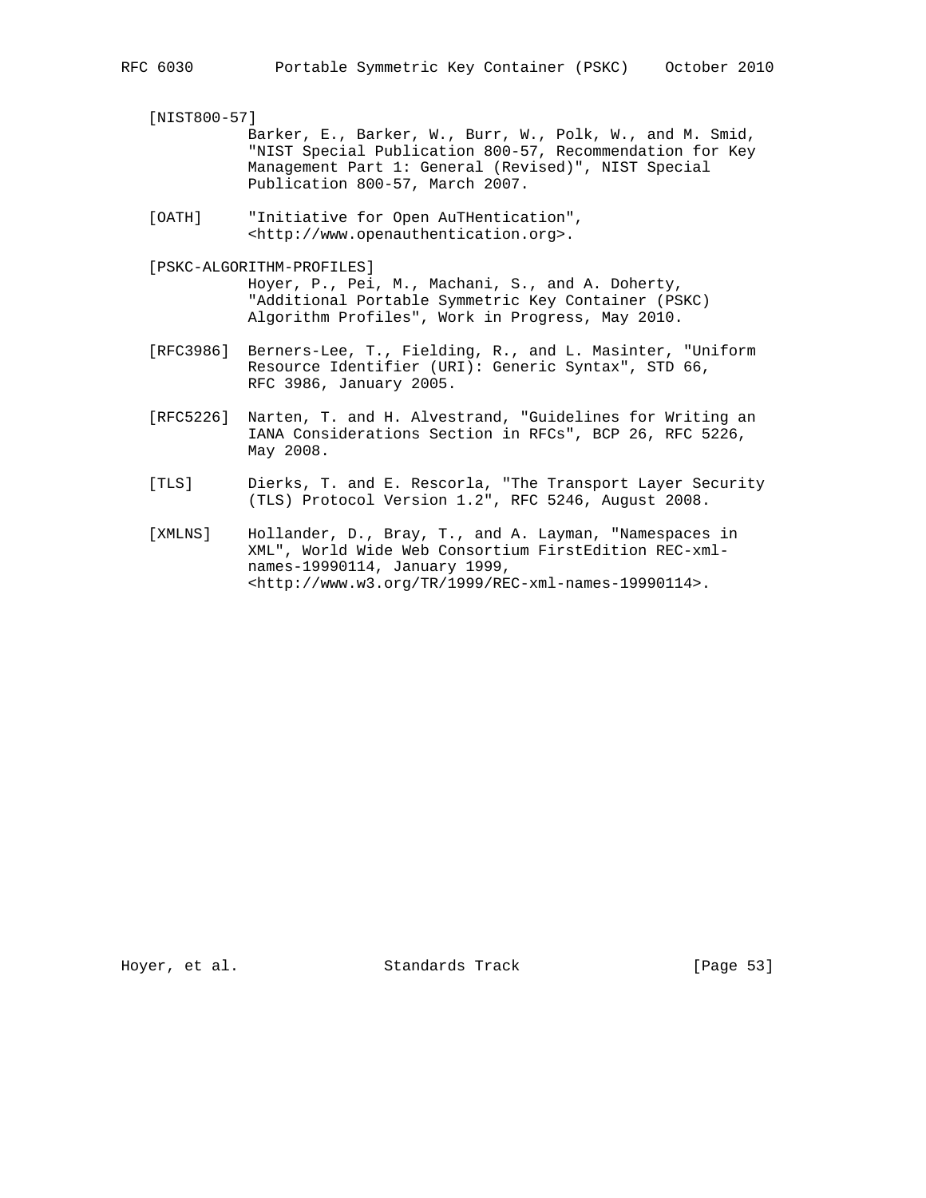[NIST800-57]
Barker, E., Barker, W., Burr, W., Polk, W., and M. Smid, "NIST Special Publication 800-57, Recommendation for Key Management Part 1: General (Revised)", NIST Special Publication 800-57, March 2007.

[OATH] "Initiative for Open AuTHentication", <http://www.openauthentication.org>.

[PSKC-ALGORITHM-PROFILES]
Hoyer, P., Pei, M., Machani, S., and A. Doherty, "Additional Portable Symmetric Key Container (PSKC) Algorithm Profiles", Work in Progress, May 2010.

[RFC3986] Berners-Lee, T., Fielding, R., and L. Masinter, "Uniform Resource Identifier (URI): Generic Syntax", STD 66, RFC 3986, January 2005.

[RFC5226] Narten, T. and H. Alvestrand, "Guidelines for Writing an IANA Considerations Section in RFCs", BCP 26, RFC 5226, May 2008.

[TLS] Dierks, T. and E. Rescorla, "The Transport Layer Security (TLS) Protocol Version 1.2", RFC 5246, August 2008.

[XMLNS] Hollander, D., Bray, T., and A. Layman, "Namespaces in XML", World Wide Web Consortium FirstEdition REC-xml-names-19990114, January 1999, <http://www.w3.org/TR/1999/REC-xml-names-19990114>.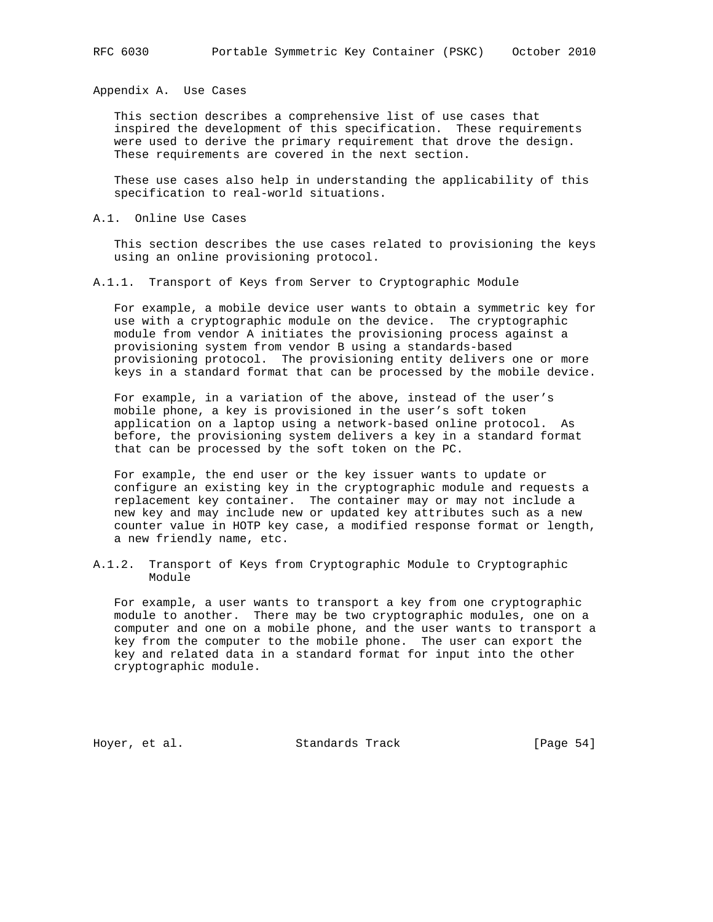# Appendix A. Use Cases

This section describes a comprehensive list of use cases that inspired the development of this specification. These requirements were used to derive the primary requirement that drove the design. These requirements are covered in the next section.

These use cases also help in understanding the applicability of this specification to real-world situations.

## A.1. Online Use Cases

This section describes the use cases related to provisioning the keys using an online provisioning protocol.

### A.1.1. Transport of Keys from Server to Cryptographic Module

For example, a mobile device user wants to obtain a symmetric key for use with a cryptographic module on the device. The cryptographic module from vendor A initiates the provisioning process against a provisioning system from vendor B using a standards-based provisioning protocol. The provisioning entity delivers one or more keys in a standard format that can be processed by the mobile device.

For example, in a variation of the above, instead of the user's mobile phone, a key is provisioned in the user's soft token application on a laptop using a network-based online protocol. As before, the provisioning system delivers a key in a standard format that can be processed by the soft token on the PC.

For example, the end user or the key issuer wants to update or configure an existing key in the cryptographic module and requests a replacement key container. The container may or may not include a new key and may include new or updated key attributes such as a new counter value in HOTP key case, a modified response format or length, a new friendly name, etc.

### A.1.2. Transport of Keys from Cryptographic Module to Cryptographic Module

For example, a user wants to transport a key from one cryptographic module to another. There may be two cryptographic modules, one on a computer and one on a mobile phone, and the user wants to transport a key from the computer to the mobile phone. The user can export the key and related data in a standard format for input into the other cryptographic module.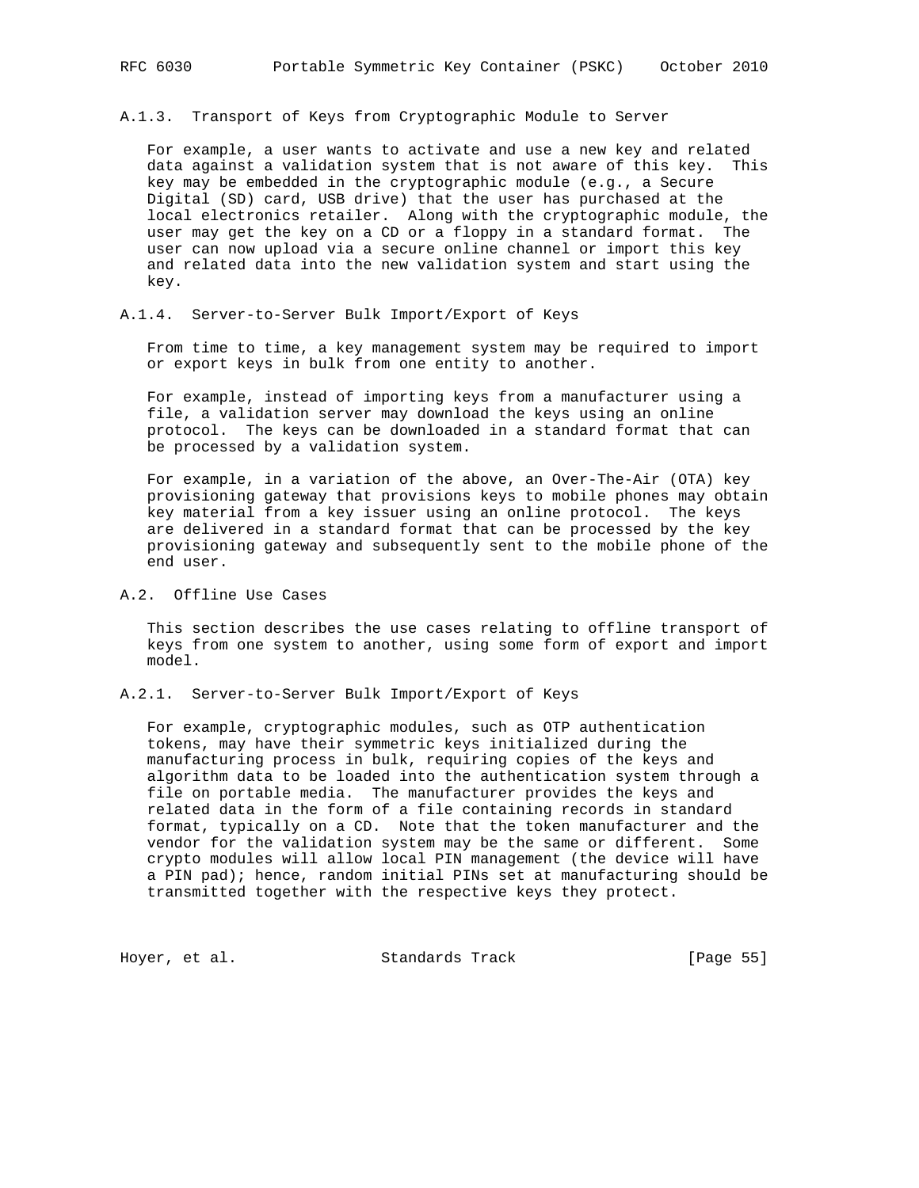### A.1.3. Transport of Keys from Cryptographic Module to Server

For example, a user wants to activate and use a new key and related data against a validation system that is not aware of this key. This key may be embedded in the cryptographic module (e.g., a Secure Digital (SD) card, USB drive) that the user has purchased at the local electronics retailer. Along with the cryptographic module, the user may get the key on a CD or a floppy in a standard format. The user can now upload via a secure online channel or import this key and related data into the new validation system and start using the key.

### A.1.4. Server-to-Server Bulk Import/Export of Keys

From time to time, a key management system may be required to import or export keys in bulk from one entity to another.

For example, instead of importing keys from a manufacturer using a file, a validation server may download the keys using an online protocol. The keys can be downloaded in a standard format that can be processed by a validation system.

For example, in a variation of the above, an Over-The-Air (OTA) key provisioning gateway that provisions keys to mobile phones may obtain key material from a key issuer using an online protocol. The keys are delivered in a standard format that can be processed by the key provisioning gateway and subsequently sent to the mobile phone of the end user.

## A.2. Offline Use Cases

This section describes the use cases relating to offline transport of keys from one system to another, using some form of export and import model.

### A.2.1. Server-to-Server Bulk Import/Export of Keys

For example, cryptographic modules, such as OTP authentication tokens, may have their symmetric keys initialized during the manufacturing process in bulk, requiring copies of the keys and algorithm data to be loaded into the authentication system through a file on portable media. The manufacturer provides the keys and related data in the form of a file containing records in standard format, typically on a CD. Note that the token manufacturer and the vendor for the validation system may be the same or different. Some crypto modules will allow local PIN management (the device will have a PIN pad); hence, random initial PINs set at manufacturing should be transmitted together with the respective keys they protect.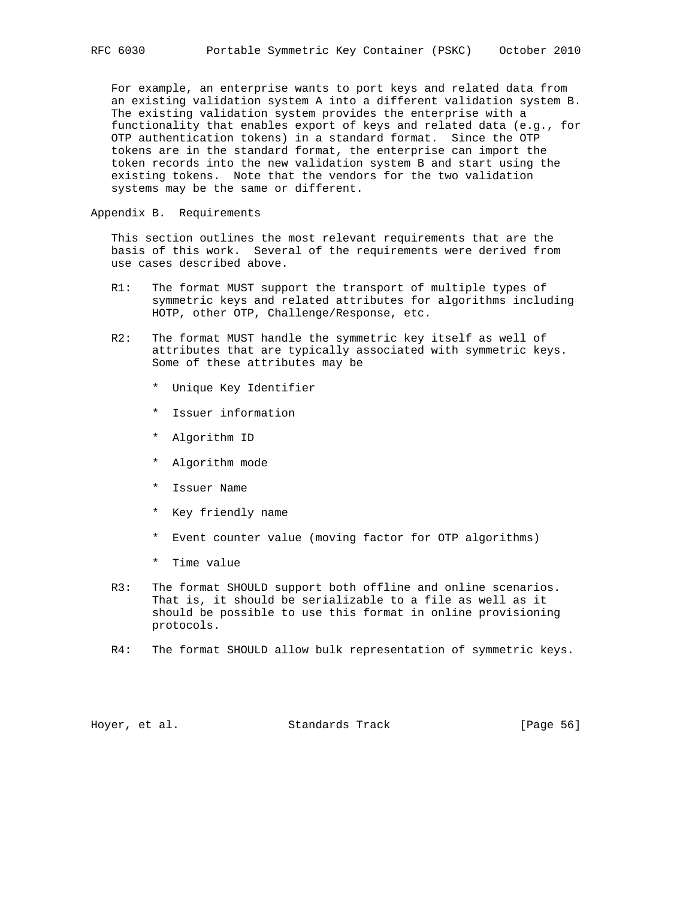For example, an enterprise wants to port keys and related data from an existing validation system A into a different validation system B. The existing validation system provides the enterprise with a functionality that enables export of keys and related data (e.g., for OTP authentication tokens) in a standard format. Since the OTP tokens are in the standard format, the enterprise can import the token records into the new validation system B and start using the existing tokens. Note that the vendors for the two validation systems may be the same or different.

## Appendix B. Requirements

This section outlines the most relevant requirements that are the basis of this work. Several of the requirements were derived from use cases described above.

R1: The format MUST support the transport of multiple types of symmetric keys and related attributes for algorithms including HOTP, other OTP, Challenge/Response, etc.

R2: The format MUST handle the symmetric key itself as well of attributes that are typically associated with symmetric keys. Some of these attributes may be

* Unique Key Identifier
* Issuer information
* Algorithm ID
* Algorithm mode
* Issuer Name
* Key friendly name
* Event counter value (moving factor for OTP algorithms)
* Time value

R3: The format SHOULD support both offline and online scenarios. That is, it should be serializable to a file as well as it should be possible to use this format in online provisioning protocols.

R4: The format SHOULD allow bulk representation of symmetric keys.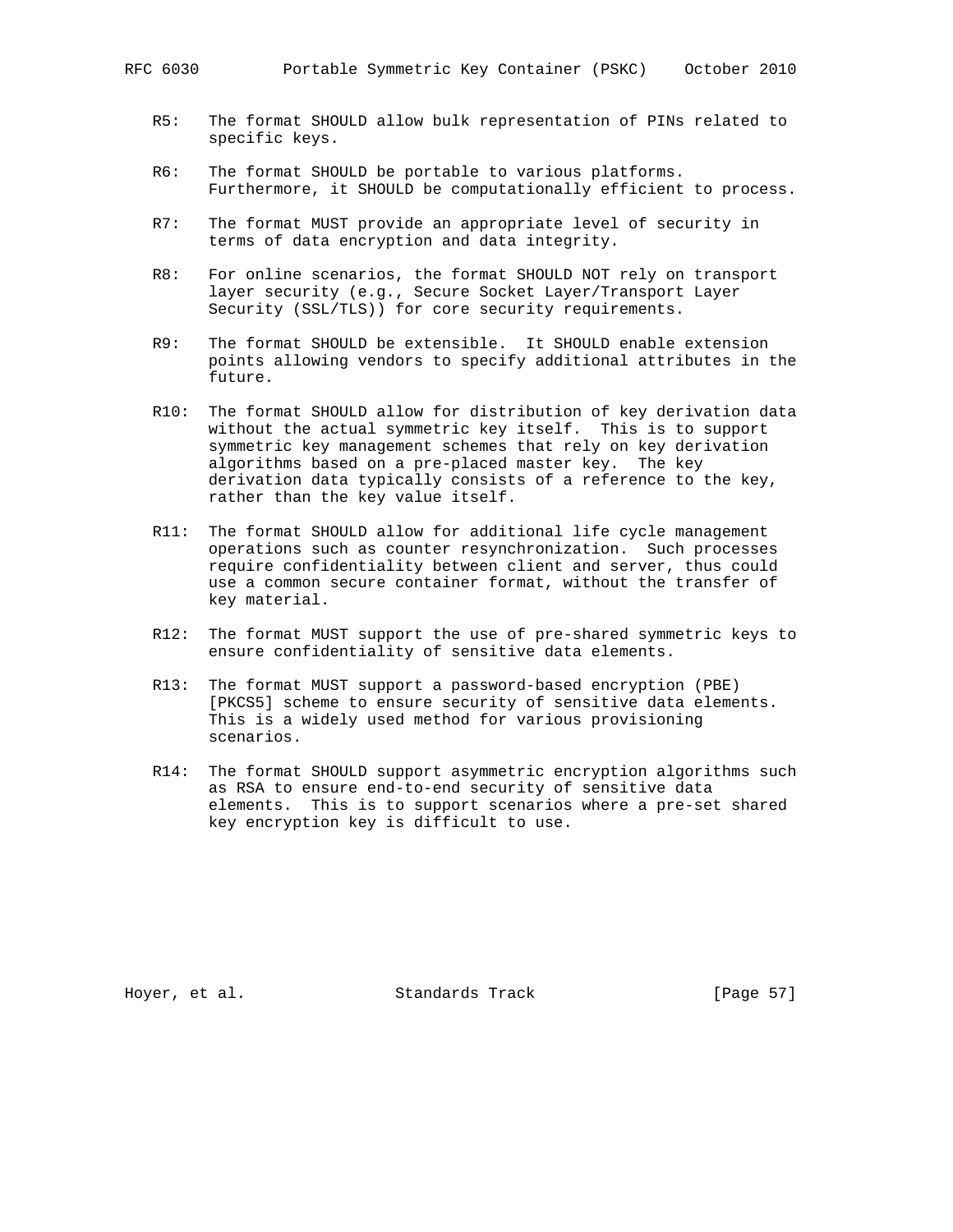R5: The format SHOULD allow bulk representation of PINs related to specific keys.

R6: The format SHOULD be portable to various platforms. Furthermore, it SHOULD be computationally efficient to process.

R7: The format MUST provide an appropriate level of security in terms of data encryption and data integrity.

R8: For online scenarios, the format SHOULD NOT rely on transport layer security (e.g., Secure Socket Layer/Transport Layer Security (SSL/TLS)) for core security requirements.

R9: The format SHOULD be extensible. It SHOULD enable extension points allowing vendors to specify additional attributes in the future.

R10: The format SHOULD allow for distribution of key derivation data without the actual symmetric key itself. This is to support symmetric key management schemes that rely on key derivation algorithms based on a pre-placed master key. The key derivation data typically consists of a reference to the key, rather than the key value itself.

R11: The format SHOULD allow for additional life cycle management operations such as counter resynchronization. Such processes require confidentiality between client and server, thus could use a common secure container format, without the transfer of key material.

R12: The format MUST support the use of pre-shared symmetric keys to ensure confidentiality of sensitive data elements.

R13: The format MUST support a password-based encryption (PBE) [PKCS5] scheme to ensure security of sensitive data elements. This is a widely used method for various provisioning scenarios.

R14: The format SHOULD support asymmetric encryption algorithms such as RSA to ensure end-to-end security of sensitive data elements. This is to support scenarios where a pre-set shared key encryption key is difficult to use.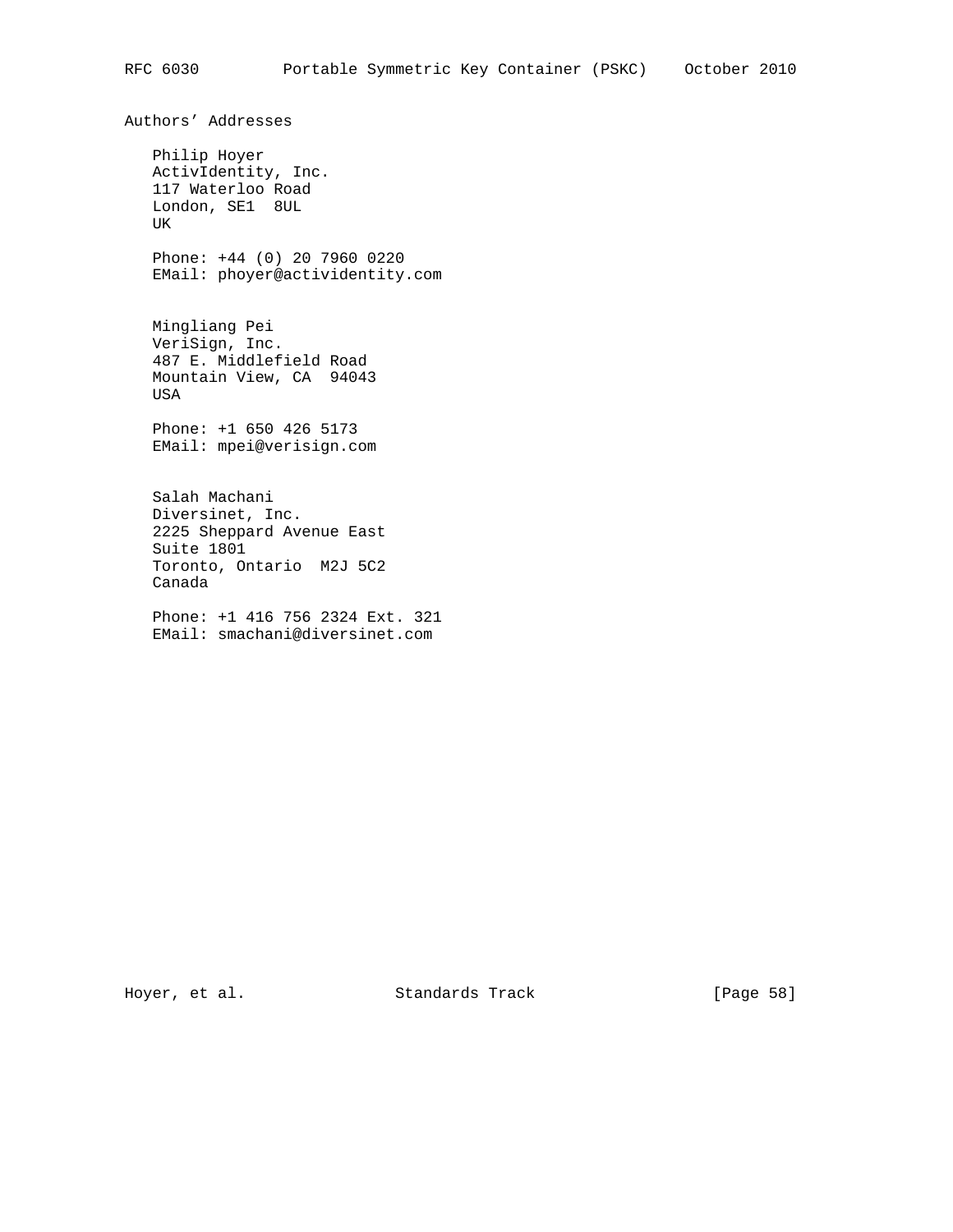## Authors' Addresses

Philip Hoyer
ActivIdentity, Inc.
117 Waterloo Road
London, SE1 8UL
UK

Phone: +44 (0) 20 7960 0220
EMail: phoyer@actividentity.com

Mingliang Pei
VeriSign, Inc.
487 E. Middlefield Road
Mountain View, CA 94043
USA

Phone: +1 650 426 5173
EMail: mpei@verisign.com

Salah Machani
Diversinet, Inc.
2225 Sheppard Avenue East
Suite 1801
Toronto, Ontario M2J 5C2
Canada

Phone: +1 416 756 2324 Ext. 321
EMail: smachani@diversinet.com